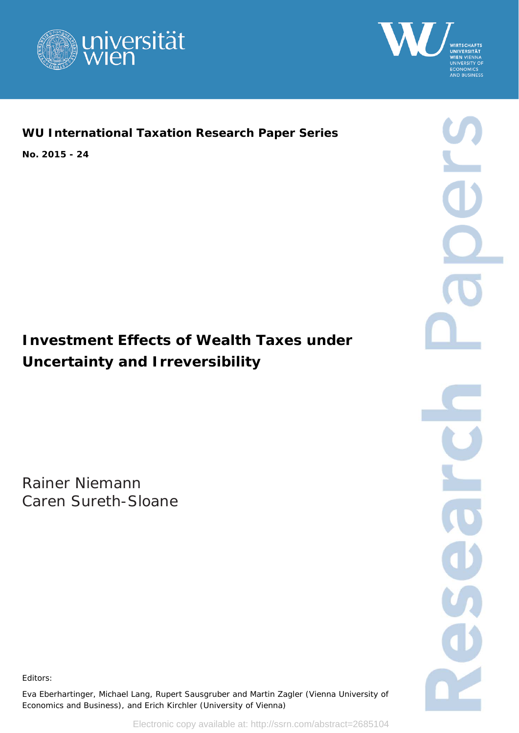**WU International Taxation Research Paper Series**

**No. 2015 - 24**

# Investment Effects of Wealth Taxes under Uncertainty and Irreversibility

Rainer Niemann

Caren Sureth-Sloane

Editors:

Eva Eberhartinger, Michael Lang, Rupert Sausgruber and Martin Zagler (Vienna University of Economics and Business), and Erich Kirchler (University of Vienna)

Electronic copy available at: http://ssrn.com/abstract=2685104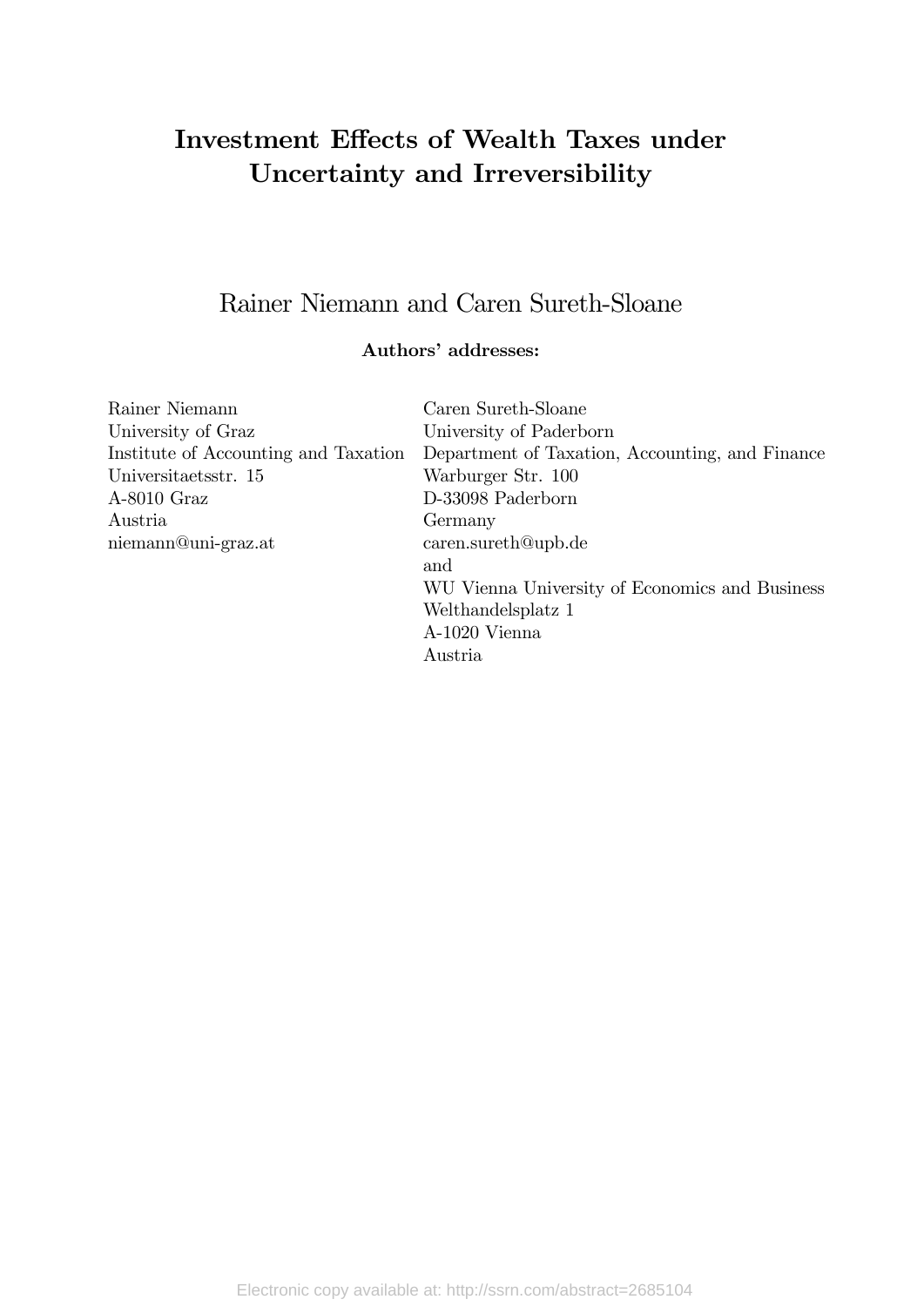# Investment Effects of Wealth Taxes under Uncertainty and Irreversibility

Rainer Niemann and Caren Sureth-Sloane

**Authors' addresses:**

Rainer Niemann
University of Graz
Institute of Accounting and Taxation
Universitaetsstr. 15
A-8010 Graz
Austria
niemann@uni-graz.at

Caren Sureth-Sloane
University of Paderborn
Department of Taxation, Accounting, and Finance
Warburger Str. 100
D-33098 Paderborn
Germany
caren.sureth@upb.de
and
WU Vienna University of Economics and Business
Welthandelsplatz 1
A-1020 Vienna
Austria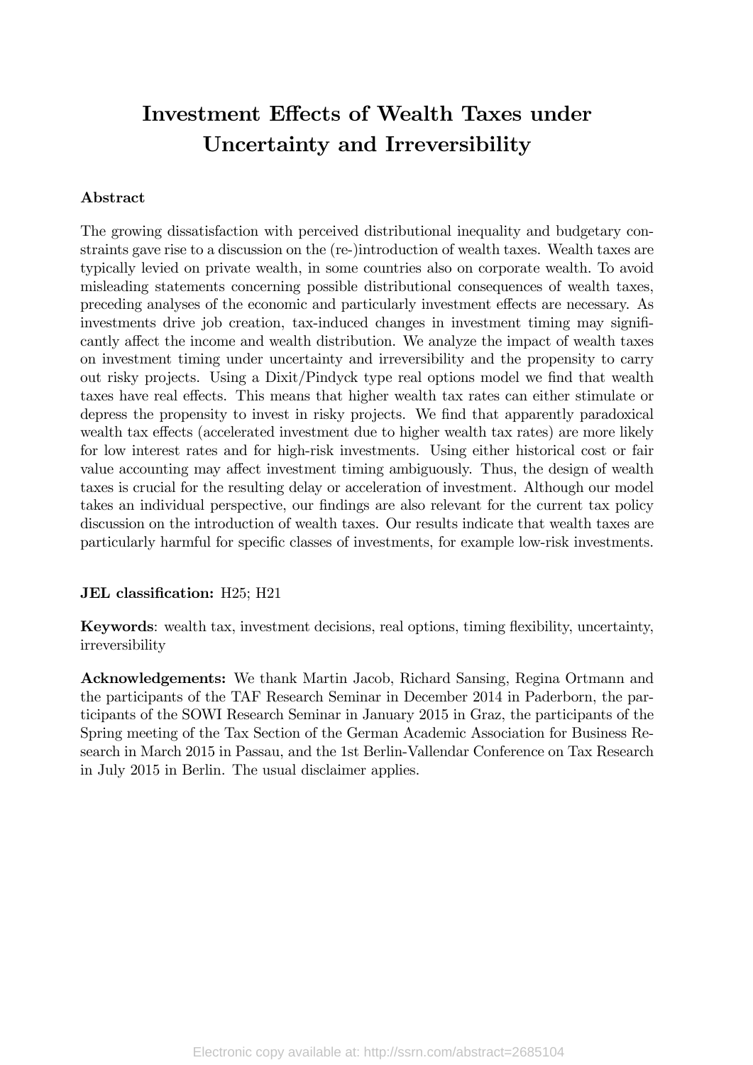# Investment Effects of Wealth Taxes under Uncertainty and Irreversibility

## Abstract

The growing dissatisfaction with perceived distributional inequality and budgetary constraints gave rise to a discussion on the (re-)introduction of wealth taxes. Wealth taxes are typically levied on private wealth, in some countries also on corporate wealth. To avoid misleading statements concerning possible distributional consequences of wealth taxes, preceding analyses of the economic and particularly investment effects are necessary. As investments drive job creation, tax-induced changes in investment timing may significantly affect the income and wealth distribution. We analyze the impact of wealth taxes on investment timing under uncertainty and irreversibility and the propensity to carry out risky projects. Using a Dixit/Pindyck type real options model we find that wealth taxes have real effects. This means that higher wealth tax rates can either stimulate or depress the propensity to invest in risky projects. We find that apparently paradoxical wealth tax effects (accelerated investment due to higher wealth tax rates) are more likely for low interest rates and for high-risk investments. Using either historical cost or fair value accounting may affect investment timing ambiguously. Thus, the design of wealth taxes is crucial for the resulting delay or acceleration of investment. Although our model takes an individual perspective, our findings are also relevant for the current tax policy discussion on the introduction of wealth taxes. Our results indicate that wealth taxes are particularly harmful for specific classes of investments, for example low-risk investments.

**JEL classification:** H25; H21

**Keywords**: wealth tax, investment decisions, real options, timing flexibility, uncertainty, irreversibility

**Acknowledgements:** We thank Martin Jacob, Richard Sansing, Regina Ortmann and the participants of the TAF Research Seminar in December 2014 in Paderborn, the participants of the SOWI Research Seminar in January 2015 in Graz, the participants of the Spring meeting of the Tax Section of the German Academic Association for Business Research in March 2015 in Passau, and the 1st Berlin-Vallendar Conference on Tax Research in July 2015 in Berlin. The usual disclaimer applies.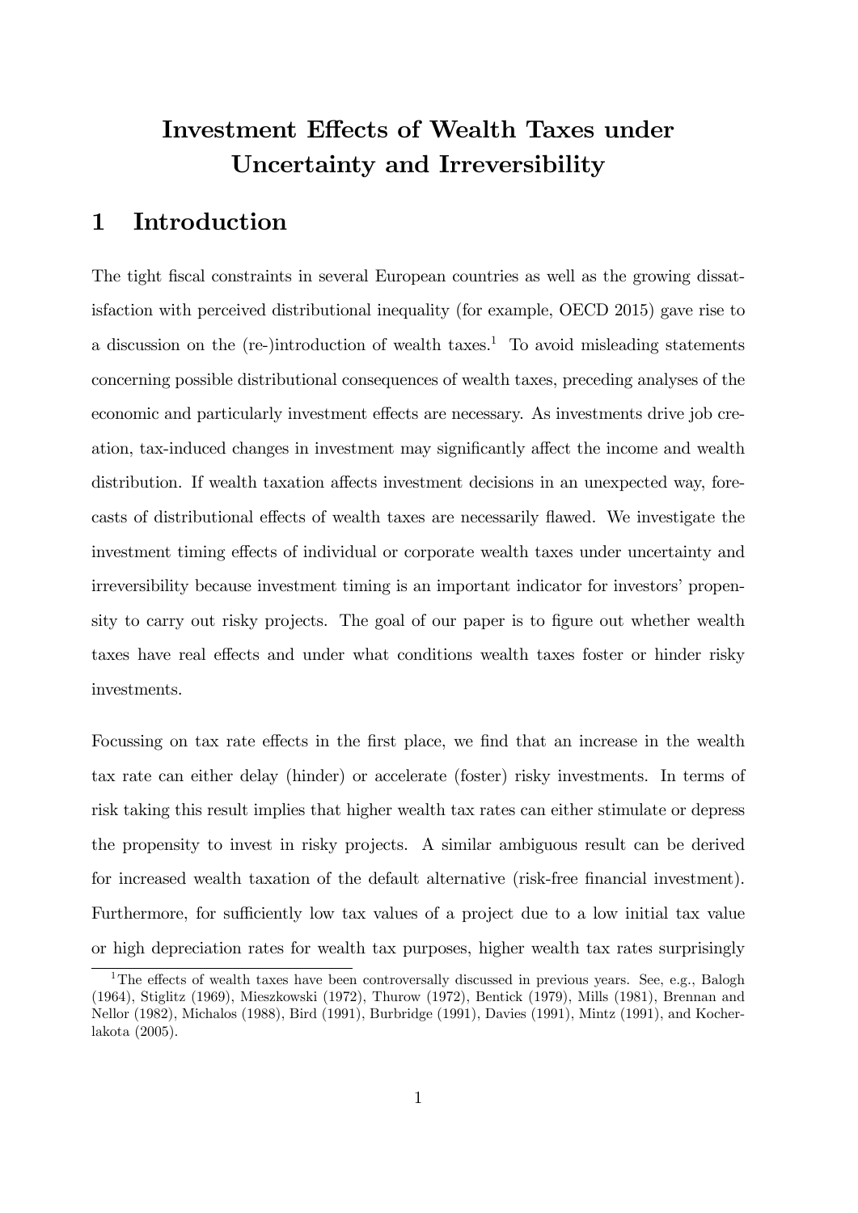# Investment Effects of Wealth Taxes under Uncertainty and Irreversibility

## 1 Introduction

The tight fiscal constraints in several European countries as well as the growing dissatisfaction with perceived distributional inequality (for example, OECD 2015) gave rise to a discussion on the (re-)introduction of wealth taxes.[1] To avoid misleading statements concerning possible distributional consequences of wealth taxes, preceding analyses of the economic and particularly investment effects are necessary. As investments drive job creation, tax-induced changes in investment may significantly affect the income and wealth distribution. If wealth taxation affects investment decisions in an unexpected way, forecasts of distributional effects of wealth taxes are necessarily flawed. We investigate the investment timing effects of individual or corporate wealth taxes under uncertainty and irreversibility because investment timing is an important indicator for investors' propensity to carry out risky projects. The goal of our paper is to figure out whether wealth taxes have real effects and under what conditions wealth taxes foster or hinder risky investments.

Focussing on tax rate effects in the first place, we find that an increase in the wealth tax rate can either delay (hinder) or accelerate (foster) risky investments. In terms of risk taking this result implies that higher wealth tax rates can either stimulate or depress the propensity to invest in risky projects. A similar ambiguous result can be derived for increased wealth taxation of the default alternative (risk-free financial investment). Furthermore, for sufficiently low tax values of a project due to a low initial tax value or high depreciation rates for wealth tax purposes, higher wealth tax rates surprisingly

[1] The effects of wealth taxes have been controversally discussed in previous years. See, e.g., Balogh (1964), Stiglitz (1969), Mieszkowski (1972), Thurow (1972), Bentick (1979), Mills (1981), Brennan and Nellor (1982), Michalos (1988), Bird (1991), Burbridge (1991), Davies (1991), Mintz (1991), and Kocherlakota (2005).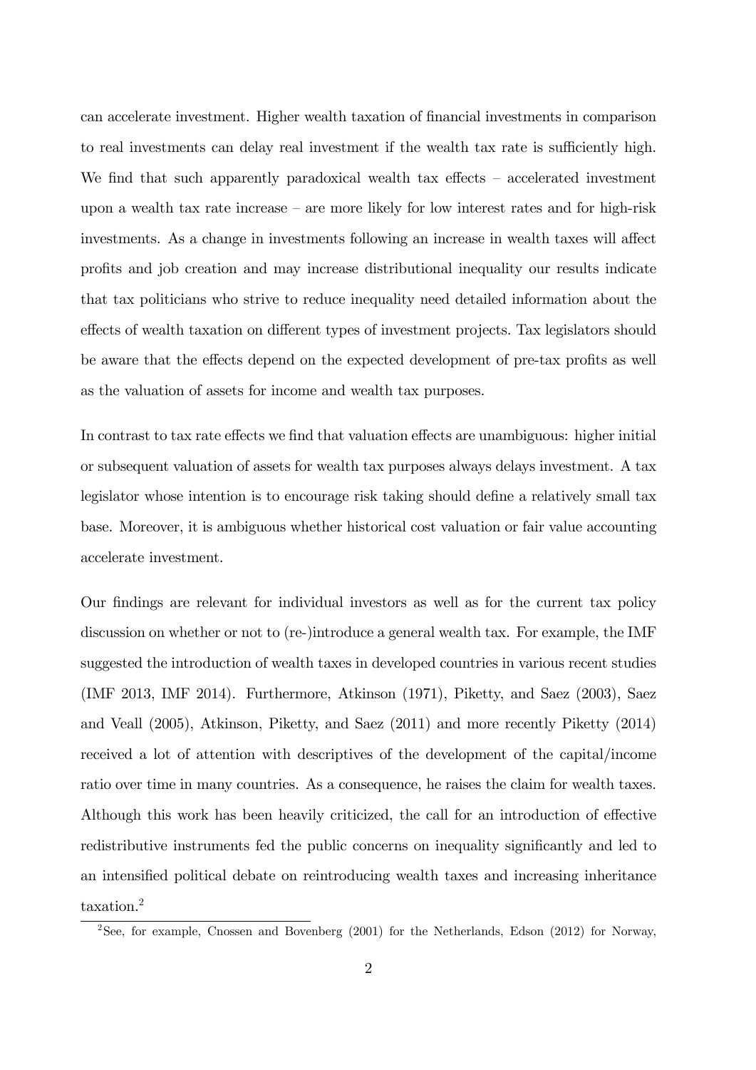can accelerate investment. Higher wealth taxation of financial investments in comparison to real investments can delay real investment if the wealth tax rate is sufficiently high. We find that such apparently paradoxical wealth tax effects – accelerated investment upon a wealth tax rate increase – are more likely for low interest rates and for high-risk investments. As a change in investments following an increase in wealth taxes will affect profits and job creation and may increase distributional inequality our results indicate that tax politicians who strive to reduce inequality need detailed information about the effects of wealth taxation on different types of investment projects. Tax legislators should be aware that the effects depend on the expected development of pre-tax profits as well as the valuation of assets for income and wealth tax purposes.

In contrast to tax rate effects we find that valuation effects are unambiguous: higher initial or subsequent valuation of assets for wealth tax purposes always delays investment. A tax legislator whose intention is to encourage risk taking should define a relatively small tax base. Moreover, it is ambiguous whether historical cost valuation or fair value accounting accelerate investment.

Our findings are relevant for individual investors as well as for the current tax policy discussion on whether or not to (re-)introduce a general wealth tax. For example, the IMF suggested the introduction of wealth taxes in developed countries in various recent studies (IMF 2013, IMF 2014). Furthermore, Atkinson (1971), Piketty, and Saez (2003), Saez and Veall (2005), Atkinson, Piketty, and Saez (2011) and more recently Piketty (2014) received a lot of attention with descriptives of the development of the capital/income ratio over time in many countries. As a consequence, he raises the claim for wealth taxes. Although this work has been heavily criticized, the call for an introduction of effective redistributive instruments fed the public concerns on inequality significantly and led to an intensified political debate on reintroducing wealth taxes and increasing inheritance taxation.[2]

[2]See, for example, Cnossen and Bovenberg (2001) for the Netherlands, Edson (2012) for Norway,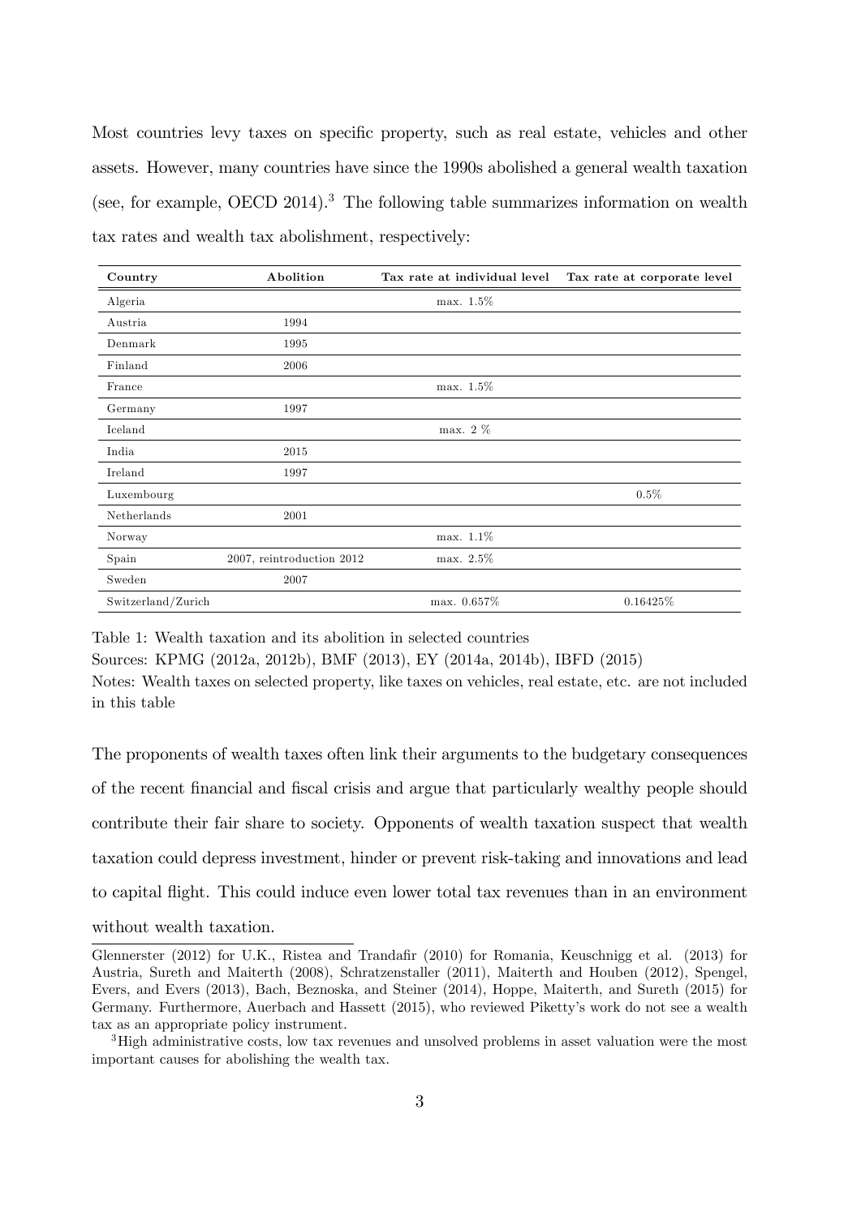Most countries levy taxes on specific property, such as real estate, vehicles and other assets. However, many countries have since the 1990s abolished a general wealth taxation (see, for example, OECD 2014).[3] The following table summarizes information on wealth tax rates and wealth tax abolishment, respectively:

| Country | Abolition | Tax rate at individual level | Tax rate at corporate level |
|---|---|---|---|
| Algeria | | max. 1.5% | |
| Austria | 1994 | | |
| Denmark | 1995 | | |
| Finland | 2006 | | |
| France | | max. 1.5% | |
| Germany | 1997 | | |
| Iceland | | max. 2 % | |
| India | 2015 | | |
| Ireland | 1997 | | |
| Luxembourg | | | 0.5% |
| Netherlands | 2001 | | |
| Norway | | max. 1.1% | |
| Spain | 2007, reintroduction 2012 | max. 2.5% | |
| Sweden | 2007 | | |
| Switzerland/Zurich | | max. 0.657% | 0.16425% |

Table 1: Wealth taxation and its abolition in selected countries
Sources: KPMG (2012a, 2012b), BMF (2013), EY (2014a, 2014b), IBFD (2015)
Notes: Wealth taxes on selected property, like taxes on vehicles, real estate, etc. are not included in this table

The proponents of wealth taxes often link their arguments to the budgetary consequences of the recent financial and fiscal crisis and argue that particularly wealthy people should contribute their fair share to society. Opponents of wealth taxation suspect that wealth taxation could depress investment, hinder or prevent risk-taking and innovations and lead to capital flight. This could induce even lower total tax revenues than in an environment without wealth taxation.

Glennerster (2012) for U.K., Ristea and Trandafir (2010) for Romania, Keuschnigg et al. (2013) for Austria, Sureth and Maiterth (2008), Schratzenstaller (2011), Maiterth and Houben (2012), Spengel, Evers, and Evers (2013), Bach, Beznoska, and Steiner (2014), Hoppe, Maiterth, and Sureth (2015) for Germany. Furthermore, Auerbach and Hassett (2015), who reviewed Piketty's work do not see a wealth tax as an appropriate policy instrument.

[3] High administrative costs, low tax revenues and unsolved problems in asset valuation were the most important causes for abolishing the wealth tax.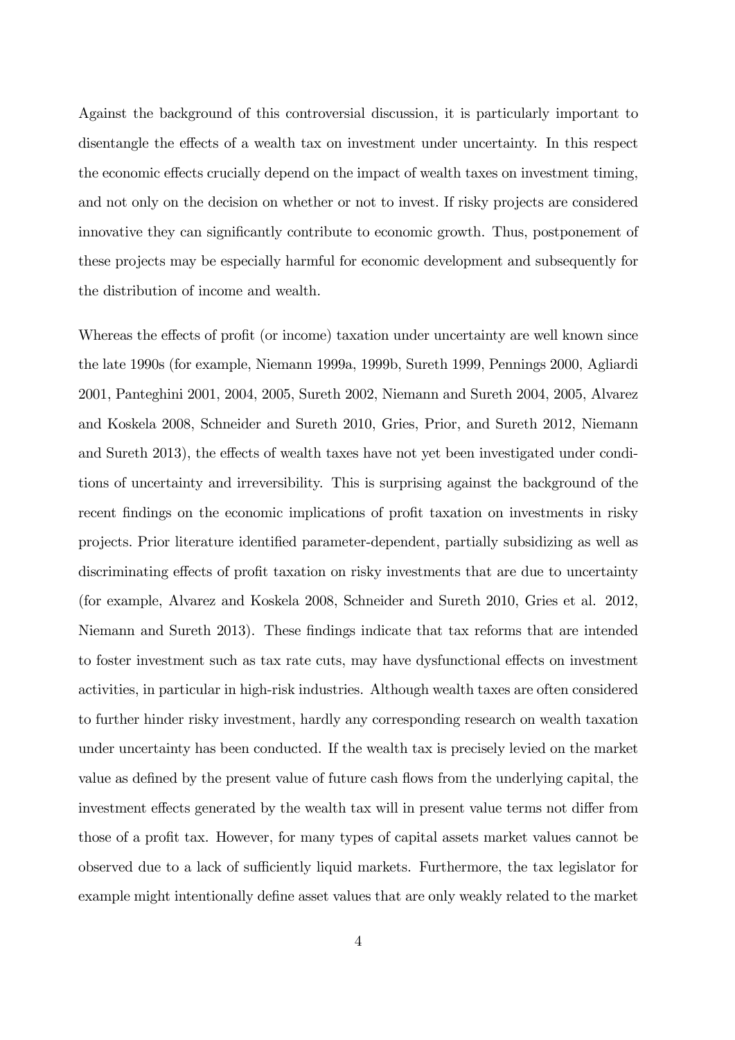Against the background of this controversial discussion, it is particularly important to disentangle the effects of a wealth tax on investment under uncertainty. In this respect the economic effects crucially depend on the impact of wealth taxes on investment timing, and not only on the decision on whether or not to invest. If risky projects are considered innovative they can significantly contribute to economic growth. Thus, postponement of these projects may be especially harmful for economic development and subsequently for the distribution of income and wealth.

Whereas the effects of profit (or income) taxation under uncertainty are well known since the late 1990s (for example, Niemann 1999a, 1999b, Sureth 1999, Pennings 2000, Agliardi 2001, Panteghini 2001, 2004, 2005, Sureth 2002, Niemann and Sureth 2004, 2005, Alvarez and Koskela 2008, Schneider and Sureth 2010, Gries, Prior, and Sureth 2012, Niemann and Sureth 2013), the effects of wealth taxes have not yet been investigated under conditions of uncertainty and irreversibility. This is surprising against the background of the recent findings on the economic implications of profit taxation on investments in risky projects. Prior literature identified parameter-dependent, partially subsidizing as well as discriminating effects of profit taxation on risky investments that are due to uncertainty (for example, Alvarez and Koskela 2008, Schneider and Sureth 2010, Gries et al. 2012, Niemann and Sureth 2013). These findings indicate that tax reforms that are intended to foster investment such as tax rate cuts, may have dysfunctional effects on investment activities, in particular in high-risk industries. Although wealth taxes are often considered to further hinder risky investment, hardly any corresponding research on wealth taxation under uncertainty has been conducted. If the wealth tax is precisely levied on the market value as defined by the present value of future cash flows from the underlying capital, the investment effects generated by the wealth tax will in present value terms not differ from those of a profit tax. However, for many types of capital assets market values cannot be observed due to a lack of sufficiently liquid markets. Furthermore, the tax legislator for example might intentionally define asset values that are only weakly related to the market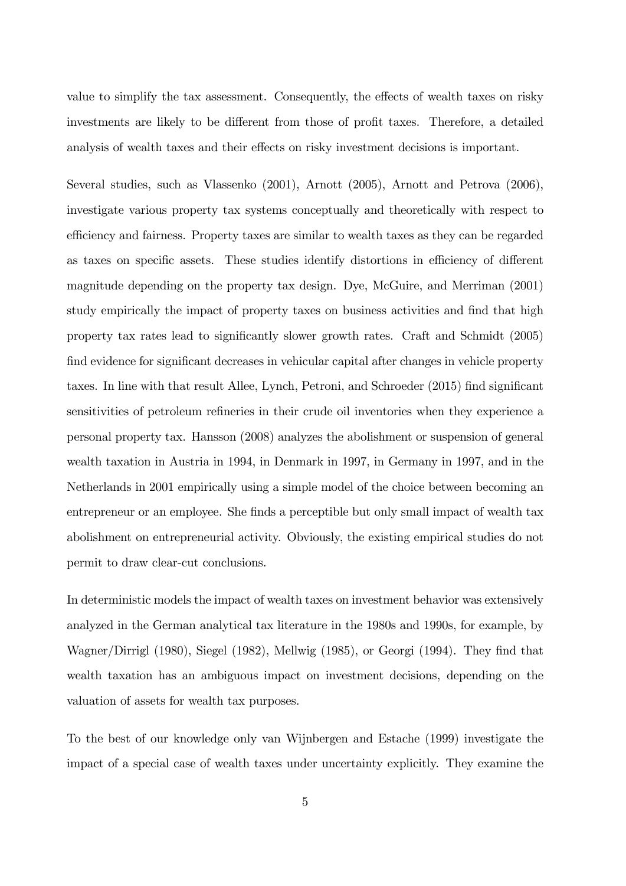value to simplify the tax assessment. Consequently, the effects of wealth taxes on risky investments are likely to be different from those of profit taxes. Therefore, a detailed analysis of wealth taxes and their effects on risky investment decisions is important.

Several studies, such as Vlassenko (2001), Arnott (2005), Arnott and Petrova (2006), investigate various property tax systems conceptually and theoretically with respect to efficiency and fairness. Property taxes are similar to wealth taxes as they can be regarded as taxes on specific assets. These studies identify distortions in efficiency of different magnitude depending on the property tax design. Dye, McGuire, and Merriman (2001) study empirically the impact of property taxes on business activities and find that high property tax rates lead to significantly slower growth rates. Craft and Schmidt (2005) find evidence for significant decreases in vehicular capital after changes in vehicle property taxes. In line with that result Allee, Lynch, Petroni, and Schroeder (2015) find significant sensitivities of petroleum refineries in their crude oil inventories when they experience a personal property tax. Hansson (2008) analyzes the abolishment or suspension of general wealth taxation in Austria in 1994, in Denmark in 1997, in Germany in 1997, and in the Netherlands in 2001 empirically using a simple model of the choice between becoming an entrepreneur or an employee. She finds a perceptible but only small impact of wealth tax abolishment on entrepreneurial activity. Obviously, the existing empirical studies do not permit to draw clear-cut conclusions.

In deterministic models the impact of wealth taxes on investment behavior was extensively analyzed in the German analytical tax literature in the 1980s and 1990s, for example, by Wagner/Dirrigl (1980), Siegel (1982), Mellwig (1985), or Georgi (1994). They find that wealth taxation has an ambiguous impact on investment decisions, depending on the valuation of assets for wealth tax purposes.

To the best of our knowledge only van Wijnbergen and Estache (1999) investigate the impact of a special case of wealth taxes under uncertainty explicitly. They examine the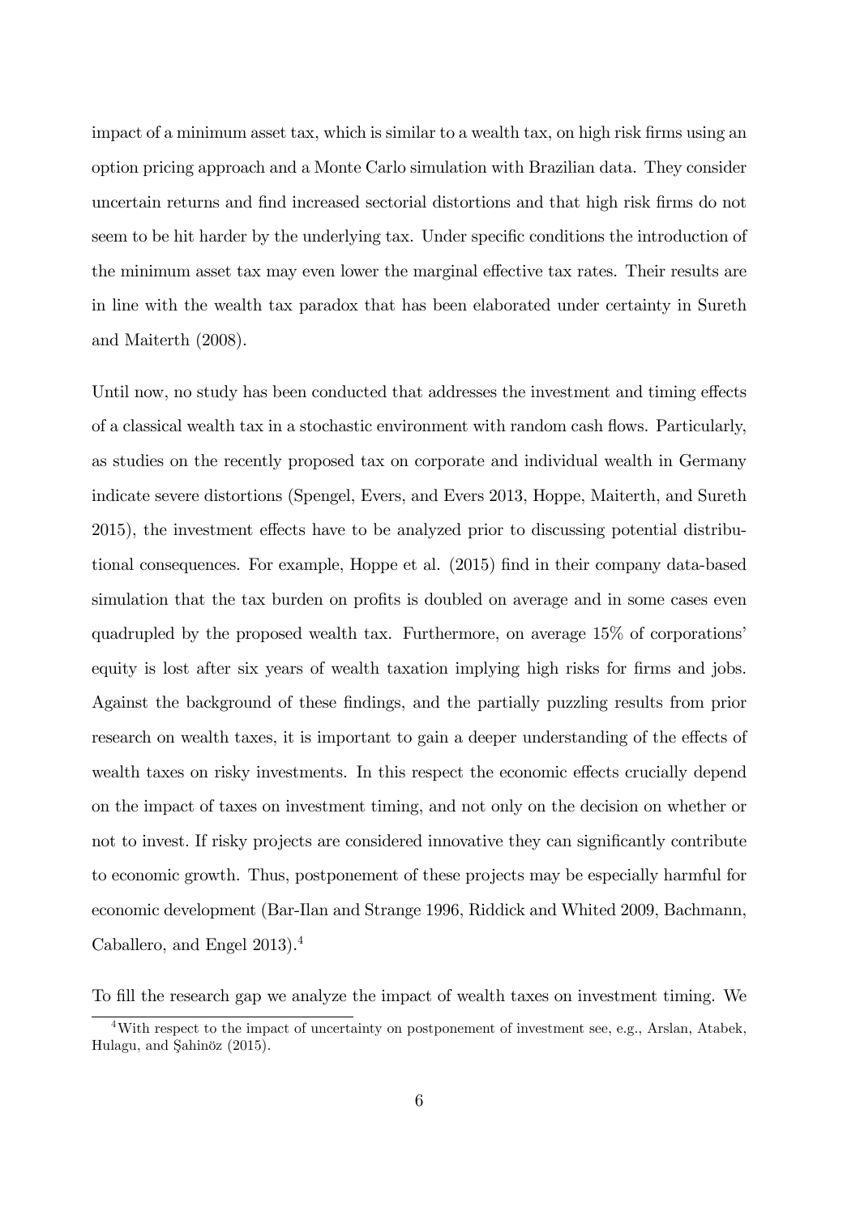impact of a minimum asset tax, which is similar to a wealth tax, on high risk firms using an option pricing approach and a Monte Carlo simulation with Brazilian data. They consider uncertain returns and find increased sectorial distortions and that high risk firms do not seem to be hit harder by the underlying tax. Under specific conditions the introduction of the minimum asset tax may even lower the marginal effective tax rates. Their results are in line with the wealth tax paradox that has been elaborated under certainty in Sureth and Maiterth (2008).

Until now, no study has been conducted that addresses the investment and timing effects of a classical wealth tax in a stochastic environment with random cash flows. Particularly, as studies on the recently proposed tax on corporate and individual wealth in Germany indicate severe distortions (Spengel, Evers, and Evers 2013, Hoppe, Maiterth, and Sureth 2015), the investment effects have to be analyzed prior to discussing potential distributional consequences. For example, Hoppe et al. (2015) find in their company data-based simulation that the tax burden on profits is doubled on average and in some cases even quadrupled by the proposed wealth tax. Furthermore, on average 15% of corporations' equity is lost after six years of wealth taxation implying high risks for firms and jobs. Against the background of these findings, and the partially puzzling results from prior research on wealth taxes, it is important to gain a deeper understanding of the effects of wealth taxes on risky investments. In this respect the economic effects crucially depend on the impact of taxes on investment timing, and not only on the decision on whether or not to invest. If risky projects are considered innovative they can significantly contribute to economic growth. Thus, postponement of these projects may be especially harmful for economic development (Bar-Ilan and Strange 1996, Riddick and Whited 2009, Bachmann, Caballero, and Engel 2013).[4]

To fill the research gap we analyze the impact of wealth taxes on investment timing. We

[4]With respect to the impact of uncertainty on postponement of investment see, e.g., Arslan, Atabek, Hulagu, and Şahinöz (2015).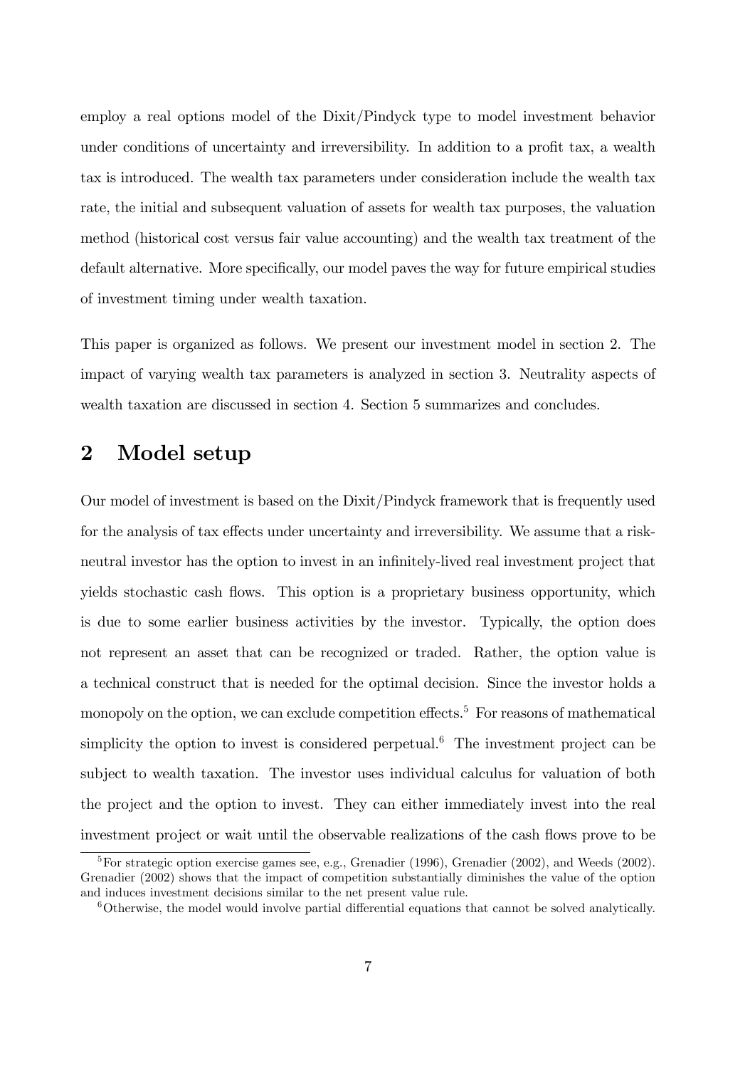employ a real options model of the Dixit/Pindyck type to model investment behavior under conditions of uncertainty and irreversibility. In addition to a profit tax, a wealth tax is introduced. The wealth tax parameters under consideration include the wealth tax rate, the initial and subsequent valuation of assets for wealth tax purposes, the valuation method (historical cost versus fair value accounting) and the wealth tax treatment of the default alternative. More specifically, our model paves the way for future empirical studies of investment timing under wealth taxation.

This paper is organized as follows. We present our investment model in section 2. The impact of varying wealth tax parameters is analyzed in section 3. Neutrality aspects of wealth taxation are discussed in section 4. Section 5 summarizes and concludes.

## 2 Model setup

Our model of investment is based on the Dixit/Pindyck framework that is frequently used for the analysis of tax effects under uncertainty and irreversibility. We assume that a risk-neutral investor has the option to invest in an infinitely-lived real investment project that yields stochastic cash flows. This option is a proprietary business opportunity, which is due to some earlier business activities by the investor. Typically, the option does not represent an asset that can be recognized or traded. Rather, the option value is a technical construct that is needed for the optimal decision. Since the investor holds a monopoly on the option, we can exclude competition effects.[5] For reasons of mathematical simplicity the option to invest is considered perpetual.[6] The investment project can be subject to wealth taxation. The investor uses individual calculus for valuation of both the project and the option to invest. They can either immediately invest into the real investment project or wait until the observable realizations of the cash flows prove to be

[5] For strategic option exercise games see, e.g., Grenadier (1996), Grenadier (2002), and Weeds (2002). Grenadier (2002) shows that the impact of competition substantially diminishes the value of the option and induces investment decisions similar to the net present value rule.

[6] Otherwise, the model would involve partial differential equations that cannot be solved analytically.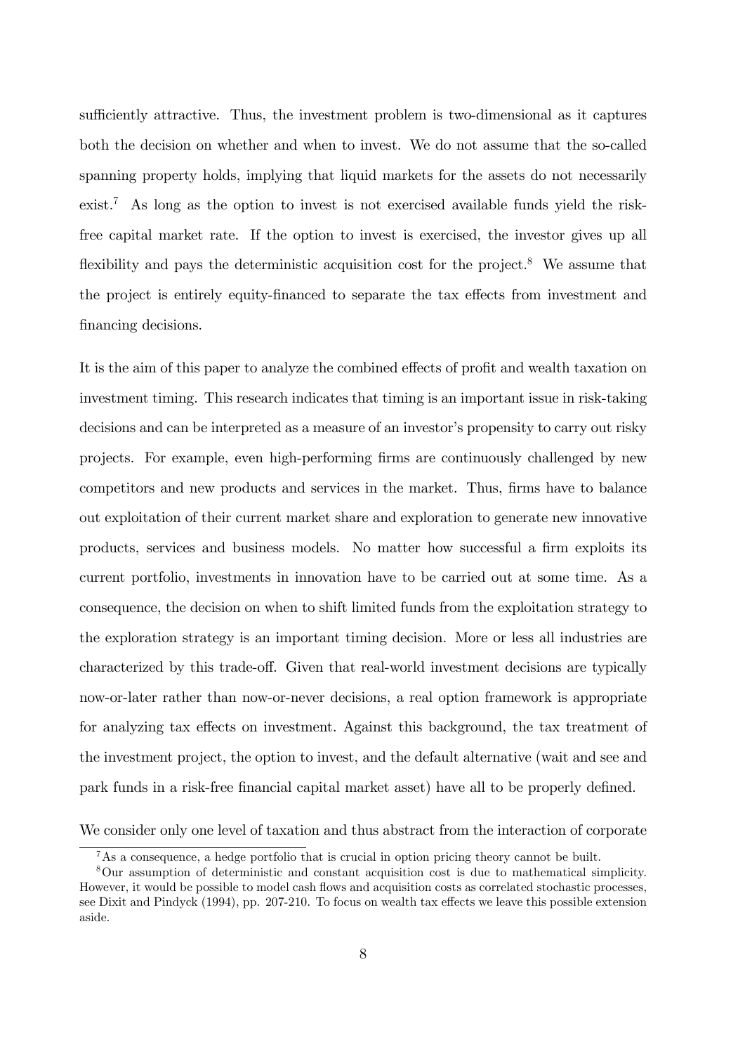sufficiently attractive. Thus, the investment problem is two-dimensional as it captures both the decision on whether and when to invest. We do not assume that the so-called spanning property holds, implying that liquid markets for the assets do not necessarily exist.[7] As long as the option to invest is not exercised available funds yield the risk-free capital market rate. If the option to invest is exercised, the investor gives up all flexibility and pays the deterministic acquisition cost for the project.[8] We assume that the project is entirely equity-financed to separate the tax effects from investment and financing decisions.

It is the aim of this paper to analyze the combined effects of profit and wealth taxation on investment timing. This research indicates that timing is an important issue in risk-taking decisions and can be interpreted as a measure of an investor's propensity to carry out risky projects. For example, even high-performing firms are continuously challenged by new competitors and new products and services in the market. Thus, firms have to balance out exploitation of their current market share and exploration to generate new innovative products, services and business models. No matter how successful a firm exploits its current portfolio, investments in innovation have to be carried out at some time. As a consequence, the decision on when to shift limited funds from the exploitation strategy to the exploration strategy is an important timing decision. More or less all industries are characterized by this trade-off. Given that real-world investment decisions are typically now-or-later rather than now-or-never decisions, a real option framework is appropriate for analyzing tax effects on investment. Against this background, the tax treatment of the investment project, the option to invest, and the default alternative (wait and see and park funds in a risk-free financial capital market asset) have all to be properly defined.

We consider only one level of taxation and thus abstract from the interaction of corporate

[7] As a consequence, a hedge portfolio that is crucial in option pricing theory cannot be built.

[8] Our assumption of deterministic and constant acquisition cost is due to mathematical simplicity. However, it would be possible to model cash flows and acquisition costs as correlated stochastic processes, see Dixit and Pindyck (1994), pp. 207-210. To focus on wealth tax effects we leave this possible extension aside.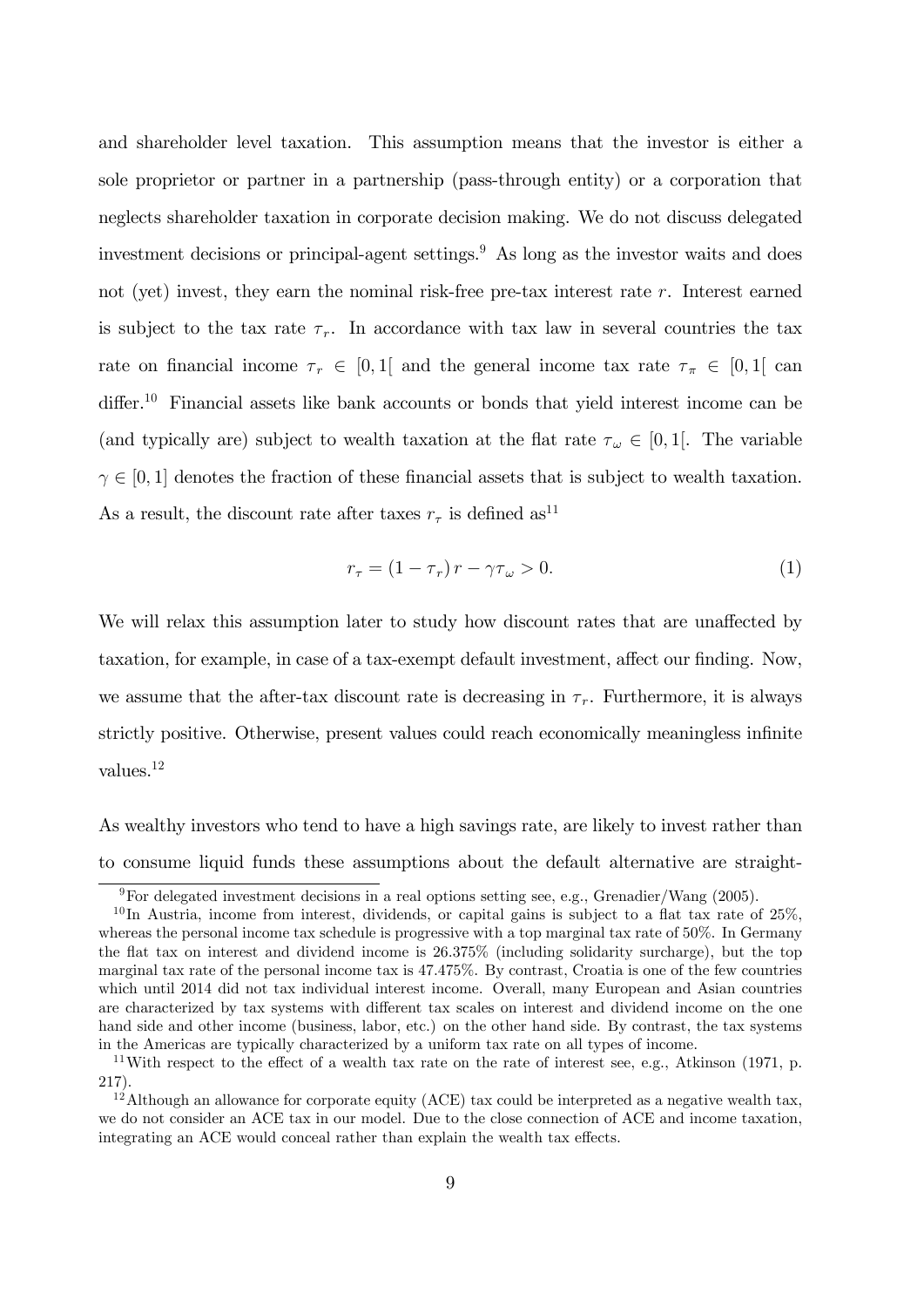and shareholder level taxation. This assumption means that the investor is either a sole proprietor or partner in a partnership (pass-through entity) or a corporation that neglects shareholder taxation in corporate decision making. We do not discuss delegated investment decisions or principal-agent settings.[9] As long as the investor waits and does not (yet) invest, they earn the nominal risk-free pre-tax interest rate $r$. Interest earned is subject to the tax rate $\tau_r$. In accordance with tax law in several countries the tax rate on financial income $\tau_r \in [0,1[$ and the general income tax rate $\tau_\pi \in [0,1[$ can differ.[10] Financial assets like bank accounts or bonds that yield interest income can be (and typically are) subject to wealth taxation at the flat rate $\tau_\omega \in [0,1[$. The variable $\gamma \in [0,1]$ denotes the fraction of these financial assets that is subject to wealth taxation. As a result, the discount rate after taxes $r_\tau$ is defined as[11]

$$r_\tau = (1 - \tau_r)\, r - \gamma \tau_\omega > 0. \tag{1}$$

We will relax this assumption later to study how discount rates that are unaffected by taxation, for example, in case of a tax-exempt default investment, affect our finding. Now, we assume that the after-tax discount rate is decreasing in $\tau_r$. Furthermore, it is always strictly positive. Otherwise, present values could reach economically meaningless infinite values.[12]

As wealthy investors who tend to have a high savings rate, are likely to invest rather than to consume liquid funds these assumptions about the default alternative are straight-

---

[9] For delegated investment decisions in a real options setting see, e.g., Grenadier/Wang (2005).

[10] In Austria, income from interest, dividends, or capital gains is subject to a flat tax rate of 25%, whereas the personal income tax schedule is progressive with a top marginal tax rate of 50%. In Germany the flat tax on interest and dividend income is 26.375% (including solidarity surcharge), but the top marginal tax rate of the personal income tax is 47.475%. By contrast, Croatia is one of the few countries which until 2014 did not tax individual interest income. Overall, many European and Asian countries are characterized by tax systems with different tax scales on interest and dividend income on the one hand side and other income (business, labor, etc.) on the other hand side. By contrast, the tax systems in the Americas are typically characterized by a uniform tax rate on all types of income.

[11] With respect to the effect of a wealth tax rate on the rate of interest see, e.g., Atkinson (1971, p. 217).

[12] Although an allowance for corporate equity (ACE) tax could be interpreted as a negative wealth tax, we do not consider an ACE tax in our model. Due to the close connection of ACE and income taxation, integrating an ACE would conceal rather than explain the wealth tax effects.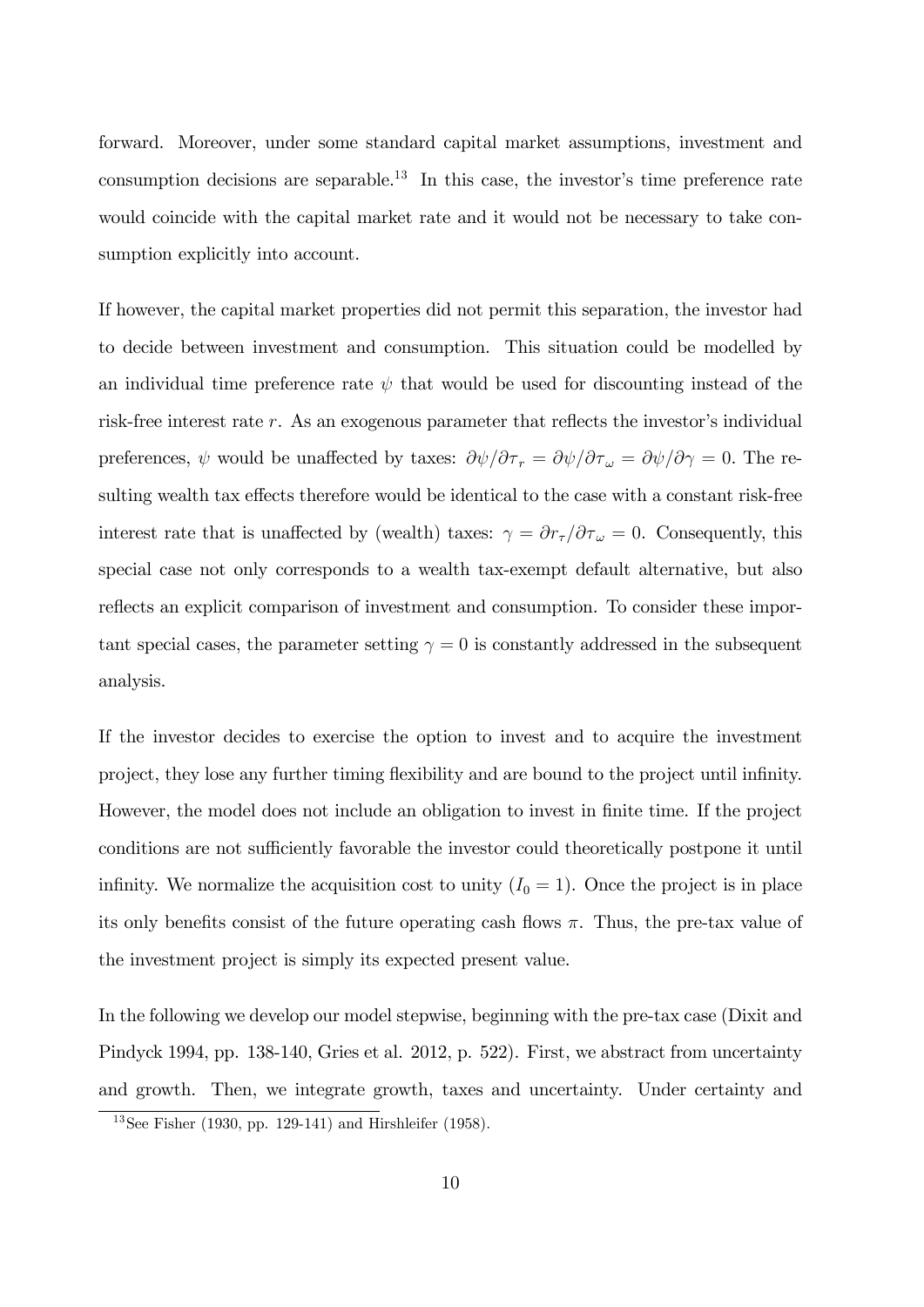forward. Moreover, under some standard capital market assumptions, investment and consumption decisions are separable.[13] In this case, the investor's time preference rate would coincide with the capital market rate and it would not be necessary to take consumption explicitly into account.

If however, the capital market properties did not permit this separation, the investor had to decide between investment and consumption. This situation could be modelled by an individual time preference rate $\psi$ that would be used for discounting instead of the risk-free interest rate $r$. As an exogenous parameter that reflects the investor's individual preferences, $\psi$ would be unaffected by taxes: $\partial\psi/\partial\tau_r = \partial\psi/\partial\tau_\omega = \partial\psi/\partial\gamma = 0$. The resulting wealth tax effects therefore would be identical to the case with a constant risk-free interest rate that is unaffected by (wealth) taxes: $\gamma = \partial r_\tau/\partial\tau_\omega = 0$. Consequently, this special case not only corresponds to a wealth tax-exempt default alternative, but also reflects an explicit comparison of investment and consumption. To consider these important special cases, the parameter setting $\gamma = 0$ is constantly addressed in the subsequent analysis.

If the investor decides to exercise the option to invest and to acquire the investment project, they lose any further timing flexibility and are bound to the project until infinity. However, the model does not include an obligation to invest in finite time. If the project conditions are not sufficiently favorable the investor could theoretically postpone it until infinity. We normalize the acquisition cost to unity ($I_0 = 1$). Once the project is in place its only benefits consist of the future operating cash flows $\pi$. Thus, the pre-tax value of the investment project is simply its expected present value.

In the following we develop our model stepwise, beginning with the pre-tax case (Dixit and Pindyck 1994, pp. 138-140, Gries et al. 2012, p. 522). First, we abstract from uncertainty and growth. Then, we integrate growth, taxes and uncertainty. Under certainty and

[13] See Fisher (1930, pp. 129-141) and Hirshleifer (1958).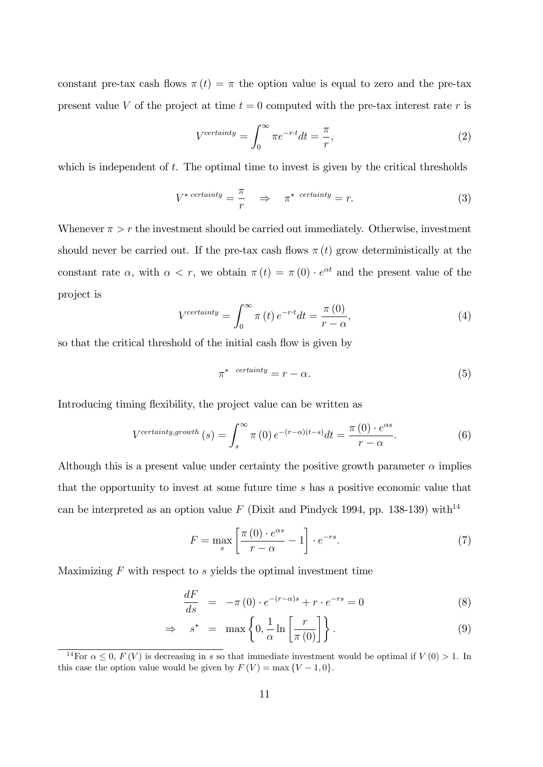constant pre-tax cash flows $\pi(t) = \pi$ the option value is equal to zero and the pre-tax present value $V$ of the project at time $t = 0$ computed with the pre-tax interest rate $r$ is

$$V^{certainty} = \int_0^{\infty} \pi e^{-r \cdot t} dt = \frac{\pi}{r}, \tag{2}$$

which is independent of $t$. The optimal time to invest is given by the critical thresholds

$$V^{*\,certainty} = \frac{\pi}{r} \quad \Rightarrow \quad \pi^{*\ \ certainty} = r. \tag{3}$$

Whenever $\pi > r$ the investment should be carried out immediately. Otherwise, investment should never be carried out. If the pre-tax cash flows $\pi(t)$ grow deterministically at the constant rate $\alpha$, with $\alpha < r$, we obtain $\pi(t) = \pi(0) \cdot e^{\alpha t}$ and the present value of the project is

$$V^{certainty} = \int_0^{\infty} \pi(t) e^{-r \cdot t} dt = \frac{\pi(0)}{r - \alpha}, \tag{4}$$

so that the critical threshold of the initial cash flow is given by

$$\pi^{*\ \ certainty} = r - \alpha. \tag{5}$$

Introducing timing flexibility, the project value can be written as

$$V^{certainty,growth}(s) = \int_s^{\infty} \pi(0) e^{-(r-\alpha)(t-s)} dt = \frac{\pi(0) \cdot e^{\alpha s}}{r - \alpha}. \tag{6}$$

Although this is a present value under certainty the positive growth parameter $\alpha$ implies that the opportunity to invest at some future time $s$ has a positive economic value that can be interpreted as an option value $F$ (Dixit and Pindyck 1994, pp. 138-139) with[14]

$$F = \max_s \left[ \frac{\pi(0) \cdot e^{\alpha s}}{r - \alpha} - 1 \right] \cdot e^{-rs}. \tag{7}$$

Maximizing $F$ with respect to $s$ yields the optimal investment time

$$\frac{dF}{ds} = -\pi(0) \cdot e^{-(r-\alpha)s} + r \cdot e^{-rs} = 0 \tag{8}$$

$$\Rightarrow \quad s^* = \max \left\{ 0, \frac{1}{\alpha} \ln \left[ \frac{r}{\pi(0)} \right] \right\}. \tag{9}$$

[14] For $\alpha \leq 0$, $F(V)$ is decreasing in $s$ so that immediate investment would be optimal if $V(0) > 1$. In this case the option value would be given by $F(V) = \max\{V - 1, 0\}$.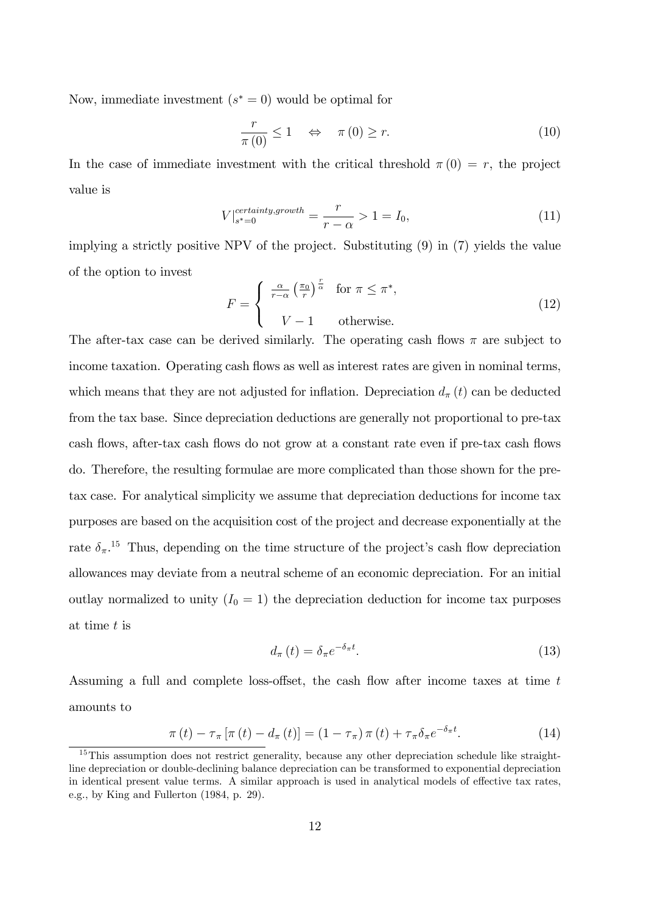Now, immediate investment ($s^* = 0$) would be optimal for

$$\frac{r}{\pi(0)} \leq 1 \quad \Leftrightarrow \quad \pi(0) \geq r. \tag{10}$$

In the case of immediate investment with the critical threshold $\pi(0) = r$, the project value is

$$V|_{s^*=0}^{certainty,growth} = \frac{r}{r-\alpha} > 1 = I_0, \tag{11}$$

implying a strictly positive NPV of the project. Substituting (9) in (7) yields the value of the option to invest

$$F = \begin{cases} \frac{\alpha}{r-\alpha}\left(\frac{\pi_0}{r}\right)^{\frac{r}{\alpha}} & \text{for } \pi \leq \pi^*, \\ V - 1 & \text{otherwise.} \end{cases} \tag{12}$$

The after-tax case can be derived similarly. The operating cash flows $\pi$ are subject to income taxation. Operating cash flows as well as interest rates are given in nominal terms, which means that they are not adjusted for inflation. Depreciation $d_\pi(t)$ can be deducted from the tax base. Since depreciation deductions are generally not proportional to pre-tax cash flows, after-tax cash flows do not grow at a constant rate even if pre-tax cash flows do. Therefore, the resulting formulae are more complicated than those shown for the pre-tax case. For analytical simplicity we assume that depreciation deductions for income tax purposes are based on the acquisition cost of the project and decrease exponentially at the rate $\delta_\pi$.[15] Thus, depending on the time structure of the project's cash flow depreciation allowances may deviate from a neutral scheme of an economic depreciation. For an initial outlay normalized to unity ($I_0 = 1$) the depreciation deduction for income tax purposes at time $t$ is

$$d_\pi(t) = \delta_\pi e^{-\delta_\pi t}. \tag{13}$$

Assuming a full and complete loss-offset, the cash flow after income taxes at time $t$ amounts to

$$\pi(t) - \tau_\pi[\pi(t) - d_\pi(t)] = (1 - \tau_\pi)\pi(t) + \tau_\pi \delta_\pi e^{-\delta_\pi t}. \tag{14}$$

[15] This assumption does not restrict generality, because any other depreciation schedule like straight-line depreciation or double-declining balance depreciation can be transformed to exponential depreciation in identical present value terms. A similar approach is used in analytical models of effective tax rates, e.g., by King and Fullerton (1984, p. 29).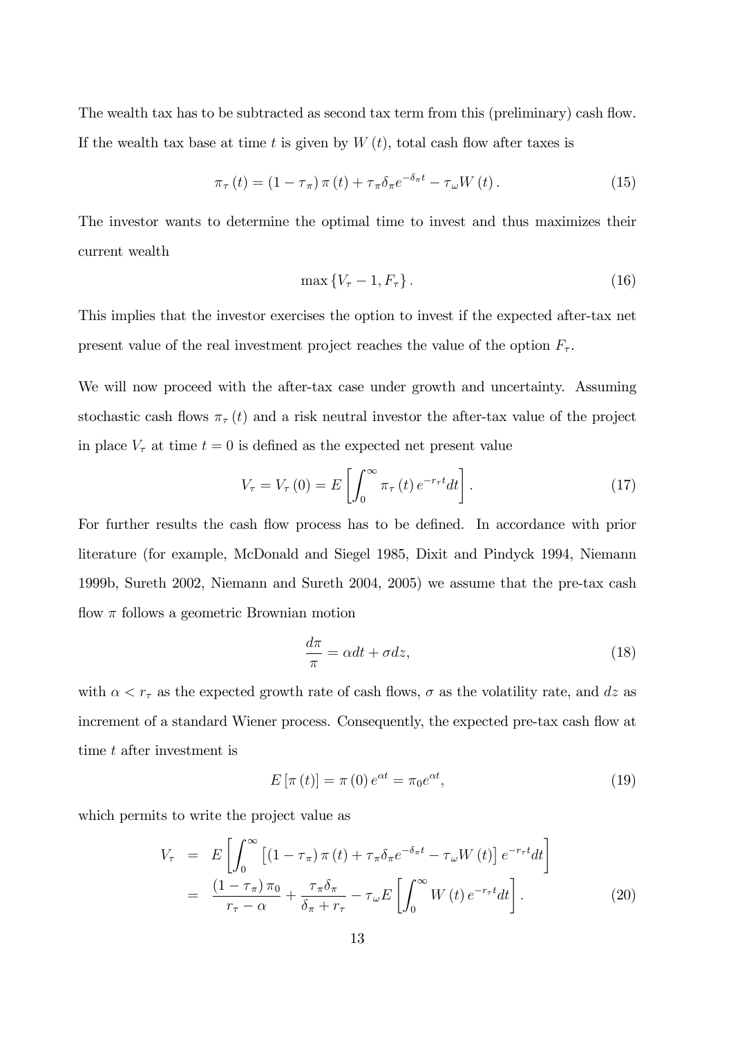The wealth tax has to be subtracted as second tax term from this (preliminary) cash flow. If the wealth tax base at time $t$ is given by $W(t)$, total cash flow after taxes is

$$\pi_\tau(t) = (1 - \tau_\pi)\,\pi(t) + \tau_\pi \delta_\pi e^{-\delta_\pi t} - \tau_\omega W(t)\,. \tag{15}$$

The investor wants to determine the optimal time to invest and thus maximizes their current wealth

$$\max\{V_\tau - 1, F_\tau\}\,. \tag{16}$$

This implies that the investor exercises the option to invest if the expected after-tax net present value of the real investment project reaches the value of the option $F_\tau$.

We will now proceed with the after-tax case under growth and uncertainty. Assuming stochastic cash flows $\pi_\tau(t)$ and a risk neutral investor the after-tax value of the project in place $V_\tau$ at time $t = 0$ is defined as the expected net present value

$$V_\tau = V_\tau(0) = E\left[\int_0^\infty \pi_\tau(t)\, e^{-r_\tau t} dt\right]. \tag{17}$$

For further results the cash flow process has to be defined. In accordance with prior literature (for example, McDonald and Siegel 1985, Dixit and Pindyck 1994, Niemann 1999b, Sureth 2002, Niemann and Sureth 2004, 2005) we assume that the pre-tax cash flow $\pi$ follows a geometric Brownian motion

$$\frac{d\pi}{\pi} = \alpha dt + \sigma dz, \tag{18}$$

with $\alpha < r_\tau$ as the expected growth rate of cash flows, $\sigma$ as the volatility rate, and $dz$ as increment of a standard Wiener process. Consequently, the expected pre-tax cash flow at time $t$ after investment is

$$E[\pi(t)] = \pi(0)\, e^{\alpha t} = \pi_0 e^{\alpha t}, \tag{19}$$

which permits to write the project value as

$$\begin{aligned} V_\tau &= E\left[\int_0^\infty \left[(1 - \tau_\pi)\,\pi(t) + \tau_\pi \delta_\pi e^{-\delta_\pi t} - \tau_\omega W(t)\right] e^{-r_\tau t} dt\right] \\ &= \frac{(1 - \tau_\pi)\,\pi_0}{r_\tau - \alpha} + \frac{\tau_\pi \delta_\pi}{\delta_\pi + r_\tau} - \tau_\omega E\left[\int_0^\infty W(t)\, e^{-r_\tau t} dt\right]. \end{aligned} \tag{20}$$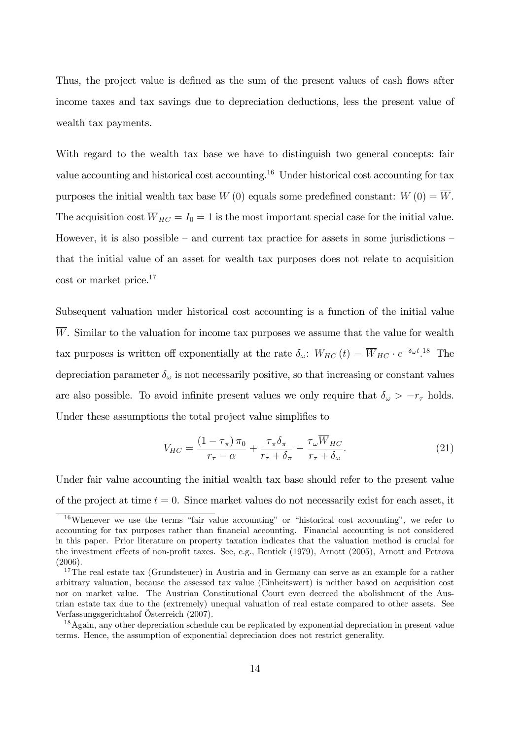Thus, the project value is defined as the sum of the present values of cash flows after income taxes and tax savings due to depreciation deductions, less the present value of wealth tax payments.

With regard to the wealth tax base we have to distinguish two general concepts: fair value accounting and historical cost accounting.[16] Under historical cost accounting for tax purposes the initial wealth tax base $W(0)$ equals some predefined constant: $W(0) = \overline{W}$. The acquisition cost $\overline{W}_{HC} = I_0 = 1$ is the most important special case for the initial value. However, it is also possible – and current tax practice for assets in some jurisdictions – that the initial value of an asset for wealth tax purposes does not relate to acquisition cost or market price.[17]

Subsequent valuation under historical cost accounting is a function of the initial value $\overline{W}$. Similar to the valuation for income tax purposes we assume that the value for wealth tax purposes is written off exponentially at the rate $\delta_\omega$: $W_{HC}(t) = \overline{W}_{HC} \cdot e^{-\delta_\omega t}$.[18] The depreciation parameter $\delta_\omega$ is not necessarily positive, so that increasing or constant values are also possible. To avoid infinite present values we only require that $\delta_\omega > -r_\tau$ holds. Under these assumptions the total project value simplifies to

$$V_{HC} = \frac{(1-\tau_\pi)\,\pi_0}{r_\tau - \alpha} + \frac{\tau_\pi \delta_\pi}{r_\tau + \delta_\pi} - \frac{\tau_\omega \overline{W}_{HC}}{r_\tau + \delta_\omega}. \tag{21}$$

Under fair value accounting the initial wealth tax base should refer to the present value of the project at time $t = 0$. Since market values do not necessarily exist for each asset, it

[16] Whenever we use the terms "fair value accounting" or "historical cost accounting", we refer to accounting for tax purposes rather than financial accounting. Financial accounting is not considered in this paper. Prior literature on property taxation indicates that the valuation method is crucial for the investment effects of non-profit taxes. See, e.g., Bentick (1979), Arnott (2005), Arnott and Petrova (2006).

[17] The real estate tax (Grundsteuer) in Austria and in Germany can serve as an example for a rather arbitrary valuation, because the assessed tax value (Einheitswert) is neither based on acquisition cost nor on market value. The Austrian Constitutional Court even decreed the abolishment of the Austrian estate tax due to the (extremely) unequal valuation of real estate compared to other assets. See Verfassungsgerichtshof Österreich (2007).

[18] Again, any other depreciation schedule can be replicated by exponential depreciation in present value terms. Hence, the assumption of exponential depreciation does not restrict generality.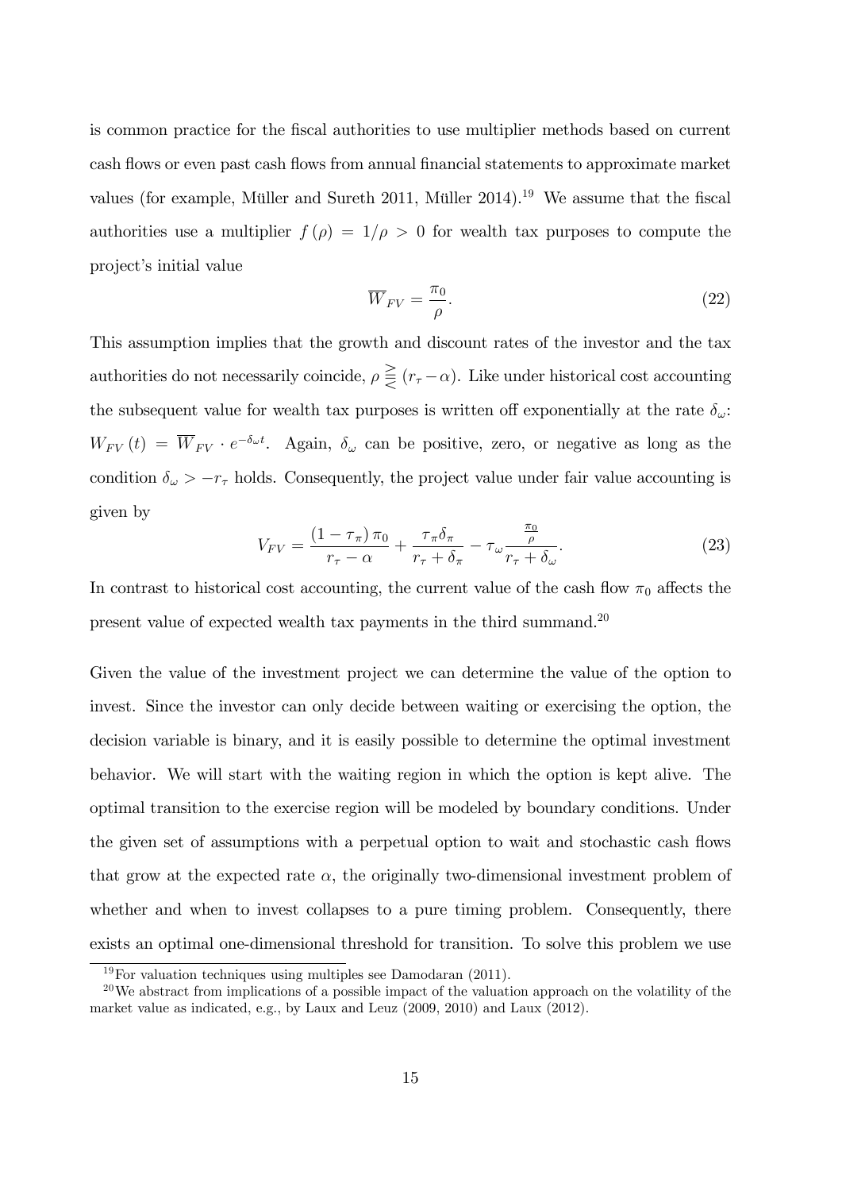is common practice for the fiscal authorities to use multiplier methods based on current cash flows or even past cash flows from annual financial statements to approximate market values (for example, Müller and Sureth 2011, Müller 2014).[19] We assume that the fiscal authorities use a multiplier $f(\rho) = 1/\rho > 0$ for wealth tax purposes to compute the project's initial value

$$\overline{W}_{FV} = \frac{\pi_0}{\rho}. \tag{22}$$

This assumption implies that the growth and discount rates of the investor and the tax authorities do not necessarily coincide, $\rho \gtreqless (r_\tau - \alpha)$. Like under historical cost accounting the subsequent value for wealth tax purposes is written off exponentially at the rate $\delta_\omega$: $W_{FV}(t) = \overline{W}_{FV} \cdot e^{-\delta_\omega t}$. Again, $\delta_\omega$ can be positive, zero, or negative as long as the condition $\delta_\omega > -r_\tau$ holds. Consequently, the project value under fair value accounting is given by

$$V_{FV} = \frac{(1-\tau_\pi)\,\pi_0}{r_\tau - \alpha} + \frac{\tau_\pi \delta_\pi}{r_\tau + \delta_\pi} - \tau_\omega \frac{\frac{\pi_0}{\rho}}{r_\tau + \delta_\omega}. \tag{23}$$

In contrast to historical cost accounting, the current value of the cash flow $\pi_0$ affects the present value of expected wealth tax payments in the third summand.[20]

Given the value of the investment project we can determine the value of the option to invest. Since the investor can only decide between waiting or exercising the option, the decision variable is binary, and it is easily possible to determine the optimal investment behavior. We will start with the waiting region in which the option is kept alive. The optimal transition to the exercise region will be modeled by boundary conditions. Under the given set of assumptions with a perpetual option to wait and stochastic cash flows that grow at the expected rate $\alpha$, the originally two-dimensional investment problem of whether and when to invest collapses to a pure timing problem. Consequently, there exists an optimal one-dimensional threshold for transition. To solve this problem we use

[19] For valuation techniques using multiples see Damodaran (2011).

[20] We abstract from implications of a possible impact of the valuation approach on the volatility of the market value as indicated, e.g., by Laux and Leuz (2009, 2010) and Laux (2012).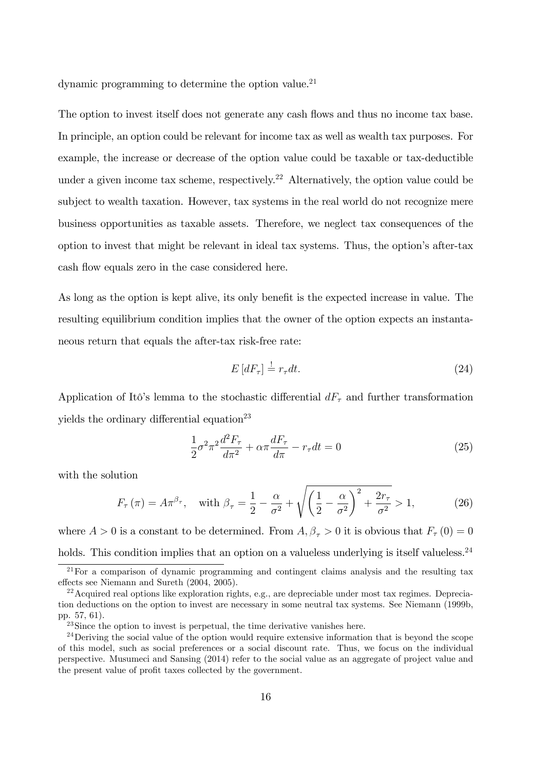dynamic programming to determine the option value.[21]

The option to invest itself does not generate any cash flows and thus no income tax base. In principle, an option could be relevant for income tax as well as wealth tax purposes. For example, the increase or decrease of the option value could be taxable or tax-deductible under a given income tax scheme, respectively.[22] Alternatively, the option value could be subject to wealth taxation. However, tax systems in the real world do not recognize mere business opportunities as taxable assets. Therefore, we neglect tax consequences of the option to invest that might be relevant in ideal tax systems. Thus, the option's after-tax cash flow equals zero in the case considered here.

As long as the option is kept alive, its only benefit is the expected increase in value. The resulting equilibrium condition implies that the owner of the option expects an instantaneous return that equals the after-tax risk-free rate:

$$E\left[dF_{\tau}\right] \stackrel{!}{=} r_{\tau}dt. \tag{24}$$

Application of Itô's lemma to the stochastic differential $dF_{\tau}$ and further transformation yields the ordinary differential equation[23]

$$\frac{1}{2}\sigma^2\pi^2\frac{d^2F_{\tau}}{d\pi^2} + \alpha\pi\frac{dF_{\tau}}{d\pi} - r_{\tau}dt = 0 \tag{25}$$

with the solution

$$F_{\tau}\left(\pi\right) = A\pi^{\beta_{\tau}}, \quad \text{with } \beta_{\tau} = \frac{1}{2} - \frac{\alpha}{\sigma^2} + \sqrt{\left(\frac{1}{2} - \frac{\alpha}{\sigma^2}\right)^2 + \frac{2r_{\tau}}{\sigma^2}} > 1, \tag{26}$$

where $A > 0$ is a constant to be determined. From $A, \beta_{\tau} > 0$ it is obvious that $F_{\tau}\left(0\right) = 0$ holds. This condition implies that an option on a valueless underlying is itself valueless.[24]

---

[21] For a comparison of dynamic programming and contingent claims analysis and the resulting tax effects see Niemann and Sureth (2004, 2005).

[22] Acquired real options like exploration rights, e.g., are depreciable under most tax regimes. Depreciation deductions on the option to invest are necessary in some neutral tax systems. See Niemann (1999b, pp. 57, 61).

[23] Since the option to invest is perpetual, the time derivative vanishes here.

[24] Deriving the social value of the option would require extensive information that is beyond the scope of this model, such as social preferences or a social discount rate. Thus, we focus on the individual perspective. Musumeci and Sansing (2014) refer to the social value as an aggregate of project value and the present value of profit taxes collected by the government.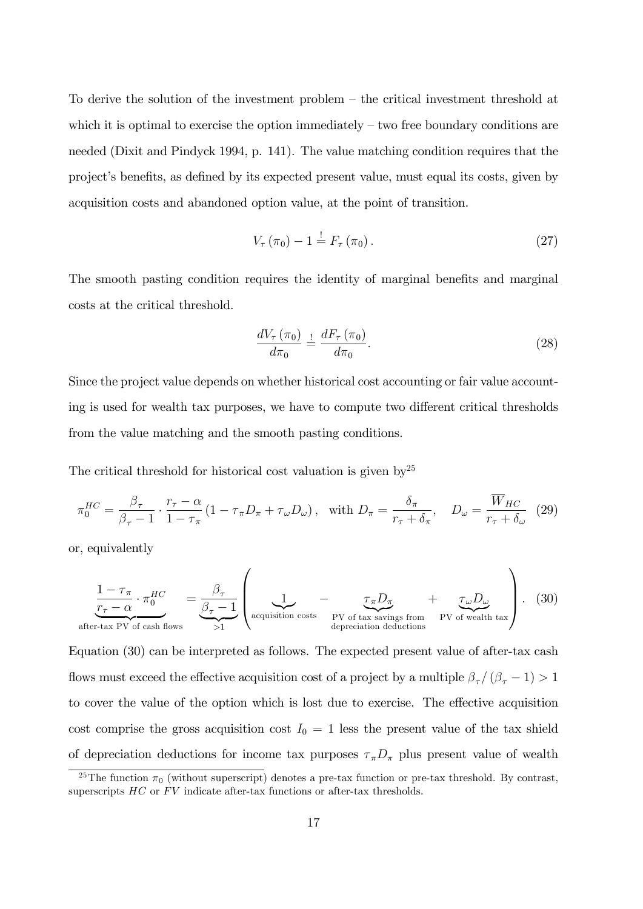To derive the solution of the investment problem – the critical investment threshold at which it is optimal to exercise the option immediately – two free boundary conditions are needed (Dixit and Pindyck 1994, p. 141). The value matching condition requires that the project's benefits, as defined by its expected present value, must equal its costs, given by acquisition costs and abandoned option value, at the point of transition.

$$V_\tau(\pi_0) - 1 \overset{!}{=} F_\tau(\pi_0). \tag{27}$$

The smooth pasting condition requires the identity of marginal benefits and marginal costs at the critical threshold.

$$\frac{dV_\tau(\pi_0)}{d\pi_0} \overset{!}{=} \frac{dF_\tau(\pi_0)}{d\pi_0}. \tag{28}$$

Since the project value depends on whether historical cost accounting or fair value accounting is used for wealth tax purposes, we have to compute two different critical thresholds from the value matching and the smooth pasting conditions.

The critical threshold for historical cost valuation is given by[25]

$$\pi_0^{HC} = \frac{\beta_\tau}{\beta_\tau - 1} \cdot \frac{r_\tau - \alpha}{1 - \tau_\pi}\left(1 - \tau_\pi D_\pi + \tau_\omega D_\omega\right), \quad \text{with } D_\pi = \frac{\delta_\pi}{r_\tau + \delta_\pi}, \quad D_\omega = \frac{\overline{W}_{HC}}{r_\tau + \delta_\omega} \tag{29}$$

or, equivalently

$$\underbrace{\frac{1 - \tau_\pi}{r_\tau - \alpha} \cdot \pi_0^{HC}}_{\text{after-tax PV of cash flows}} = \underbrace{\frac{\beta_\tau}{\beta_\tau - 1}}_{>1}\left(\underbrace{1}_{\text{acquisition costs}} - \underbrace{\tau_\pi D_\pi}_{\substack{\text{PV of tax savings from} \\ \text{depreciation deductions}}} + \underbrace{\tau_\omega D_\omega}_{\text{PV of wealth tax}}\right). \tag{30}$$

Equation (30) can be interpreted as follows. The expected present value of after-tax cash flows must exceed the effective acquisition cost of a project by a multiple $\beta_\tau/(\beta_\tau - 1) > 1$ to cover the value of the option which is lost due to exercise. The effective acquisition cost comprise the gross acquisition cost $I_0 = 1$ less the present value of the tax shield of depreciation deductions for income tax purposes $\tau_\pi D_\pi$ plus present value of wealth

[25] The function $\pi_0$ (without superscript) denotes a pre-tax function or pre-tax threshold. By contrast, superscripts $HC$ or $FV$ indicate after-tax functions or after-tax thresholds.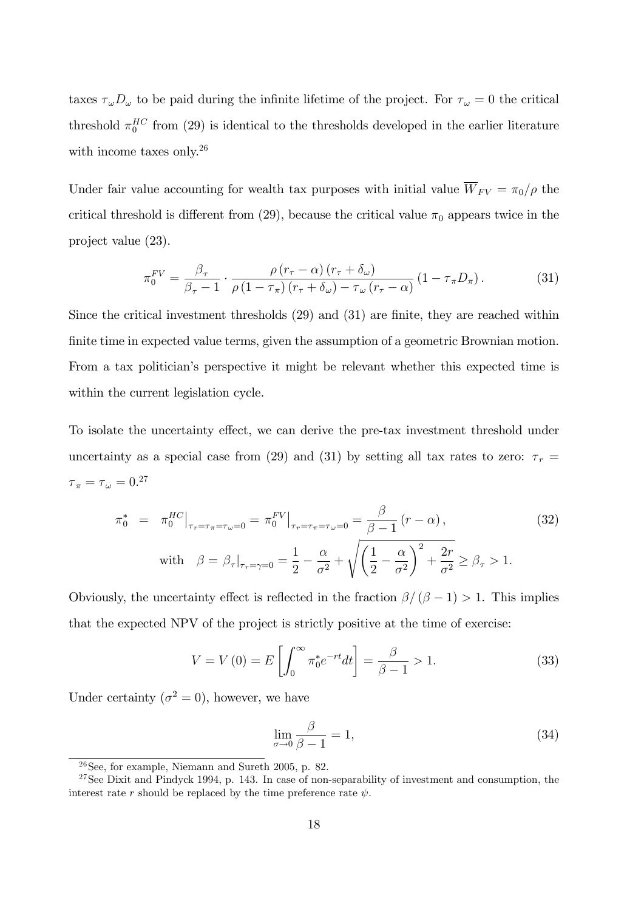taxes $\tau_\omega D_\omega$ to be paid during the infinite lifetime of the project. For $\tau_\omega = 0$ the critical threshold $\pi_0^{HC}$ from (29) is identical to the thresholds developed in the earlier literature with income taxes only.[26]

Under fair value accounting for wealth tax purposes with initial value $\overline{W}_{FV} = \pi_0/\rho$ the critical threshold is different from (29), because the critical value $\pi_0$ appears twice in the project value (23).

$$\pi_0^{FV} = \frac{\beta_\tau}{\beta_\tau - 1} \cdot \frac{\rho\,(r_\tau - \alpha)\,(r_\tau + \delta_\omega)}{\rho\,(1 - \tau_\pi)\,(r_\tau + \delta_\omega) - \tau_\omega\,(r_\tau - \alpha)}\,(1 - \tau_\pi D_\pi)\,. \tag{31}$$

Since the critical investment thresholds (29) and (31) are finite, they are reached within finite time in expected value terms, given the assumption of a geometric Brownian motion. From a tax politician's perspective it might be relevant whether this expected time is within the current legislation cycle.

To isolate the uncertainty effect, we can derive the pre-tax investment threshold under uncertainty as a special case from (29) and (31) by setting all tax rates to zero: $\tau_r = \tau_\pi = \tau_\omega = 0$.[27]

$$\begin{aligned} \pi_0^* &= \left.\pi_0^{HC}\right|_{\tau_r=\tau_\pi=\tau_\omega=0} = \left.\pi_0^{FV}\right|_{\tau_r=\tau_\pi=\tau_\omega=0} = \frac{\beta}{\beta-1}\,(r-\alpha)\,, \\ &\text{with} \quad \beta = \left.\beta_\tau\right|_{\tau_r=\gamma=0} = \frac{1}{2} - \frac{\alpha}{\sigma^2} + \sqrt{\left(\frac{1}{2} - \frac{\alpha}{\sigma^2}\right)^2 + \frac{2r}{\sigma^2}} \geq \beta_\tau > 1. \end{aligned} \tag{32}$$

Obviously, the uncertainty effect is reflected in the fraction $\beta/(\beta - 1) > 1$. This implies that the expected NPV of the project is strictly positive at the time of exercise:

$$V = V(0) = E\left[\int_0^\infty \pi_0^* e^{-rt} dt\right] = \frac{\beta}{\beta - 1} > 1. \tag{33}$$

Under certainty ($\sigma^2 = 0$), however, we have

$$\lim_{\sigma \to 0} \frac{\beta}{\beta - 1} = 1, \tag{34}$$

[26] See, for example, Niemann and Sureth 2005, p. 82.

[27] See Dixit and Pindyck 1994, p. 143. In case of non-separability of investment and consumption, the interest rate $r$ should be replaced by the time preference rate $\psi$.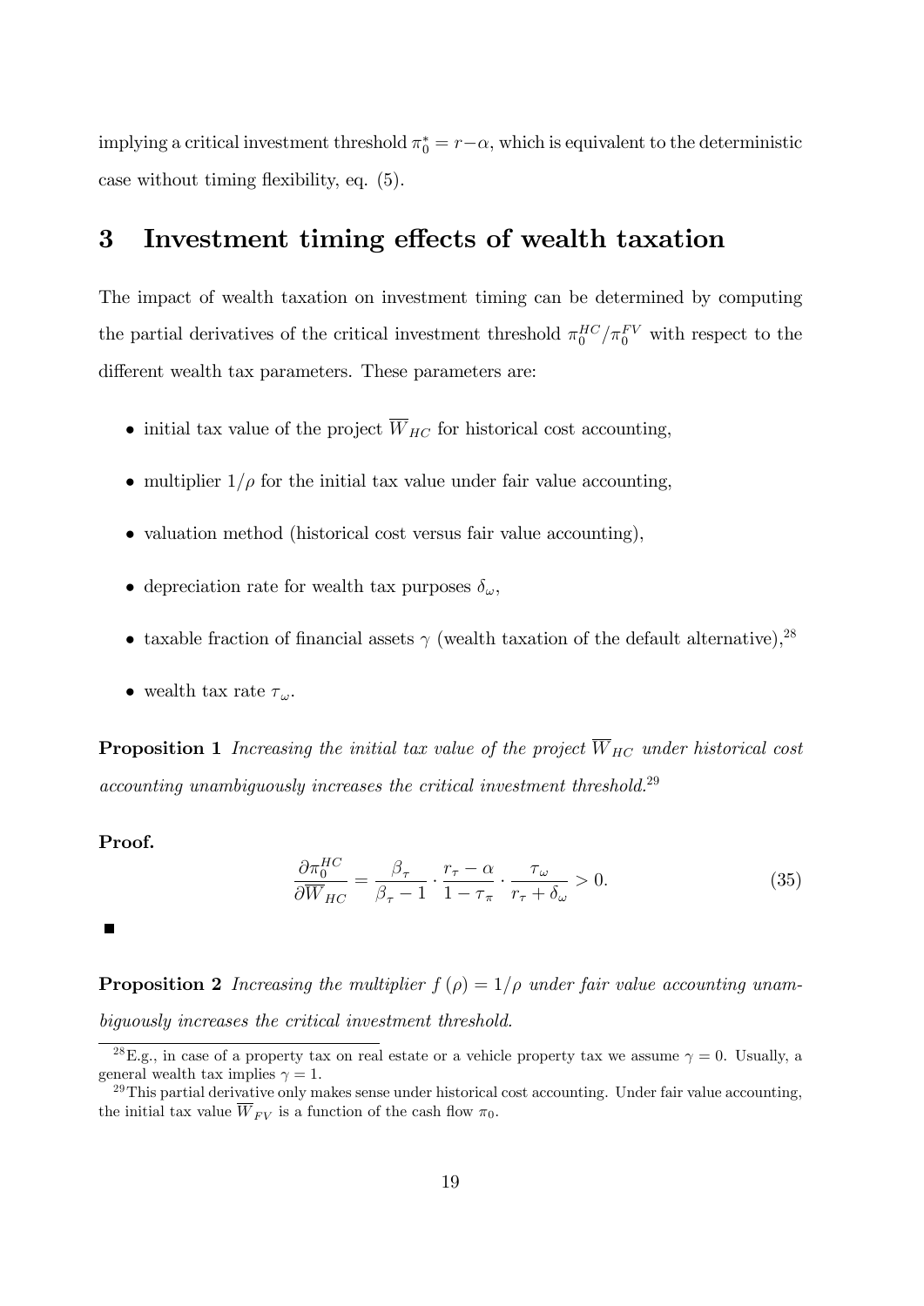implying a critical investment threshold $\pi_0^* = r - \alpha$, which is equivalent to the deterministic case without timing flexibility, eq. (5).

# 3 Investment timing effects of wealth taxation

The impact of wealth taxation on investment timing can be determined by computing the partial derivatives of the critical investment threshold $\pi_0^{HC}/\pi_0^{FV}$ with respect to the different wealth tax parameters. These parameters are:

- initial tax value of the project $\overline{W}_{HC}$ for historical cost accounting,
- multiplier $1/\rho$ for the initial tax value under fair value accounting,
- valuation method (historical cost versus fair value accounting),
- depreciation rate for wealth tax purposes $\delta_\omega$,
- taxable fraction of financial assets $\gamma$ (wealth taxation of the default alternative),[28]
- wealth tax rate $\tau_\omega$.

**Proposition 1** *Increasing the initial tax value of the project $\overline{W}_{HC}$ under historical cost accounting unambiguously increases the critical investment threshold.*[29]

**Proof.**

$$\frac{\partial \pi_0^{HC}}{\partial \overline{W}_{HC}} = \frac{\beta_\tau}{\beta_\tau - 1} \cdot \frac{r_\tau - \alpha}{1 - \tau_\pi} \cdot \frac{\tau_\omega}{r_\tau + \delta_\omega} > 0. \tag{35}$$

■

**Proposition 2** *Increasing the multiplier $f(\rho) = 1/\rho$ under fair value accounting unambiguously increases the critical investment threshold.*

---

[28] E.g., in case of a property tax on real estate or a vehicle property tax we assume $\gamma = 0$. Usually, a general wealth tax implies $\gamma = 1$.

[29] This partial derivative only makes sense under historical cost accounting. Under fair value accounting, the initial tax value $\overline{W}_{FV}$ is a function of the cash flow $\pi_0$.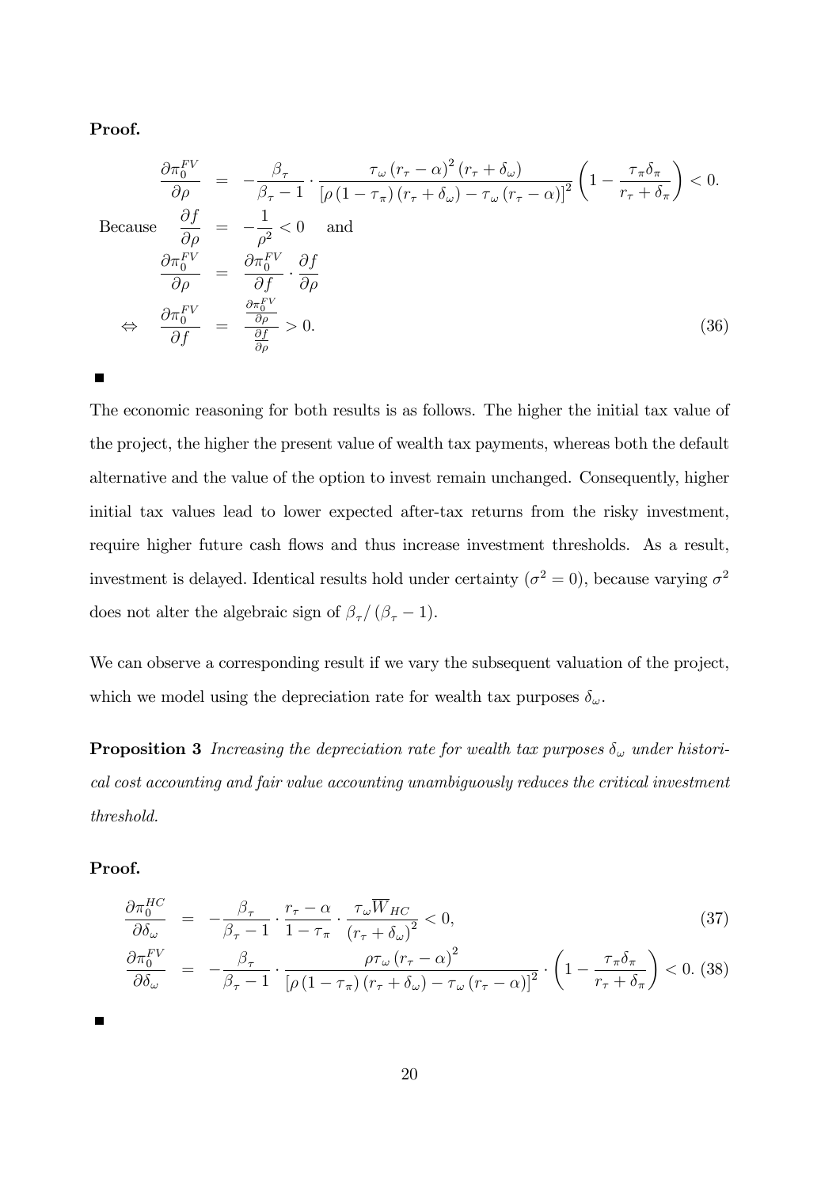**Proof.**

$$
\begin{aligned}
\frac{\partial \pi_0^{FV}}{\partial \rho} &= -\frac{\beta_\tau}{\beta_\tau - 1} \cdot \frac{\tau_\omega \left(r_\tau - \alpha\right)^2 \left(r_\tau + \delta_\omega\right)}{\left[\rho \left(1 - \tau_\pi\right)\left(r_\tau + \delta_\omega\right) - \tau_\omega \left(r_\tau - \alpha\right)\right]^2} \left(1 - \frac{\tau_\pi \delta_\pi}{r_\tau + \delta_\pi}\right) < 0. \\
\text{Because} \quad \frac{\partial f}{\partial \rho} &= -\frac{1}{\rho^2} < 0 \quad \text{and} \\
\frac{\partial \pi_0^{FV}}{\partial \rho} &= \frac{\partial \pi_0^{FV}}{\partial f} \cdot \frac{\partial f}{\partial \rho} \\
\Leftrightarrow \quad \frac{\partial \pi_0^{FV}}{\partial f} &= \frac{\frac{\partial \pi_0^{FV}}{\partial \rho}}{\frac{\partial f}{\partial \rho}} > 0.
\end{aligned}
\tag{36}
$$

■

The economic reasoning for both results is as follows. The higher the initial tax value of the project, the higher the present value of wealth tax payments, whereas both the default alternative and the value of the option to invest remain unchanged. Consequently, higher initial tax values lead to lower expected after-tax returns from the risky investment, require higher future cash flows and thus increase investment thresholds. As a result, investment is delayed. Identical results hold under certainty ($\sigma^2 = 0$), because varying $\sigma^2$ does not alter the algebraic sign of $\beta_\tau / (\beta_\tau - 1)$.

We can observe a corresponding result if we vary the subsequent valuation of the project, which we model using the depreciation rate for wealth tax purposes $\delta_\omega$.

**Proposition 3** *Increasing the depreciation rate for wealth tax purposes $\delta_\omega$ under historical cost accounting and fair value accounting unambiguously reduces the critical investment threshold.*

**Proof.**

$$
\frac{\partial \pi_0^{HC}}{\partial \delta_\omega} = -\frac{\beta_\tau}{\beta_\tau - 1} \cdot \frac{r_\tau - \alpha}{1 - \tau_\pi} \cdot \frac{\tau_\omega \overline{W}_{HC}}{\left(r_\tau + \delta_\omega\right)^2} < 0, \tag{37}
$$

$$
\frac{\partial \pi_0^{FV}}{\partial \delta_\omega} = -\frac{\beta_\tau}{\beta_\tau - 1} \cdot \frac{\rho \tau_\omega \left(r_\tau - \alpha\right)^2}{\left[\rho \left(1 - \tau_\pi\right)\left(r_\tau + \delta_\omega\right) - \tau_\omega \left(r_\tau - \alpha\right)\right]^2} \cdot \left(1 - \frac{\tau_\pi \delta_\pi}{r_\tau + \delta_\pi}\right) < 0. \tag{38}
$$

■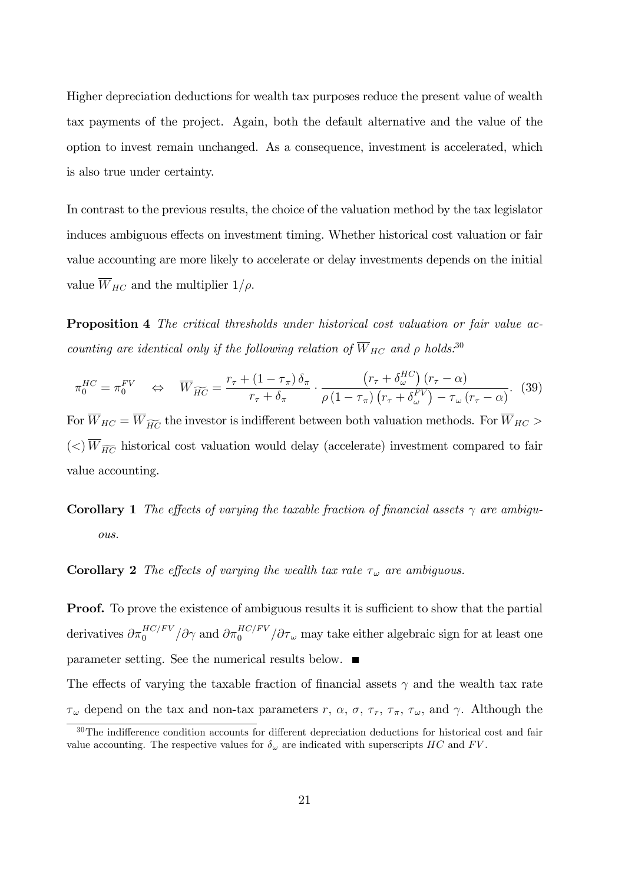Higher depreciation deductions for wealth tax purposes reduce the present value of wealth tax payments of the project. Again, both the default alternative and the value of the option to invest remain unchanged. As a consequence, investment is accelerated, which is also true under certainty.

In contrast to the previous results, the choice of the valuation method by the tax legislator induces ambiguous effects on investment timing. Whether historical cost valuation or fair value accounting are more likely to accelerate or delay investments depends on the initial value $\overline{W}_{HC}$ and the multiplier $1/\rho$.

**Proposition 4** *The critical thresholds under historical cost valuation or fair value accounting are identical only if the following relation of $\overline{W}_{HC}$ and $\rho$ holds:*[30]

$$\pi_0^{HC} = \pi_0^{FV} \quad \Leftrightarrow \quad \overline{W}_{\widetilde{HC}} = \frac{r_\tau + (1-\tau_\pi)\,\delta_\pi}{r_\tau + \delta_\pi} \cdot \frac{\left(r_\tau + \delta_\omega^{HC}\right)(r_\tau - \alpha)}{\rho\,(1-\tau_\pi)\left(r_\tau + \delta_\omega^{FV}\right) - \tau_\omega\,(r_\tau - \alpha)}. \quad (39)$$

For $\overline{W}_{HC} = \overline{W}_{\widetilde{HC}}$ the investor is indifferent between both valuation methods. For $\overline{W}_{HC} > (<)\,\overline{W}_{\widetilde{HC}}$ historical cost valuation would delay (accelerate) investment compared to fair value accounting.

**Corollary 1** *The effects of varying the taxable fraction of financial assets $\gamma$ are ambiguous.*

**Corollary 2** *The effects of varying the wealth tax rate $\tau_\omega$ are ambiguous.*

**Proof.** To prove the existence of ambiguous results it is sufficient to show that the partial derivatives $\partial\pi_0^{HC/FV}/\partial\gamma$ and $\partial\pi_0^{HC/FV}/\partial\tau_\omega$ may take either algebraic sign for at least one parameter setting. See the numerical results below. ■

The effects of varying the taxable fraction of financial assets $\gamma$ and the wealth tax rate $\tau_\omega$ depend on the tax and non-tax parameters $r$, $\alpha$, $\sigma$, $\tau_r$, $\tau_\pi$, $\tau_\omega$, and $\gamma$. Although the

[30] The indifference condition accounts for different depreciation deductions for historical cost and fair value accounting. The respective values for $\delta_\omega$ are indicated with superscripts $HC$ and $FV$.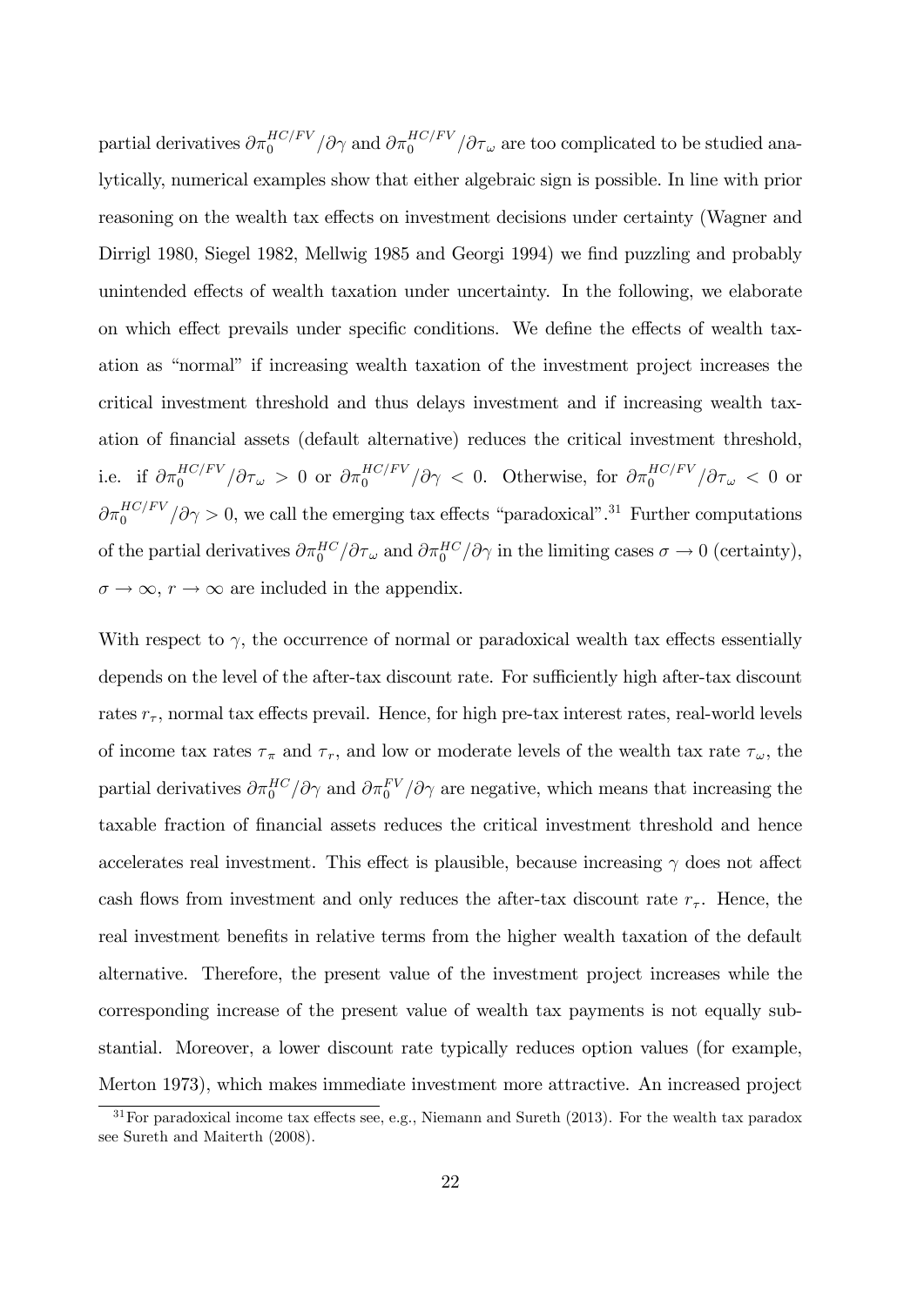partial derivatives $\partial\pi_0^{HC/FV}/\partial\gamma$ and $\partial\pi_0^{HC/FV}/\partial\tau_\omega$ are too complicated to be studied analytically, numerical examples show that either algebraic sign is possible. In line with prior reasoning on the wealth tax effects on investment decisions under certainty (Wagner and Dirrigl 1980, Siegel 1982, Mellwig 1985 and Georgi 1994) we find puzzling and probably unintended effects of wealth taxation under uncertainty. In the following, we elaborate on which effect prevails under specific conditions. We define the effects of wealth taxation as "normal" if increasing wealth taxation of the investment project increases the critical investment threshold and thus delays investment and if increasing wealth taxation of financial assets (default alternative) reduces the critical investment threshold, i.e. if $\partial\pi_0^{HC/FV}/\partial\tau_\omega > 0$ or $\partial\pi_0^{HC/FV}/\partial\gamma < 0$. Otherwise, for $\partial\pi_0^{HC/FV}/\partial\tau_\omega < 0$ or $\partial\pi_0^{HC/FV}/\partial\gamma > 0$, we call the emerging tax effects "paradoxical".[31] Further computations of the partial derivatives $\partial\pi_0^{HC}/\partial\tau_\omega$ and $\partial\pi_0^{HC}/\partial\gamma$ in the limiting cases $\sigma \to 0$ (certainty), $\sigma \to \infty$, $r \to \infty$ are included in the appendix.

With respect to $\gamma$, the occurrence of normal or paradoxical wealth tax effects essentially depends on the level of the after-tax discount rate. For sufficiently high after-tax discount rates $r_\tau$, normal tax effects prevail. Hence, for high pre-tax interest rates, real-world levels of income tax rates $\tau_\pi$ and $\tau_r$, and low or moderate levels of the wealth tax rate $\tau_\omega$, the partial derivatives $\partial\pi_0^{HC}/\partial\gamma$ and $\partial\pi_0^{FV}/\partial\gamma$ are negative, which means that increasing the taxable fraction of financial assets reduces the critical investment threshold and hence accelerates real investment. This effect is plausible, because increasing $\gamma$ does not affect cash flows from investment and only reduces the after-tax discount rate $r_\tau$. Hence, the real investment benefits in relative terms from the higher wealth taxation of the default alternative. Therefore, the present value of the investment project increases while the corresponding increase of the present value of wealth tax payments is not equally substantial. Moreover, a lower discount rate typically reduces option values (for example, Merton 1973), which makes immediate investment more attractive. An increased project

[31] For paradoxical income tax effects see, e.g., Niemann and Sureth (2013). For the wealth tax paradox see Sureth and Maiterth (2008).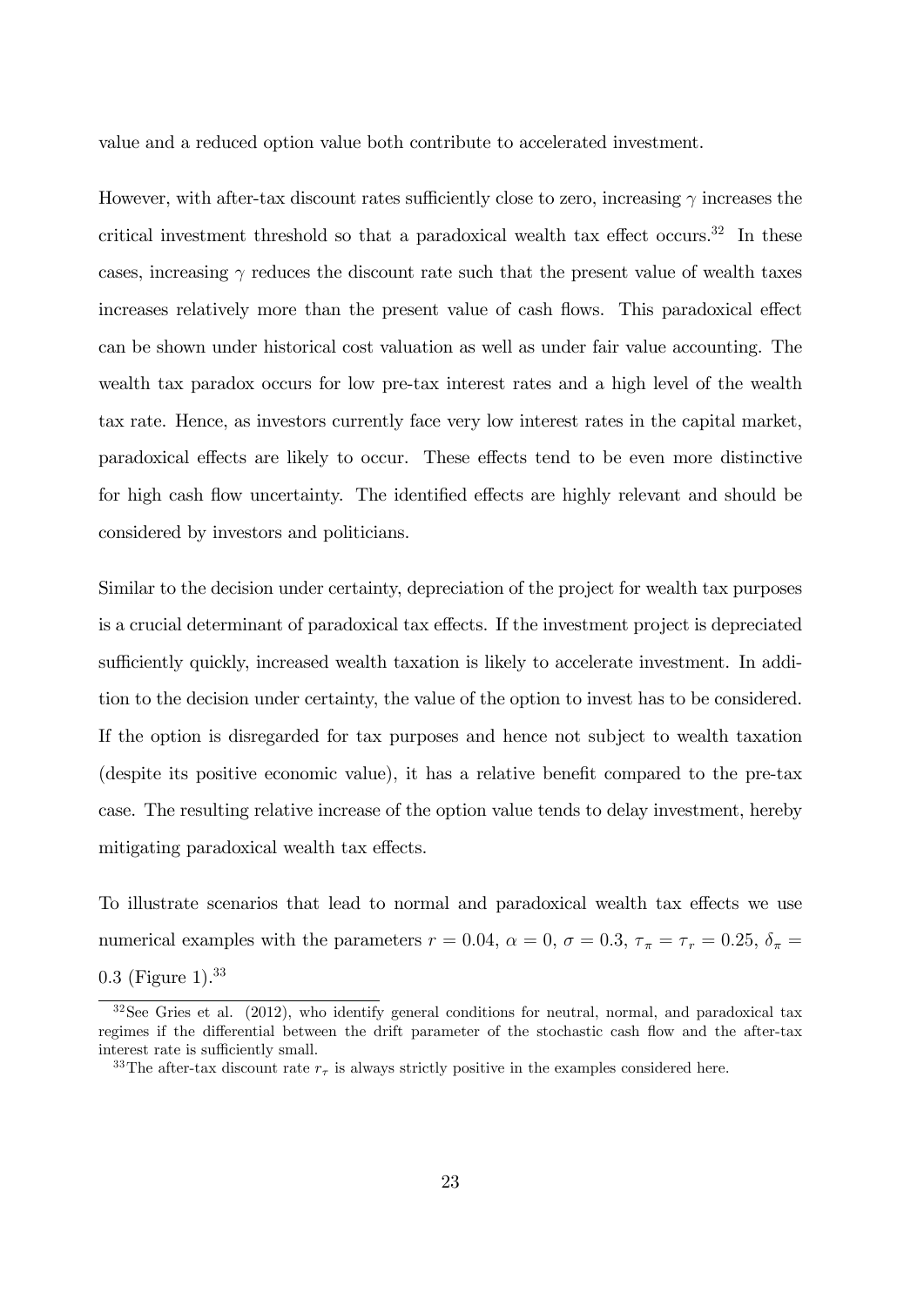value and a reduced option value both contribute to accelerated investment.

However, with after-tax discount rates sufficiently close to zero, increasing $\gamma$ increases the critical investment threshold so that a paradoxical wealth tax effect occurs.[32] In these cases, increasing $\gamma$ reduces the discount rate such that the present value of wealth taxes increases relatively more than the present value of cash flows. This paradoxical effect can be shown under historical cost valuation as well as under fair value accounting. The wealth tax paradox occurs for low pre-tax interest rates and a high level of the wealth tax rate. Hence, as investors currently face very low interest rates in the capital market, paradoxical effects are likely to occur. These effects tend to be even more distinctive for high cash flow uncertainty. The identified effects are highly relevant and should be considered by investors and politicians.

Similar to the decision under certainty, depreciation of the project for wealth tax purposes is a crucial determinant of paradoxical tax effects. If the investment project is depreciated sufficiently quickly, increased wealth taxation is likely to accelerate investment. In addition to the decision under certainty, the value of the option to invest has to be considered. If the option is disregarded for tax purposes and hence not subject to wealth taxation (despite its positive economic value), it has a relative benefit compared to the pre-tax case. The resulting relative increase of the option value tends to delay investment, hereby mitigating paradoxical wealth tax effects.

To illustrate scenarios that lead to normal and paradoxical wealth tax effects we use numerical examples with the parameters $r = 0.04$, $\alpha = 0$, $\sigma = 0.3$, $\tau_\pi = \tau_r = 0.25$, $\delta_\pi = 0.3$ (Figure 1).[33]

[32] See Gries et al. (2012), who identify general conditions for neutral, normal, and paradoxical tax regimes if the differential between the drift parameter of the stochastic cash flow and the after-tax interest rate is sufficiently small.

[33] The after-tax discount rate $r_\tau$ is always strictly positive in the examples considered here.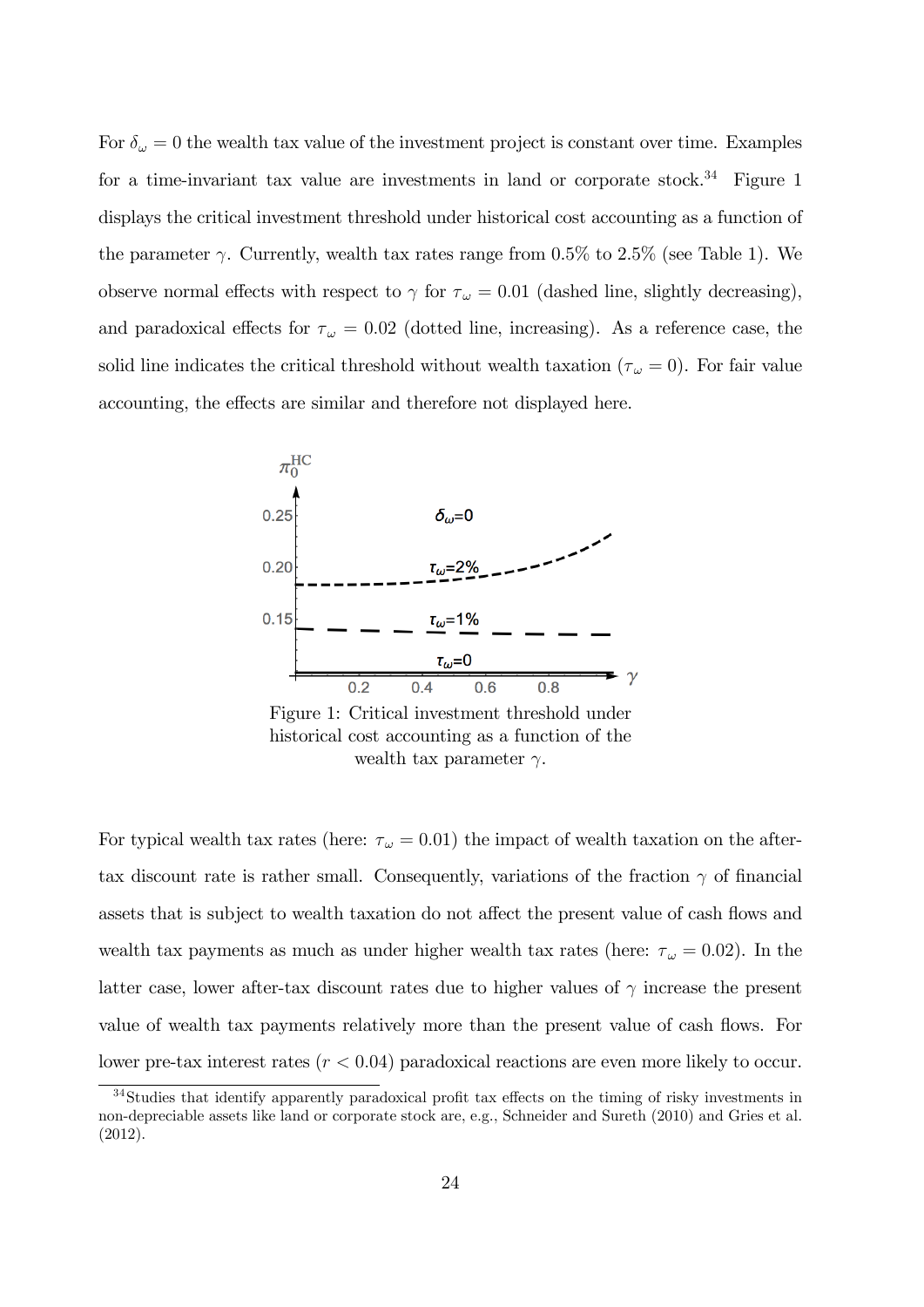For $\delta_\omega = 0$ the wealth tax value of the investment project is constant over time. Examples for a time-invariant tax value are investments in land or corporate stock.[34] Figure 1 displays the critical investment threshold under historical cost accounting as a function of the parameter $\gamma$. Currently, wealth tax rates range from 0.5% to 2.5% (see Table 1). We observe normal effects with respect to $\gamma$ for $\tau_\omega = 0.01$ (dashed line, slightly decreasing), and paradoxical effects for $\tau_\omega = 0.02$ (dotted line, increasing). As a reference case, the solid line indicates the critical threshold without wealth taxation ($\tau_\omega = 0$). For fair value accounting, the effects are similar and therefore not displayed here.

Figure 1: Critical investment threshold under historical cost accounting as a function of the wealth tax parameter $\gamma$.

For typical wealth tax rates (here: $\tau_\omega = 0.01$) the impact of wealth taxation on the after-tax discount rate is rather small. Consequently, variations of the fraction $\gamma$ of financial assets that is subject to wealth taxation do not affect the present value of cash flows and wealth tax payments as much as under higher wealth tax rates (here: $\tau_\omega = 0.02$). In the latter case, lower after-tax discount rates due to higher values of $\gamma$ increase the present value of wealth tax payments relatively more than the present value of cash flows. For lower pre-tax interest rates ($r < 0.04$) paradoxical reactions are even more likely to occur.

[34] Studies that identify apparently paradoxical profit tax effects on the timing of risky investments in non-depreciable assets like land or corporate stock are, e.g., Schneider and Sureth (2010) and Gries et al. (2012).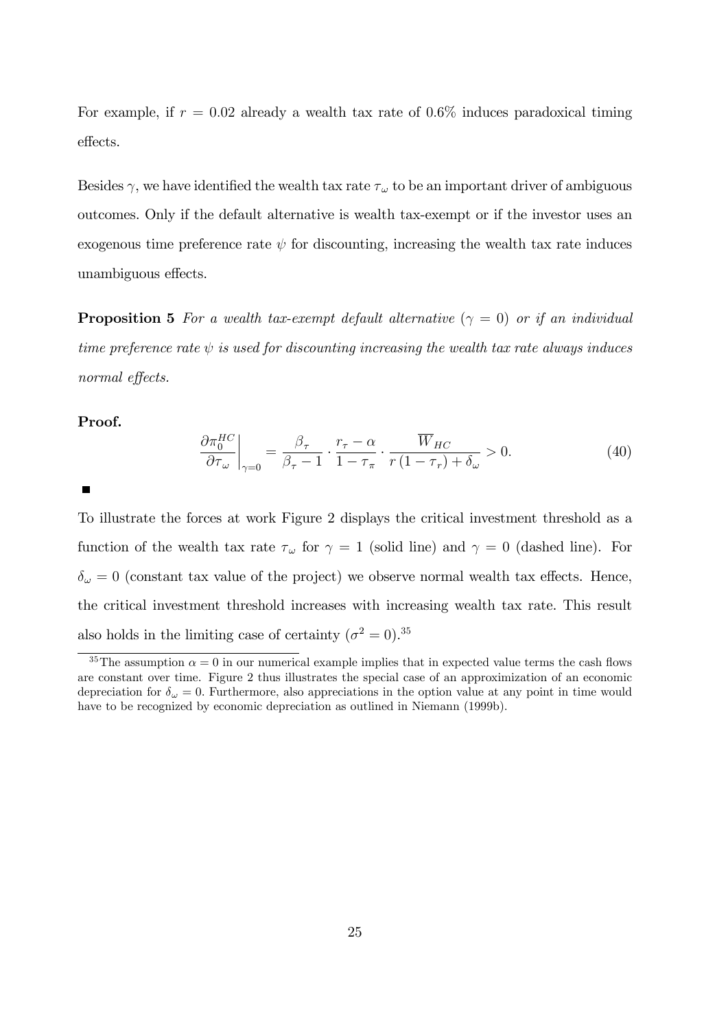For example, if $r = 0.02$ already a wealth tax rate of 0.6% induces paradoxical timing effects.

Besides $\gamma$, we have identified the wealth tax rate $\tau_\omega$ to be an important driver of ambiguous outcomes. Only if the default alternative is wealth tax-exempt or if the investor uses an exogenous time preference rate $\psi$ for discounting, increasing the wealth tax rate induces unambiguous effects.

**Proposition 5** *For a wealth tax-exempt default alternative ($\gamma = 0$) or if an individual time preference rate $\psi$ is used for discounting increasing the wealth tax rate always induces normal effects.*

**Proof.**

$$\left.\frac{\partial \pi_0^{HC}}{\partial \tau_\omega}\right|_{\gamma=0} = \frac{\beta_\tau}{\beta_\tau - 1} \cdot \frac{r_\tau - \alpha}{1 - \tau_\pi} \cdot \frac{\overline{W}_{HC}}{r(1-\tau_r) + \delta_\omega} > 0. \tag{40}$$

■

To illustrate the forces at work Figure 2 displays the critical investment threshold as a function of the wealth tax rate $\tau_\omega$ for $\gamma = 1$ (solid line) and $\gamma = 0$ (dashed line). For $\delta_\omega = 0$ (constant tax value of the project) we observe normal wealth tax effects. Hence, the critical investment threshold increases with increasing wealth tax rate. This result also holds in the limiting case of certainty ($\sigma^2 = 0$).[35]

[35] The assumption $\alpha = 0$ in our numerical example implies that in expected value terms the cash flows are constant over time. Figure 2 thus illustrates the special case of an approximization of an economic depreciation for $\delta_\omega = 0$. Furthermore, also appreciations in the option value at any point in time would have to be recognized by economic depreciation as outlined in Niemann (1999b).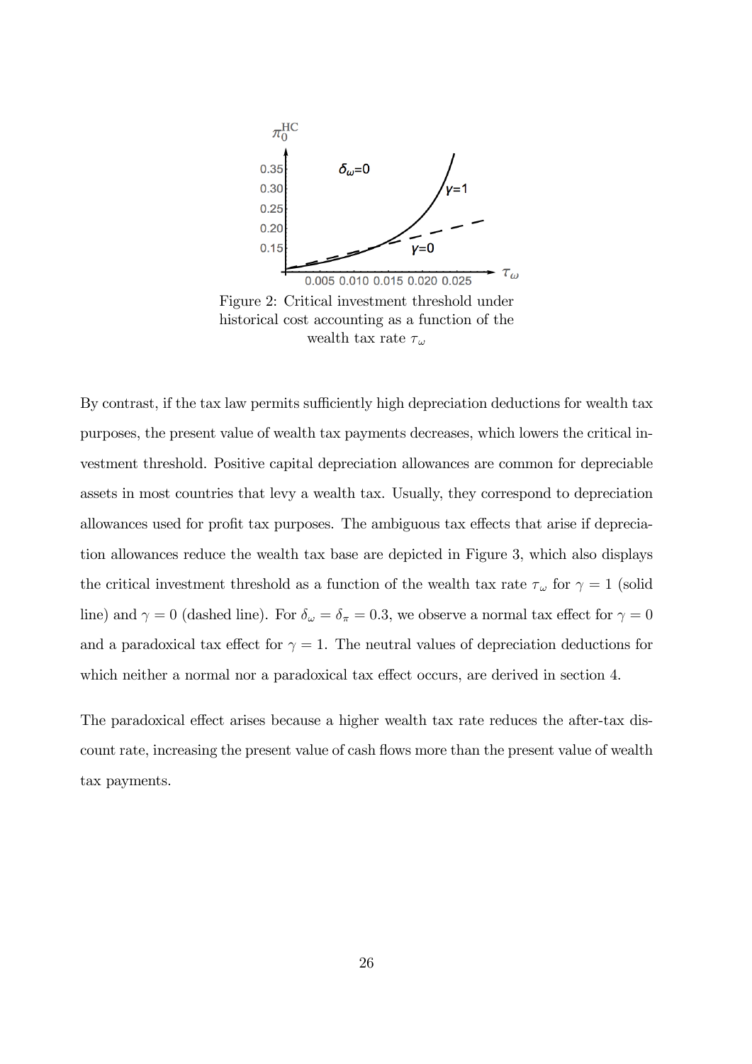Figure 2: Critical investment threshold under historical cost accounting as a function of the wealth tax rate $\tau_\omega$

By contrast, if the tax law permits sufficiently high depreciation deductions for wealth tax purposes, the present value of wealth tax payments decreases, which lowers the critical investment threshold. Positive capital depreciation allowances are common for depreciable assets in most countries that levy a wealth tax. Usually, they correspond to depreciation allowances used for profit tax purposes. The ambiguous tax effects that arise if depreciation allowances reduce the wealth tax base are depicted in Figure 3, which also displays the critical investment threshold as a function of the wealth tax rate $\tau_\omega$ for $\gamma = 1$ (solid line) and $\gamma = 0$ (dashed line). For $\delta_\omega = \delta_\pi = 0.3$, we observe a normal tax effect for $\gamma = 0$ and a paradoxical tax effect for $\gamma = 1$. The neutral values of depreciation deductions for which neither a normal nor a paradoxical tax effect occurs, are derived in section 4.

The paradoxical effect arises because a higher wealth tax rate reduces the after-tax discount rate, increasing the present value of cash flows more than the present value of wealth tax payments.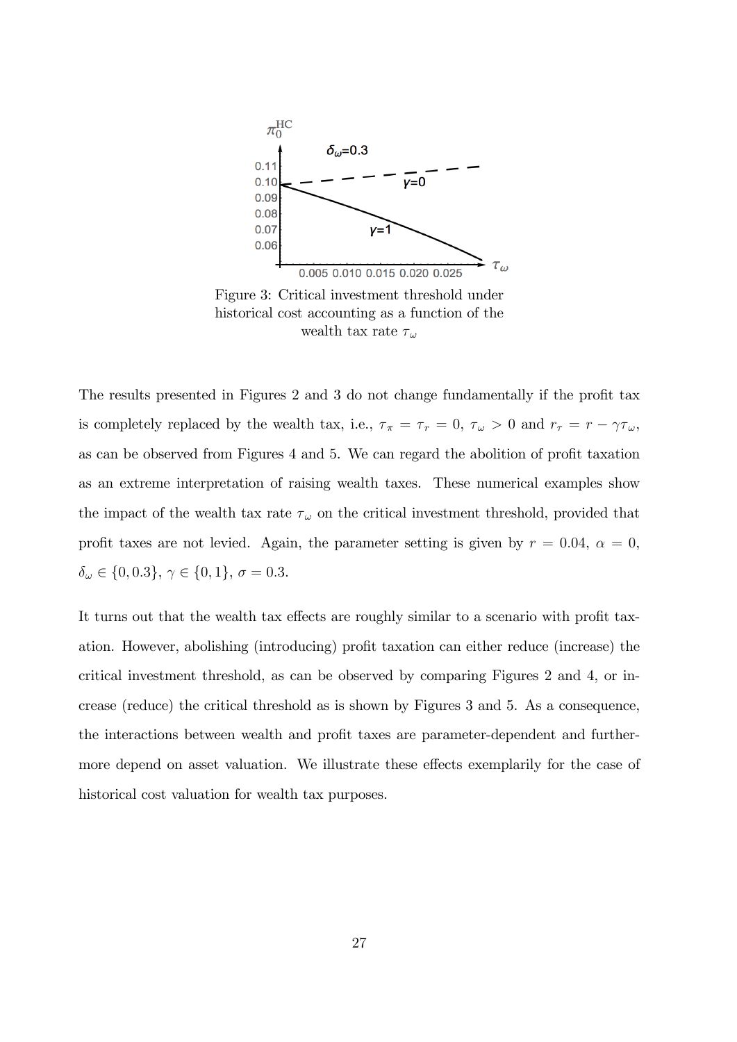Figure 3: Critical investment threshold under historical cost accounting as a function of the wealth tax rate $\tau_\omega$

The results presented in Figures 2 and 3 do not change fundamentally if the profit tax is completely replaced by the wealth tax, i.e., $\tau_\pi = \tau_r = 0$, $\tau_\omega > 0$ and $r_\tau = r - \gamma\tau_\omega$, as can be observed from Figures 4 and 5. We can regard the abolition of profit taxation as an extreme interpretation of raising wealth taxes. These numerical examples show the impact of the wealth tax rate $\tau_\omega$ on the critical investment threshold, provided that profit taxes are not levied. Again, the parameter setting is given by $r = 0.04$, $\alpha = 0$, $\delta_\omega \in \{0, 0.3\}$, $\gamma \in \{0, 1\}$, $\sigma = 0.3$.

It turns out that the wealth tax effects are roughly similar to a scenario with profit taxation. However, abolishing (introducing) profit taxation can either reduce (increase) the critical investment threshold, as can be observed by comparing Figures 2 and 4, or increase (reduce) the critical threshold as is shown by Figures 3 and 5. As a consequence, the interactions between wealth and profit taxes are parameter-dependent and furthermore depend on asset valuation. We illustrate these effects exemplarily for the case of historical cost valuation for wealth tax purposes.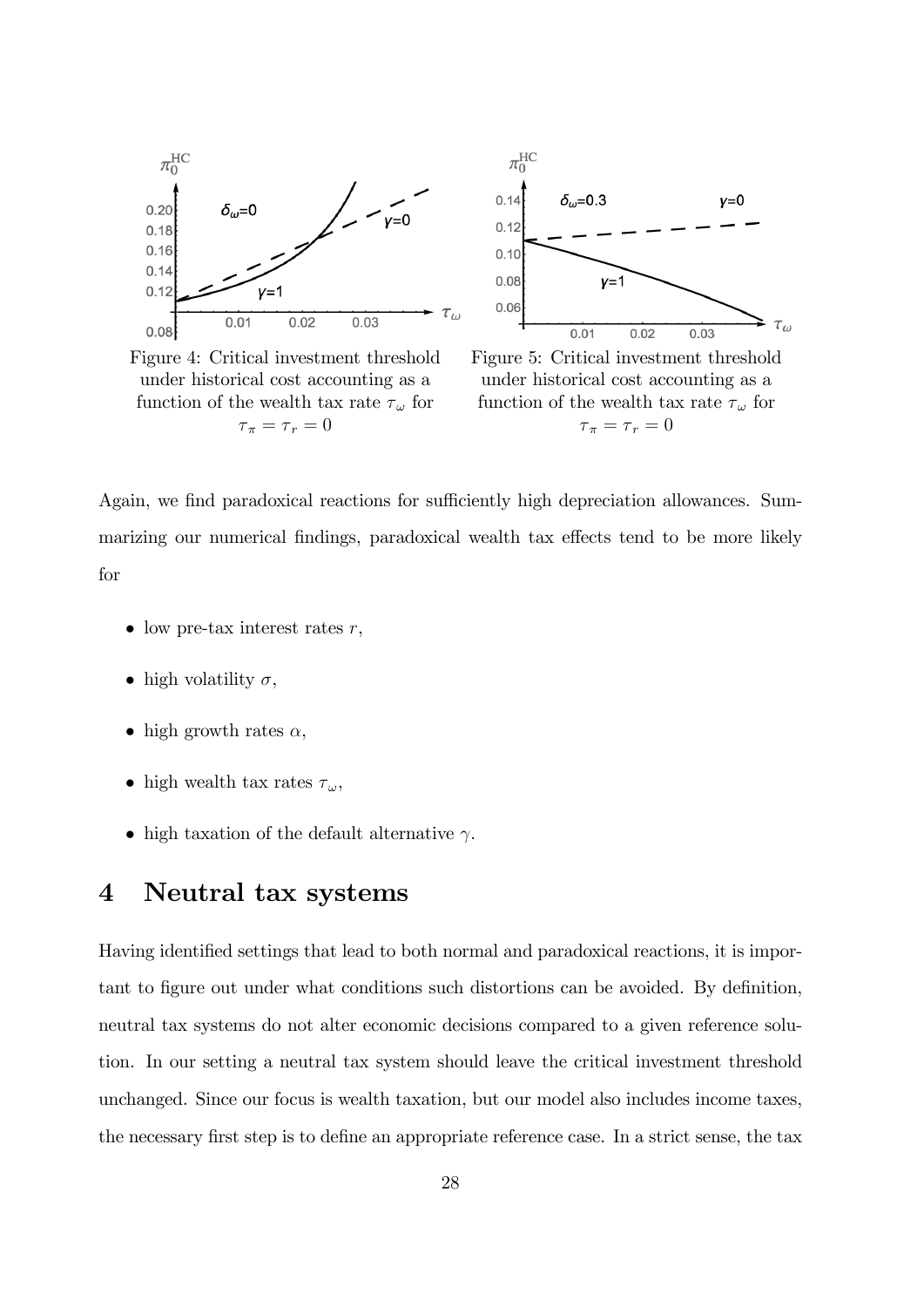Figure 4: Critical investment threshold under historical cost accounting as a function of the wealth tax rate $\tau_\omega$ for $\tau_\pi = \tau_r = 0$

Figure 5: Critical investment threshold under historical cost accounting as a function of the wealth tax rate $\tau_\omega$ for $\tau_\pi = \tau_r = 0$

Again, we find paradoxical reactions for sufficiently high depreciation allowances. Summarizing our numerical findings, paradoxical wealth tax effects tend to be more likely for

- low pre-tax interest rates $r$,
- high volatility $\sigma$,
- high growth rates $\alpha$,
- high wealth tax rates $\tau_\omega$,
- high taxation of the default alternative $\gamma$.

# 4 Neutral tax systems

Having identified settings that lead to both normal and paradoxical reactions, it is important to figure out under what conditions such distortions can be avoided. By definition, neutral tax systems do not alter economic decisions compared to a given reference solution. In our setting a neutral tax system should leave the critical investment threshold unchanged. Since our focus is wealth taxation, but our model also includes income taxes, the necessary first step is to define an appropriate reference case. In a strict sense, the tax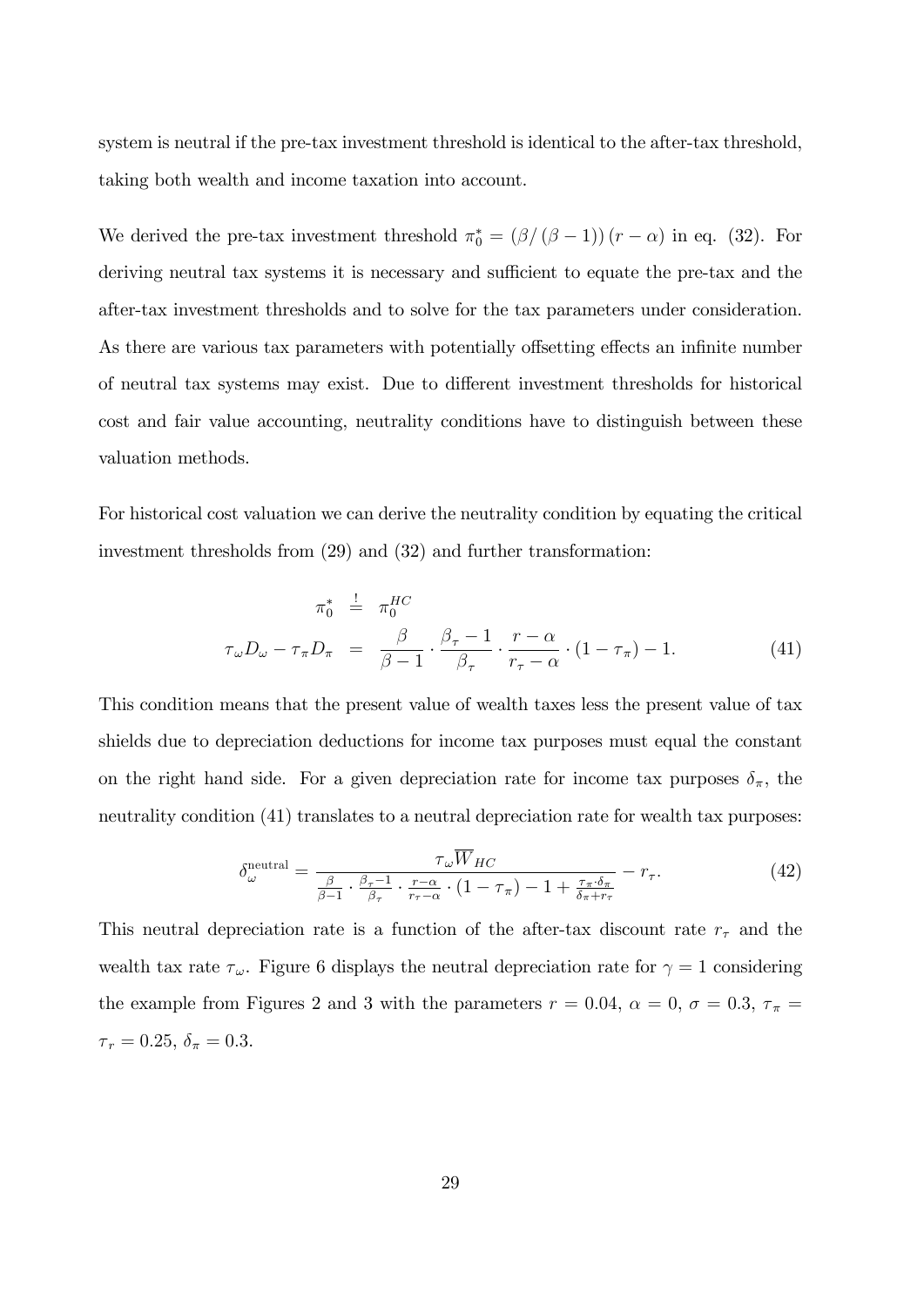system is neutral if the pre-tax investment threshold is identical to the after-tax threshold, taking both wealth and income taxation into account.

We derived the pre-tax investment threshold $\pi_0^* = (\beta/(\beta-1))(r-\alpha)$ in eq. (32). For deriving neutral tax systems it is necessary and sufficient to equate the pre-tax and the after-tax investment thresholds and to solve for the tax parameters under consideration. As there are various tax parameters with potentially offsetting effects an infinite number of neutral tax systems may exist. Due to different investment thresholds for historical cost and fair value accounting, neutrality conditions have to distinguish between these valuation methods.

For historical cost valuation we can derive the neutrality condition by equating the critical investment thresholds from (29) and (32) and further transformation:

$$
\begin{aligned}
\pi_0^* &\overset{!}{=} \pi_0^{HC} \\
\tau_\omega D_\omega - \tau_\pi D_\pi &= \frac{\beta}{\beta-1} \cdot \frac{\beta_\tau - 1}{\beta_\tau} \cdot \frac{r-\alpha}{r_\tau - \alpha} \cdot (1-\tau_\pi) - 1. \qquad (41)
\end{aligned}
$$

This condition means that the present value of wealth taxes less the present value of tax shields due to depreciation deductions for income tax purposes must equal the constant on the right hand side. For a given depreciation rate for income tax purposes $\delta_\pi$, the neutrality condition (41) translates to a neutral depreciation rate for wealth tax purposes:

$$
\delta_\omega^{\text{neutral}} = \frac{\tau_\omega \overline{W}_{HC}}{\frac{\beta}{\beta-1} \cdot \frac{\beta_\tau - 1}{\beta_\tau} \cdot \frac{r-\alpha}{r_\tau-\alpha} \cdot (1-\tau_\pi) - 1 + \frac{\tau_\pi \cdot \delta_\pi}{\delta_\pi + r_\tau}} - r_\tau. \qquad (42)
$$

This neutral depreciation rate is a function of the after-tax discount rate $r_\tau$ and the wealth tax rate $\tau_\omega$. Figure 6 displays the neutral depreciation rate for $\gamma = 1$ considering the example from Figures 2 and 3 with the parameters $r = 0.04$, $\alpha = 0$, $\sigma = 0.3$, $\tau_\pi = \tau_r = 0.25$, $\delta_\pi = 0.3$.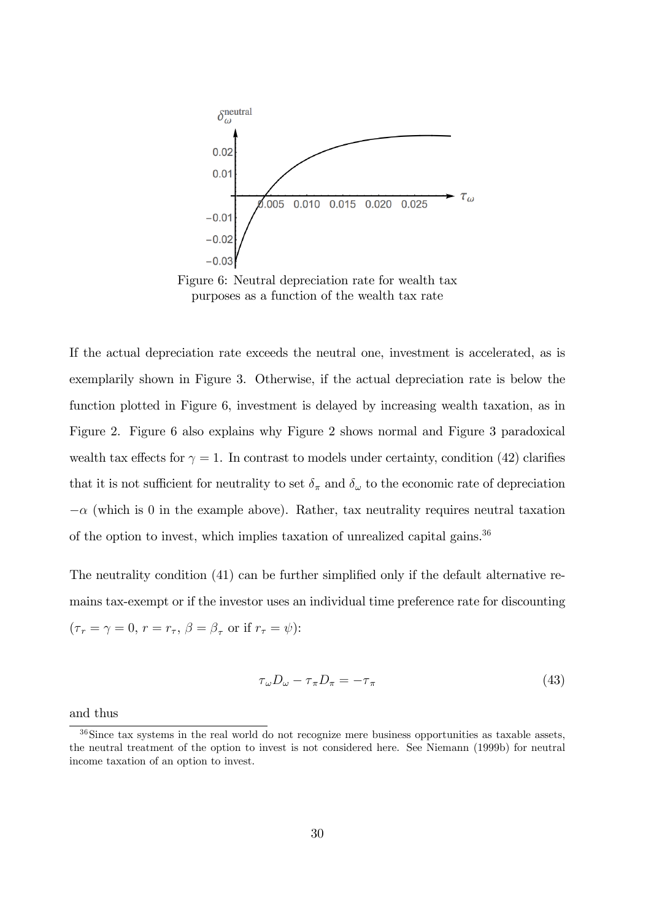Figure 6: Neutral depreciation rate for wealth tax purposes as a function of the wealth tax rate

If the actual depreciation rate exceeds the neutral one, investment is accelerated, as is exemplarily shown in Figure 3. Otherwise, if the actual depreciation rate is below the function plotted in Figure 6, investment is delayed by increasing wealth taxation, as in Figure 2. Figure 6 also explains why Figure 2 shows normal and Figure 3 paradoxical wealth tax effects for $\gamma = 1$. In contrast to models under certainty, condition (42) clarifies that it is not sufficient for neutrality to set $\delta_\pi$ and $\delta_\omega$ to the economic rate of depreciation $-\alpha$ (which is 0 in the example above). Rather, tax neutrality requires neutral taxation of the option to invest, which implies taxation of unrealized capital gains.[36]

The neutrality condition (41) can be further simplified only if the default alternative remains tax-exempt or if the investor uses an individual time preference rate for discounting ($\tau_r = \gamma = 0$, $r = r_\tau$, $\beta = \beta_\tau$ or if $r_\tau = \psi$):

$$\tau_\omega D_\omega - \tau_\pi D_\pi = -\tau_\pi \tag{43}$$

and thus

[36] Since tax systems in the real world do not recognize mere business opportunities as taxable assets, the neutral treatment of the option to invest is not considered here. See Niemann (1999b) for neutral income taxation of an option to invest.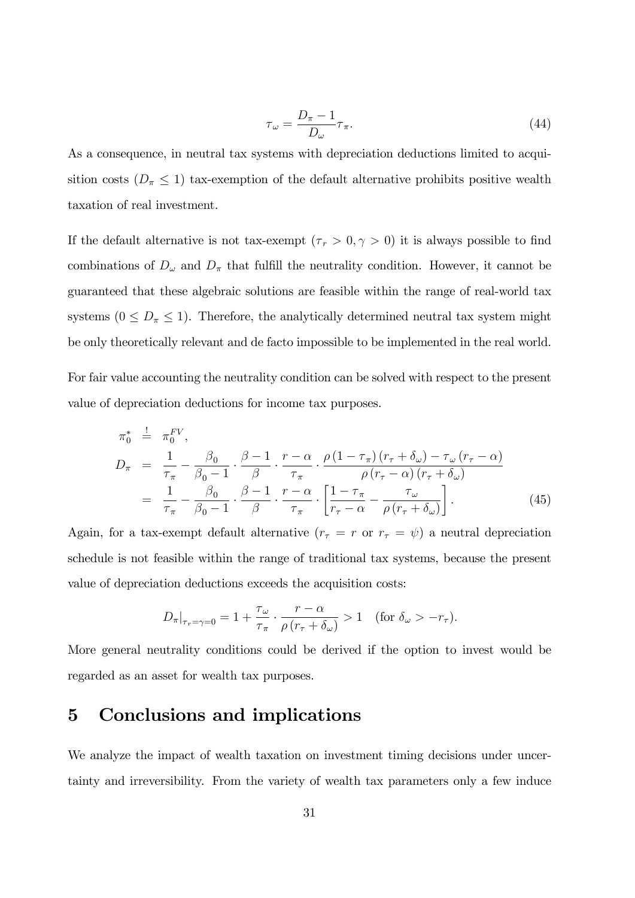$$\tau_\omega = \frac{D_\pi - 1}{D_\omega} \tau_\pi. \tag{44}$$

As a consequence, in neutral tax systems with depreciation deductions limited to acquisition costs ($D_\pi \leq 1$) tax-exemption of the default alternative prohibits positive wealth taxation of real investment.

If the default alternative is not tax-exempt ($\tau_r > 0, \gamma > 0$) it is always possible to find combinations of $D_\omega$ and $D_\pi$ that fulfill the neutrality condition. However, it cannot be guaranteed that these algebraic solutions are feasible within the range of real-world tax systems ($0 \leq D_\pi \leq 1$). Therefore, the analytically determined neutral tax system might be only theoretically relevant and de facto impossible to be implemented in the real world.

For fair value accounting the neutrality condition can be solved with respect to the present value of depreciation deductions for income tax purposes.

$$\begin{aligned}
\pi_0^* &\stackrel{!}{=} \pi_0^{FV}, \\
D_\pi &= \frac{1}{\tau_\pi} - \frac{\beta_0}{\beta_0 - 1} \cdot \frac{\beta - 1}{\beta} \cdot \frac{r - \alpha}{\tau_\pi} \cdot \frac{\rho (1 - \tau_\pi)(r_\tau + \delta_\omega) - \tau_\omega (r_\tau - \alpha)}{\rho (r_\tau - \alpha)(r_\tau + \delta_\omega)} \\
&= \frac{1}{\tau_\pi} - \frac{\beta_0}{\beta_0 - 1} \cdot \frac{\beta - 1}{\beta} \cdot \frac{r - \alpha}{\tau_\pi} \cdot \left[ \frac{1 - \tau_\pi}{r_\tau - \alpha} - \frac{\tau_\omega}{\rho (r_\tau + \delta_\omega)} \right].
\end{aligned} \tag{45}$$

Again, for a tax-exempt default alternative ($r_\tau = r$ or $r_\tau = \psi$) a neutral depreciation schedule is not feasible within the range of traditional tax systems, because the present value of depreciation deductions exceeds the acquisition costs:

$$D_\pi|_{\tau_r = \gamma = 0} = 1 + \frac{\tau_\omega}{\tau_\pi} \cdot \frac{r - \alpha}{\rho (r_\tau + \delta_\omega)} > 1 \quad (\text{for } \delta_\omega > -r_\tau).$$

More general neutrality conditions could be derived if the option to invest would be regarded as an asset for wealth tax purposes.

# 5 Conclusions and implications

We analyze the impact of wealth taxation on investment timing decisions under uncertainty and irreversibility. From the variety of wealth tax parameters only a few induce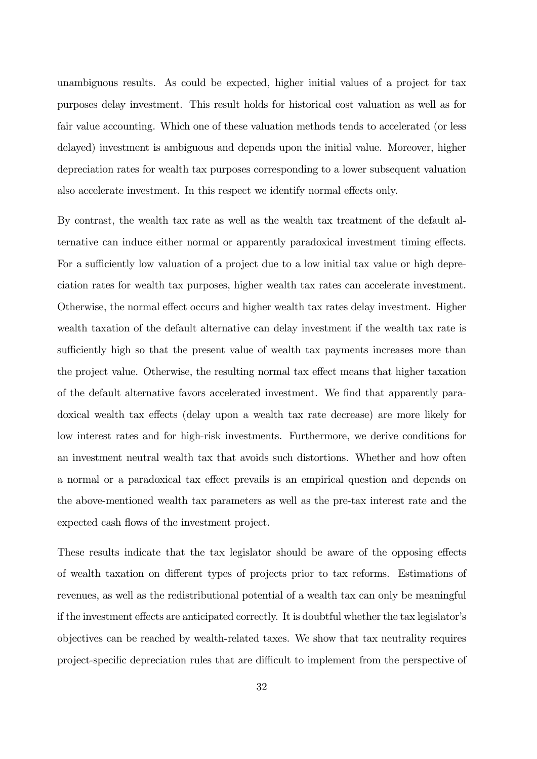unambiguous results. As could be expected, higher initial values of a project for tax purposes delay investment. This result holds for historical cost valuation as well as for fair value accounting. Which one of these valuation methods tends to accelerated (or less delayed) investment is ambiguous and depends upon the initial value. Moreover, higher depreciation rates for wealth tax purposes corresponding to a lower subsequent valuation also accelerate investment. In this respect we identify normal effects only.

By contrast, the wealth tax rate as well as the wealth tax treatment of the default alternative can induce either normal or apparently paradoxical investment timing effects. For a sufficiently low valuation of a project due to a low initial tax value or high depreciation rates for wealth tax purposes, higher wealth tax rates can accelerate investment. Otherwise, the normal effect occurs and higher wealth tax rates delay investment. Higher wealth taxation of the default alternative can delay investment if the wealth tax rate is sufficiently high so that the present value of wealth tax payments increases more than the project value. Otherwise, the resulting normal tax effect means that higher taxation of the default alternative favors accelerated investment. We find that apparently paradoxical wealth tax effects (delay upon a wealth tax rate decrease) are more likely for low interest rates and for high-risk investments. Furthermore, we derive conditions for an investment neutral wealth tax that avoids such distortions. Whether and how often a normal or a paradoxical tax effect prevails is an empirical question and depends on the above-mentioned wealth tax parameters as well as the pre-tax interest rate and the expected cash flows of the investment project.

These results indicate that the tax legislator should be aware of the opposing effects of wealth taxation on different types of projects prior to tax reforms. Estimations of revenues, as well as the redistributional potential of a wealth tax can only be meaningful if the investment effects are anticipated correctly. It is doubtful whether the tax legislator's objectives can be reached by wealth-related taxes. We show that tax neutrality requires project-specific depreciation rules that are difficult to implement from the perspective of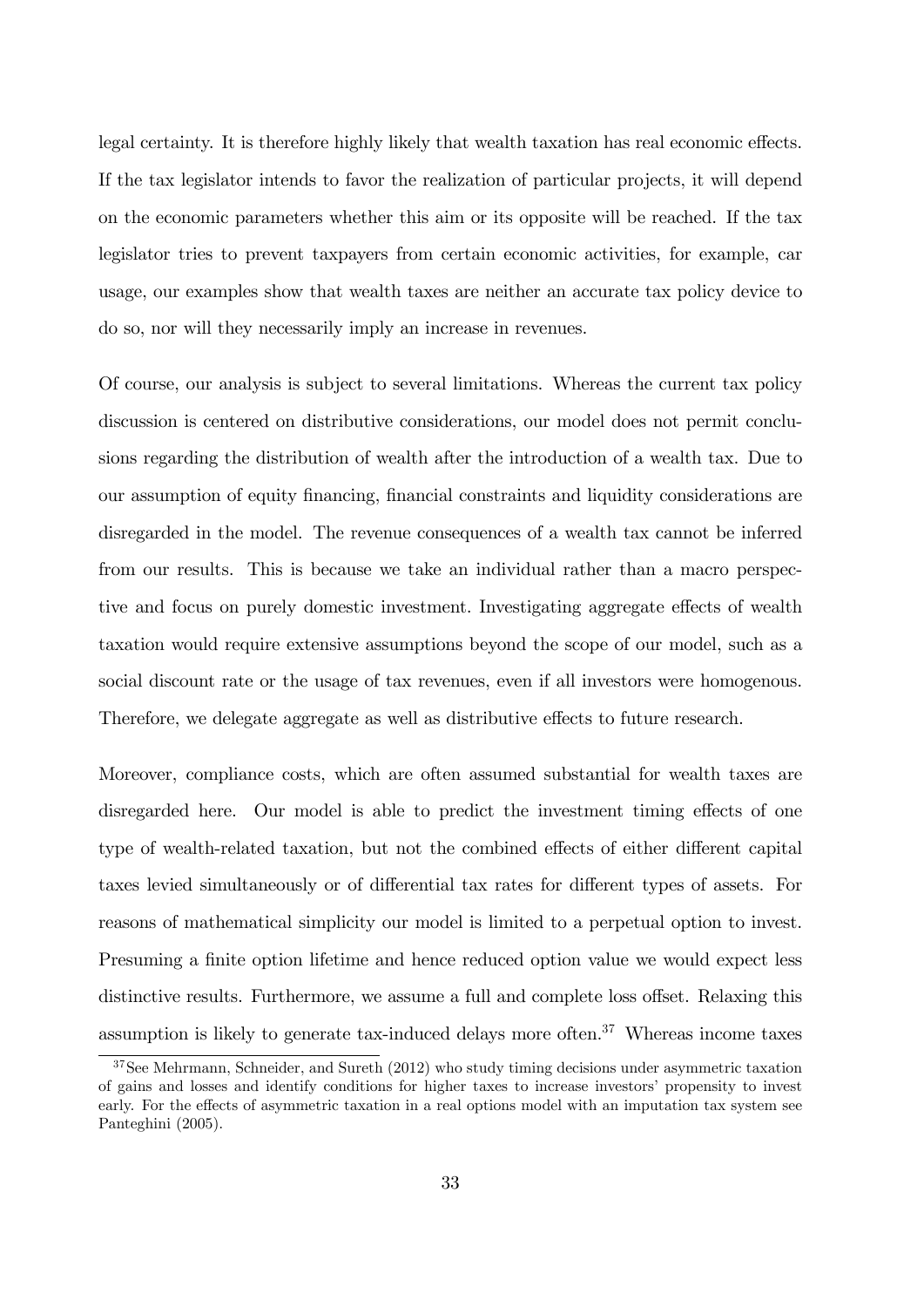legal certainty. It is therefore highly likely that wealth taxation has real economic effects. If the tax legislator intends to favor the realization of particular projects, it will depend on the economic parameters whether this aim or its opposite will be reached. If the tax legislator tries to prevent taxpayers from certain economic activities, for example, car usage, our examples show that wealth taxes are neither an accurate tax policy device to do so, nor will they necessarily imply an increase in revenues.

Of course, our analysis is subject to several limitations. Whereas the current tax policy discussion is centered on distributive considerations, our model does not permit conclusions regarding the distribution of wealth after the introduction of a wealth tax. Due to our assumption of equity financing, financial constraints and liquidity considerations are disregarded in the model. The revenue consequences of a wealth tax cannot be inferred from our results. This is because we take an individual rather than a macro perspective and focus on purely domestic investment. Investigating aggregate effects of wealth taxation would require extensive assumptions beyond the scope of our model, such as a social discount rate or the usage of tax revenues, even if all investors were homogenous. Therefore, we delegate aggregate as well as distributive effects to future research.

Moreover, compliance costs, which are often assumed substantial for wealth taxes are disregarded here. Our model is able to predict the investment timing effects of one type of wealth-related taxation, but not the combined effects of either different capital taxes levied simultaneously or of differential tax rates for different types of assets. For reasons of mathematical simplicity our model is limited to a perpetual option to invest. Presuming a finite option lifetime and hence reduced option value we would expect less distinctive results. Furthermore, we assume a full and complete loss offset. Relaxing this assumption is likely to generate tax-induced delays more often.[37] Whereas income taxes

[37] See Mehrmann, Schneider, and Sureth (2012) who study timing decisions under asymmetric taxation of gains and losses and identify conditions for higher taxes to increase investors' propensity to invest early. For the effects of asymmetric taxation in a real options model with an imputation tax system see Panteghini (2005).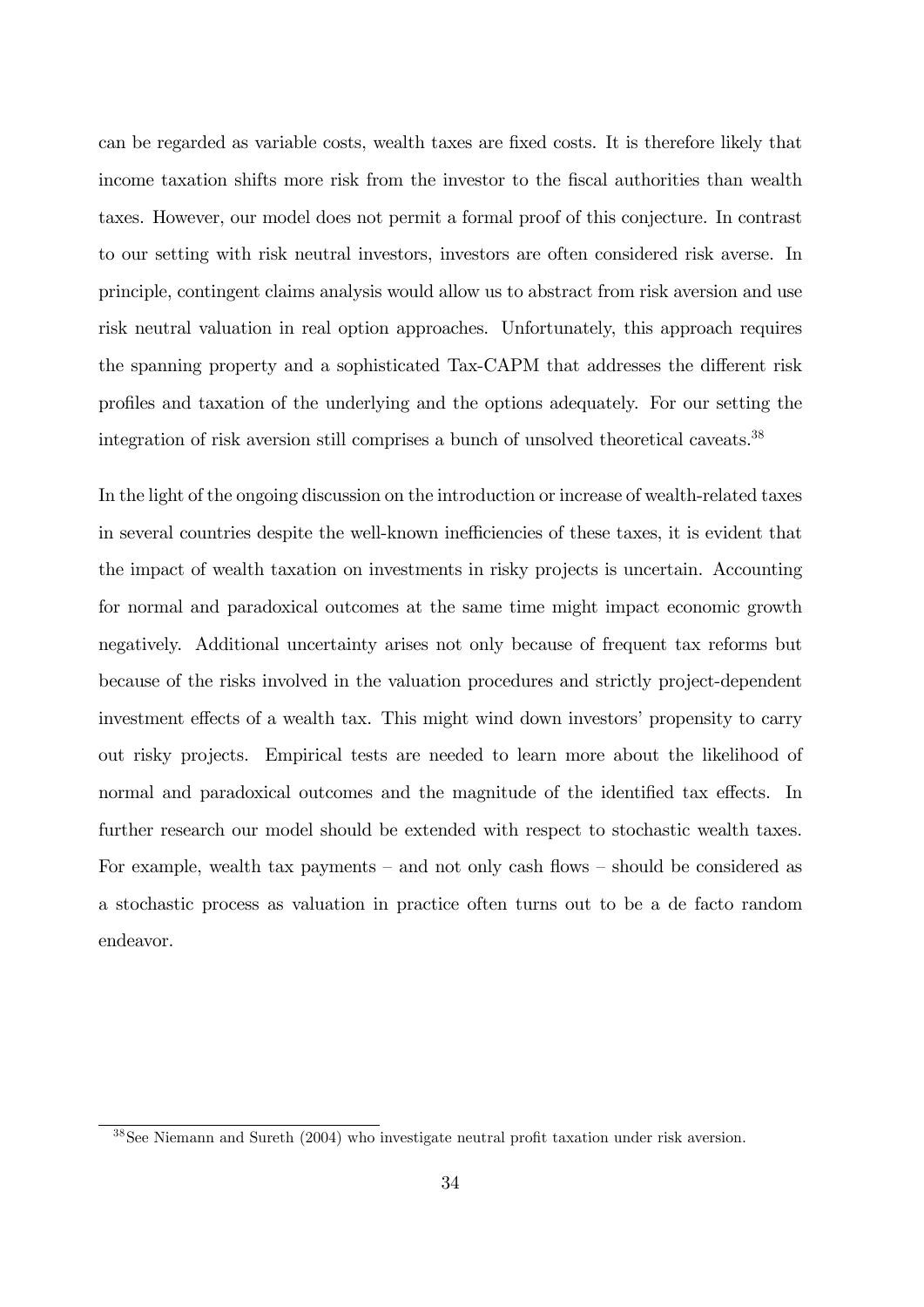can be regarded as variable costs, wealth taxes are fixed costs. It is therefore likely that income taxation shifts more risk from the investor to the fiscal authorities than wealth taxes. However, our model does not permit a formal proof of this conjecture. In contrast to our setting with risk neutral investors, investors are often considered risk averse. In principle, contingent claims analysis would allow us to abstract from risk aversion and use risk neutral valuation in real option approaches. Unfortunately, this approach requires the spanning property and a sophisticated Tax-CAPM that addresses the different risk profiles and taxation of the underlying and the options adequately. For our setting the integration of risk aversion still comprises a bunch of unsolved theoretical caveats.[38]

In the light of the ongoing discussion on the introduction or increase of wealth-related taxes in several countries despite the well-known inefficiencies of these taxes, it is evident that the impact of wealth taxation on investments in risky projects is uncertain. Accounting for normal and paradoxical outcomes at the same time might impact economic growth negatively. Additional uncertainty arises not only because of frequent tax reforms but because of the risks involved in the valuation procedures and strictly project-dependent investment effects of a wealth tax. This might wind down investors' propensity to carry out risky projects. Empirical tests are needed to learn more about the likelihood of normal and paradoxical outcomes and the magnitude of the identified tax effects. In further research our model should be extended with respect to stochastic wealth taxes. For example, wealth tax payments – and not only cash flows – should be considered as a stochastic process as valuation in practice often turns out to be a de facto random endeavor.

[38] See Niemann and Sureth (2004) who investigate neutral profit taxation under risk aversion.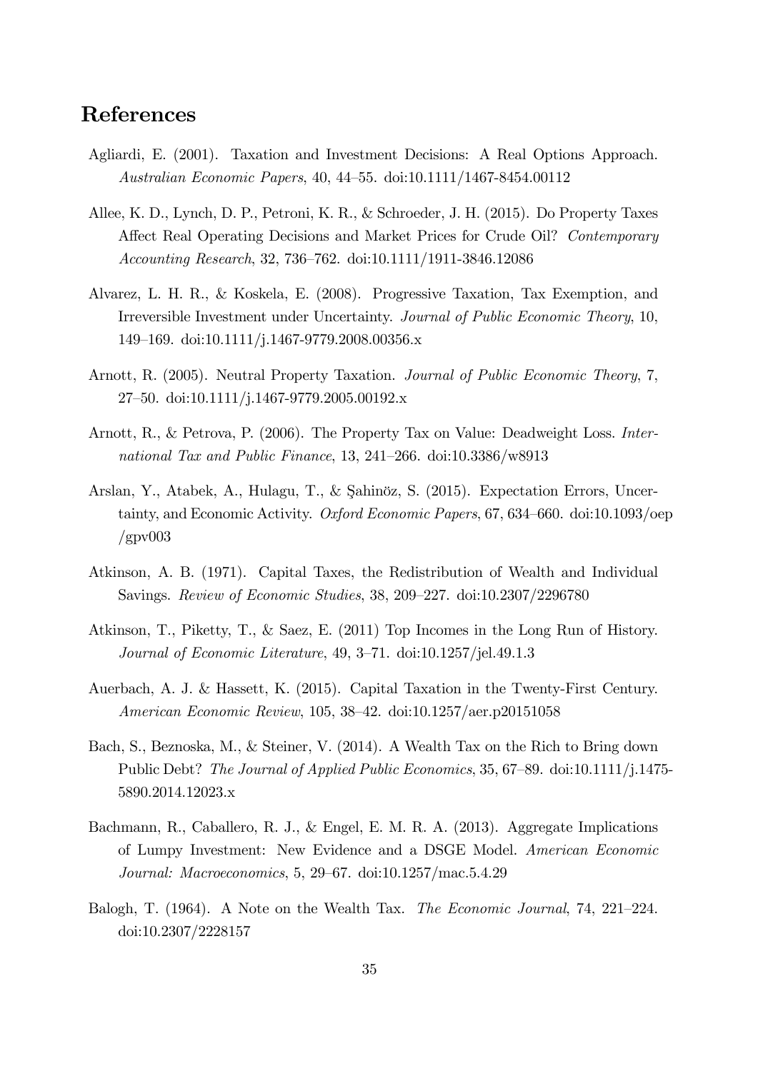## References

Agliardi, E. (2001). Taxation and Investment Decisions: A Real Options Approach. *Australian Economic Papers*, 40, 44–55. doi:10.1111/1467-8454.00112

Allee, K. D., Lynch, D. P., Petroni, K. R., & Schroeder, J. H. (2015). Do Property Taxes Affect Real Operating Decisions and Market Prices for Crude Oil? *Contemporary Accounting Research*, 32, 736–762. doi:10.1111/1911-3846.12086

Alvarez, L. H. R., & Koskela, E. (2008). Progressive Taxation, Tax Exemption, and Irreversible Investment under Uncertainty. *Journal of Public Economic Theory*, 10, 149–169. doi:10.1111/j.1467-9779.2008.00356.x

Arnott, R. (2005). Neutral Property Taxation. *Journal of Public Economic Theory*, 7, 27–50. doi:10.1111/j.1467-9779.2005.00192.x

Arnott, R., & Petrova, P. (2006). The Property Tax on Value: Deadweight Loss. *International Tax and Public Finance*, 13, 241–266. doi:10.3386/w8913

Arslan, Y., Atabek, A., Hulagu, T., & Şahinöz, S. (2015). Expectation Errors, Uncertainty, and Economic Activity. *Oxford Economic Papers*, 67, 634–660. doi:10.1093/oep/gpv003

Atkinson, A. B. (1971). Capital Taxes, the Redistribution of Wealth and Individual Savings. *Review of Economic Studies*, 38, 209–227. doi:10.2307/2296780

Atkinson, T., Piketty, T., & Saez, E. (2011) Top Incomes in the Long Run of History. *Journal of Economic Literature*, 49, 3–71. doi:10.1257/jel.49.1.3

Auerbach, A. J. & Hassett, K. (2015). Capital Taxation in the Twenty-First Century. *American Economic Review*, 105, 38–42. doi:10.1257/aer.p20151058

Bach, S., Beznoska, M., & Steiner, V. (2014). A Wealth Tax on the Rich to Bring down Public Debt? *The Journal of Applied Public Economics*, 35, 67–89. doi:10.1111/j.1475-5890.2014.12023.x

Bachmann, R., Caballero, R. J., & Engel, E. M. R. A. (2013). Aggregate Implications of Lumpy Investment: New Evidence and a DSGE Model. *American Economic Journal: Macroeconomics*, 5, 29–67. doi:10.1257/mac.5.4.29

Balogh, T. (1964). A Note on the Wealth Tax. *The Economic Journal*, 74, 221–224. doi:10.2307/2228157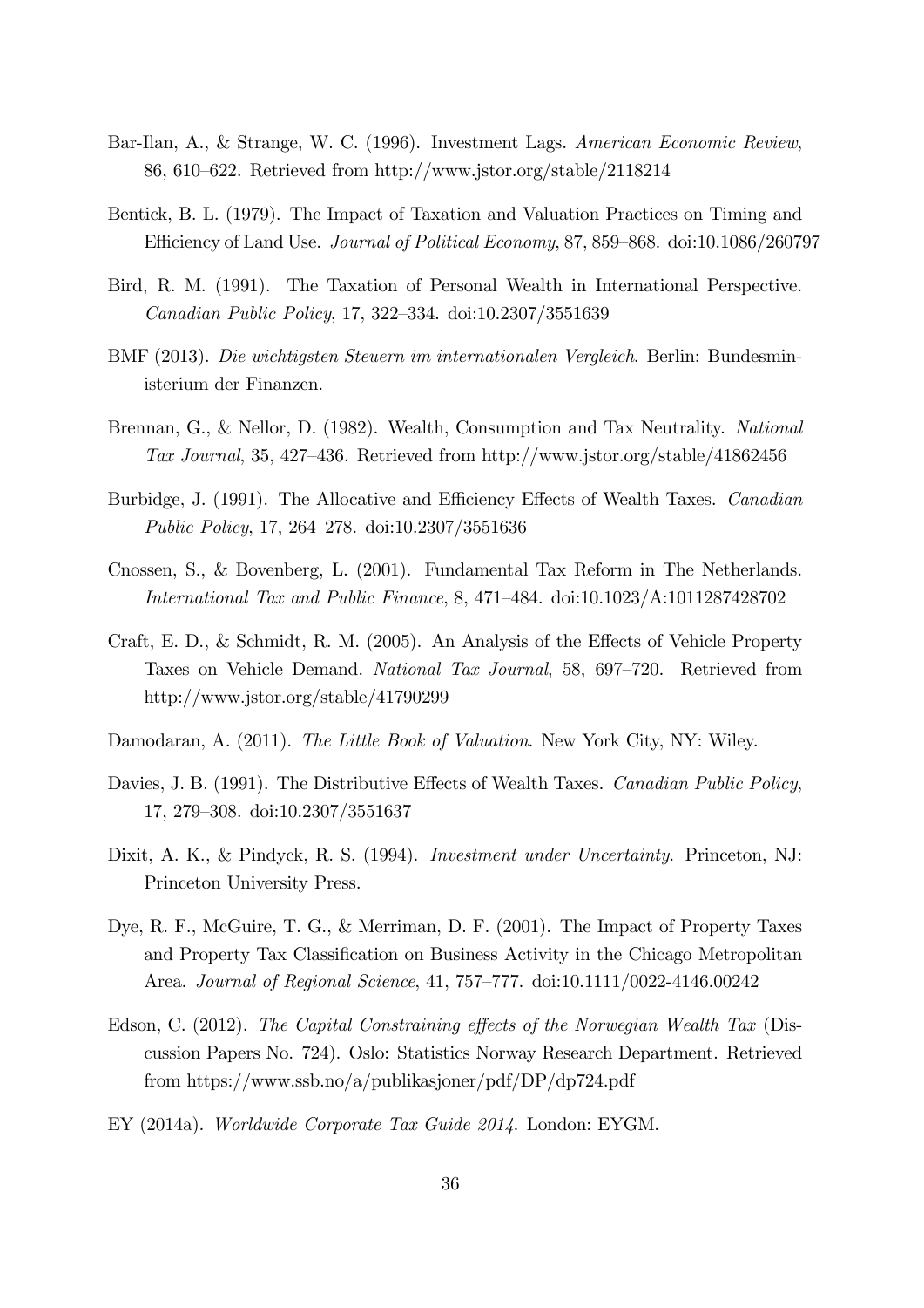Bar-Ilan, A., & Strange, W. C. (1996). Investment Lags. *American Economic Review*, 86, 610–622. Retrieved from http://www.jstor.org/stable/2118214

Bentick, B. L. (1979). The Impact of Taxation and Valuation Practices on Timing and Efficiency of Land Use. *Journal of Political Economy*, 87, 859–868. doi:10.1086/260797

Bird, R. M. (1991). The Taxation of Personal Wealth in International Perspective. *Canadian Public Policy*, 17, 322–334. doi:10.2307/3551639

BMF (2013). *Die wichtigsten Steuern im internationalen Vergleich*. Berlin: Bundesministerium der Finanzen.

Brennan, G., & Nellor, D. (1982). Wealth, Consumption and Tax Neutrality. *National Tax Journal*, 35, 427–436. Retrieved from http://www.jstor.org/stable/41862456

Burbidge, J. (1991). The Allocative and Efficiency Effects of Wealth Taxes. *Canadian Public Policy*, 17, 264–278. doi:10.2307/3551636

Cnossen, S., & Bovenberg, L. (2001). Fundamental Tax Reform in The Netherlands. *International Tax and Public Finance*, 8, 471–484. doi:10.1023/A:1011287428702

Craft, E. D., & Schmidt, R. M. (2005). An Analysis of the Effects of Vehicle Property Taxes on Vehicle Demand. *National Tax Journal*, 58, 697–720. Retrieved from http://www.jstor.org/stable/41790299

Damodaran, A. (2011). *The Little Book of Valuation*. New York City, NY: Wiley.

Davies, J. B. (1991). The Distributive Effects of Wealth Taxes. *Canadian Public Policy*, 17, 279–308. doi:10.2307/3551637

Dixit, A. K., & Pindyck, R. S. (1994). *Investment under Uncertainty*. Princeton, NJ: Princeton University Press.

Dye, R. F., McGuire, T. G., & Merriman, D. F. (2001). The Impact of Property Taxes and Property Tax Classification on Business Activity in the Chicago Metropolitan Area. *Journal of Regional Science*, 41, 757–777. doi:10.1111/0022-4146.00242

Edson, C. (2012). *The Capital Constraining effects of the Norwegian Wealth Tax* (Discussion Papers No. 724). Oslo: Statistics Norway Research Department. Retrieved from https://www.ssb.no/a/publikasjoner/pdf/DP/dp724.pdf

EY (2014a). *Worldwide Corporate Tax Guide 2014*. London: EYGM.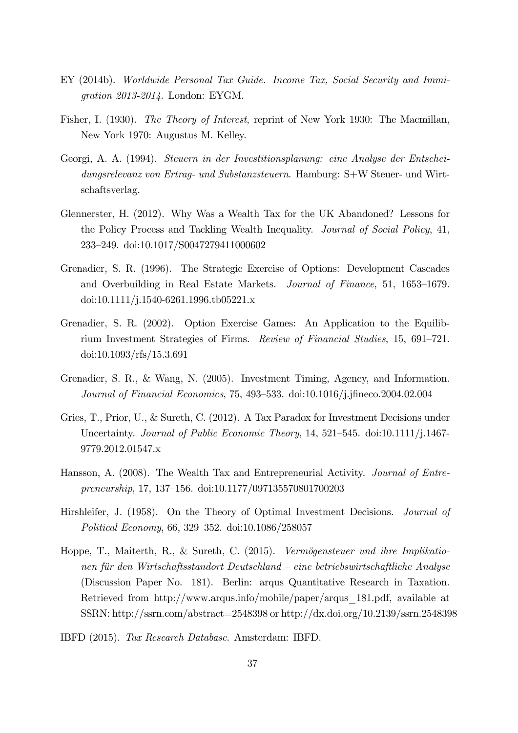EY (2014b). *Worldwide Personal Tax Guide. Income Tax, Social Security and Immigration 2013-2014.* London: EYGM.

Fisher, I. (1930). *The Theory of Interest*, reprint of New York 1930: The Macmillan, New York 1970: Augustus M. Kelley.

Georgi, A. A. (1994). *Steuern in der Investitionsplanung: eine Analyse der Entscheidungsrelevanz von Ertrag- und Substanzsteuern*. Hamburg: S+W Steuer- und Wirtschaftsverlag.

Glennerster, H. (2012). Why Was a Wealth Tax for the UK Abandoned? Lessons for the Policy Process and Tackling Wealth Inequality. *Journal of Social Policy*, 41, 233–249. doi:10.1017/S0047279411000602

Grenadier, S. R. (1996). The Strategic Exercise of Options: Development Cascades and Overbuilding in Real Estate Markets. *Journal of Finance*, 51, 1653–1679. doi:10.1111/j.1540-6261.1996.tb05221.x

Grenadier, S. R. (2002). Option Exercise Games: An Application to the Equilibrium Investment Strategies of Firms. *Review of Financial Studies*, 15, 691–721. doi:10.1093/rfs/15.3.691

Grenadier, S. R., & Wang, N. (2005). Investment Timing, Agency, and Information. *Journal of Financial Economics*, 75, 493–533. doi:10.1016/j.jfineco.2004.02.004

Gries, T., Prior, U., & Sureth, C. (2012). A Tax Paradox for Investment Decisions under Uncertainty. *Journal of Public Economic Theory*, 14, 521–545. doi:10.1111/j.1467-9779.2012.01547.x

Hansson, A. (2008). The Wealth Tax and Entrepreneurial Activity. *Journal of Entrepreneurship*, 17, 137–156. doi:10.1177/097135570801700203

Hirshleifer, J. (1958). On the Theory of Optimal Investment Decisions. *Journal of Political Economy*, 66, 329–352. doi:10.1086/258057

Hoppe, T., Maiterth, R., & Sureth, C. (2015). *Vermögensteuer und ihre Implikationen für den Wirtschaftsstandort Deutschland – eine betriebswirtschaftliche Analyse* (Discussion Paper No. 181). Berlin: arqus Quantitative Research in Taxation. Retrieved from http://www.arqus.info/mobile/paper/arqus_181.pdf, available at SSRN: http://ssrn.com/abstract=2548398 or http://dx.doi.org/10.2139/ssrn.2548398

IBFD (2015). *Tax Research Database*. Amsterdam: IBFD.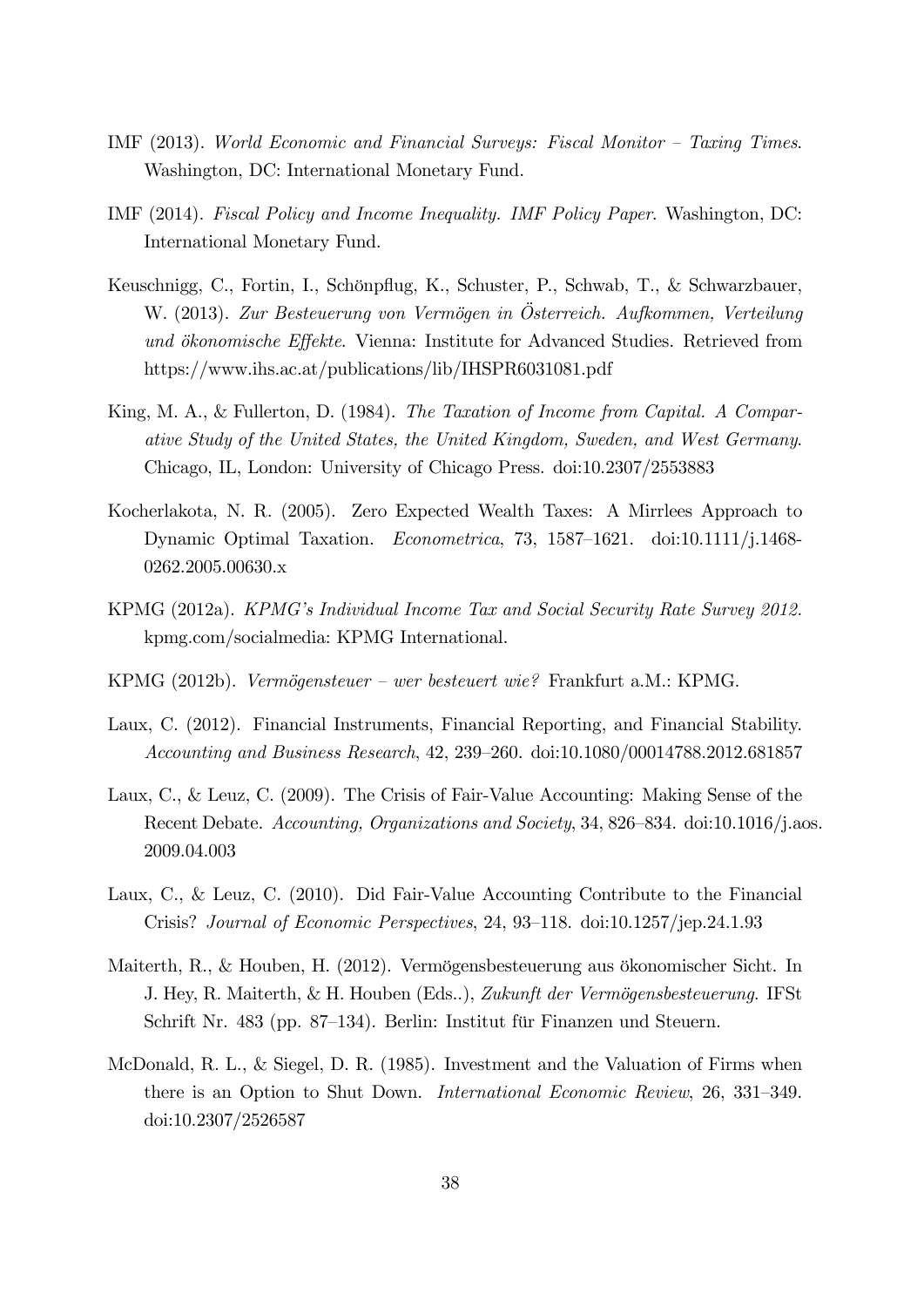IMF (2013). *World Economic and Financial Surveys: Fiscal Monitor – Taxing Times*. Washington, DC: International Monetary Fund.

IMF (2014). *Fiscal Policy and Income Inequality. IMF Policy Paper*. Washington, DC: International Monetary Fund.

Keuschnigg, C., Fortin, I., Schönpflug, K., Schuster, P., Schwab, T., & Schwarzbauer, W. (2013). *Zur Besteuerung von Vermögen in Österreich. Aufkommen, Verteilung und ökonomische Effekte*. Vienna: Institute for Advanced Studies. Retrieved from https://www.ihs.ac.at/publications/lib/IHSPR6031081.pdf

King, M. A., & Fullerton, D. (1984). *The Taxation of Income from Capital. A Comparative Study of the United States, the United Kingdom, Sweden, and West Germany*. Chicago, IL, London: University of Chicago Press. doi:10.2307/2553883

Kocherlakota, N. R. (2005). Zero Expected Wealth Taxes: A Mirrlees Approach to Dynamic Optimal Taxation. *Econometrica*, 73, 1587–1621. doi:10.1111/j.1468-0262.2005.00630.x

KPMG (2012a). *KPMG's Individual Income Tax and Social Security Rate Survey 2012.* kpmg.com/socialmedia: KPMG International.

KPMG (2012b). *Vermögensteuer – wer besteuert wie?* Frankfurt a.M.: KPMG.

Laux, C. (2012). Financial Instruments, Financial Reporting, and Financial Stability. *Accounting and Business Research*, 42, 239–260. doi:10.1080/00014788.2012.681857

Laux, C., & Leuz, C. (2009). The Crisis of Fair-Value Accounting: Making Sense of the Recent Debate. *Accounting, Organizations and Society*, 34, 826–834. doi:10.1016/j.aos.2009.04.003

Laux, C., & Leuz, C. (2010). Did Fair-Value Accounting Contribute to the Financial Crisis? *Journal of Economic Perspectives*, 24, 93–118. doi:10.1257/jep.24.1.93

Maiterth, R., & Houben, H. (2012). Vermögensbesteuerung aus ökonomischer Sicht. In J. Hey, R. Maiterth, & H. Houben (Eds..), *Zukunft der Vermögensbesteuerung*. IFSt Schrift Nr. 483 (pp. 87–134). Berlin: Institut für Finanzen und Steuern.

McDonald, R. L., & Siegel, D. R. (1985). Investment and the Valuation of Firms when there is an Option to Shut Down. *International Economic Review*, 26, 331–349. doi:10.2307/2526587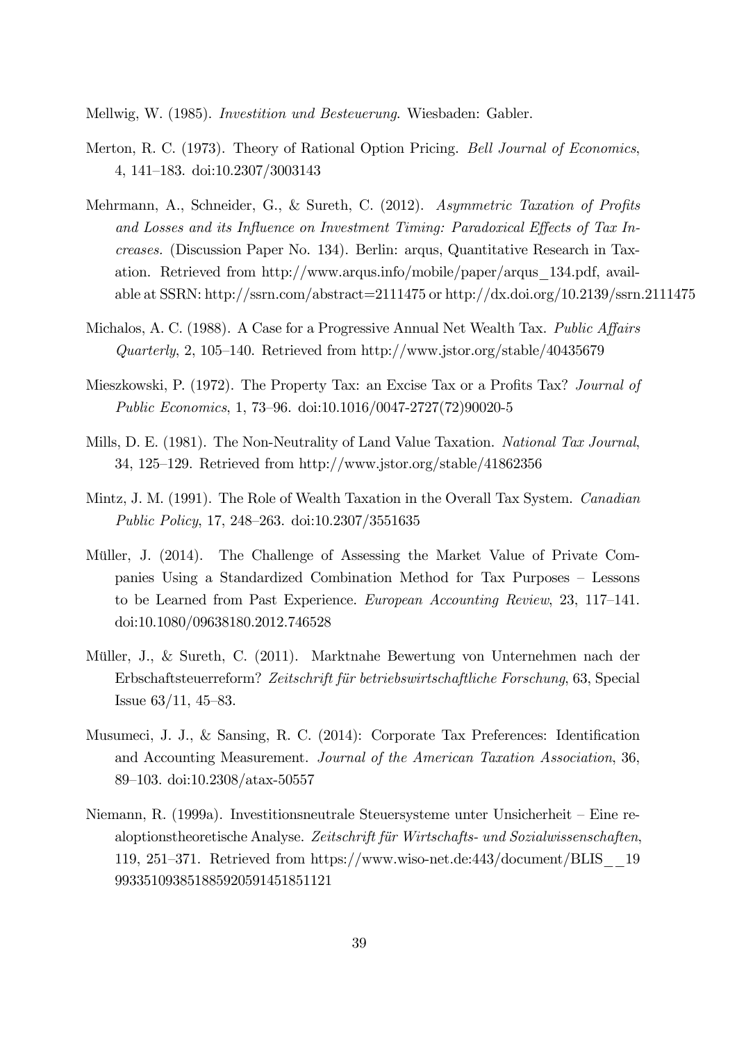Mellwig, W. (1985). *Investition und Besteuerung*. Wiesbaden: Gabler.

Merton, R. C. (1973). Theory of Rational Option Pricing. *Bell Journal of Economics*, 4, 141–183. doi:10.2307/3003143

Mehrmann, A., Schneider, G., & Sureth, C. (2012). *Asymmetric Taxation of Profits and Losses and its Influence on Investment Timing: Paradoxical Effects of Tax Increases.* (Discussion Paper No. 134). Berlin: arqus, Quantitative Research in Taxation. Retrieved from http://www.arqus.info/mobile/paper/arqus_134.pdf, available at SSRN: http://ssrn.com/abstract=2111475 or http://dx.doi.org/10.2139/ssrn.2111475

Michalos, A. C. (1988). A Case for a Progressive Annual Net Wealth Tax. *Public Affairs Quarterly*, 2, 105–140. Retrieved from http://www.jstor.org/stable/40435679

Mieszkowski, P. (1972). The Property Tax: an Excise Tax or a Profits Tax? *Journal of Public Economics*, 1, 73–96. doi:10.1016/0047-2727(72)90020-5

Mills, D. E. (1981). The Non-Neutrality of Land Value Taxation. *National Tax Journal*, 34, 125–129. Retrieved from http://www.jstor.org/stable/41862356

Mintz, J. M. (1991). The Role of Wealth Taxation in the Overall Tax System. *Canadian Public Policy*, 17, 248–263. doi:10.2307/3551635

Müller, J. (2014). The Challenge of Assessing the Market Value of Private Companies Using a Standardized Combination Method for Tax Purposes – Lessons to be Learned from Past Experience. *European Accounting Review*, 23, 117–141. doi:10.1080/09638180.2012.746528

Müller, J., & Sureth, C. (2011). Marktnahe Bewertung von Unternehmen nach der Erbschaftsteuerreform? *Zeitschrift für betriebswirtschaftliche Forschung*, 63, Special Issue 63/11, 45–83.

Musumeci, J. J., & Sansing, R. C. (2014): Corporate Tax Preferences: Identification and Accounting Measurement. *Journal of the American Taxation Association*, 36, 89–103. doi:10.2308/atax-50557

Niemann, R. (1999a). Investitionsneutrale Steuersysteme unter Unsicherheit – Eine realoptionstheoretische Analyse. *Zeitschrift für Wirtschafts- und Sozialwissenschaften*, 119, 251–371. Retrieved from https://www.wiso-net.de:443/document/BLIS__19 99335109385188592059145185 1121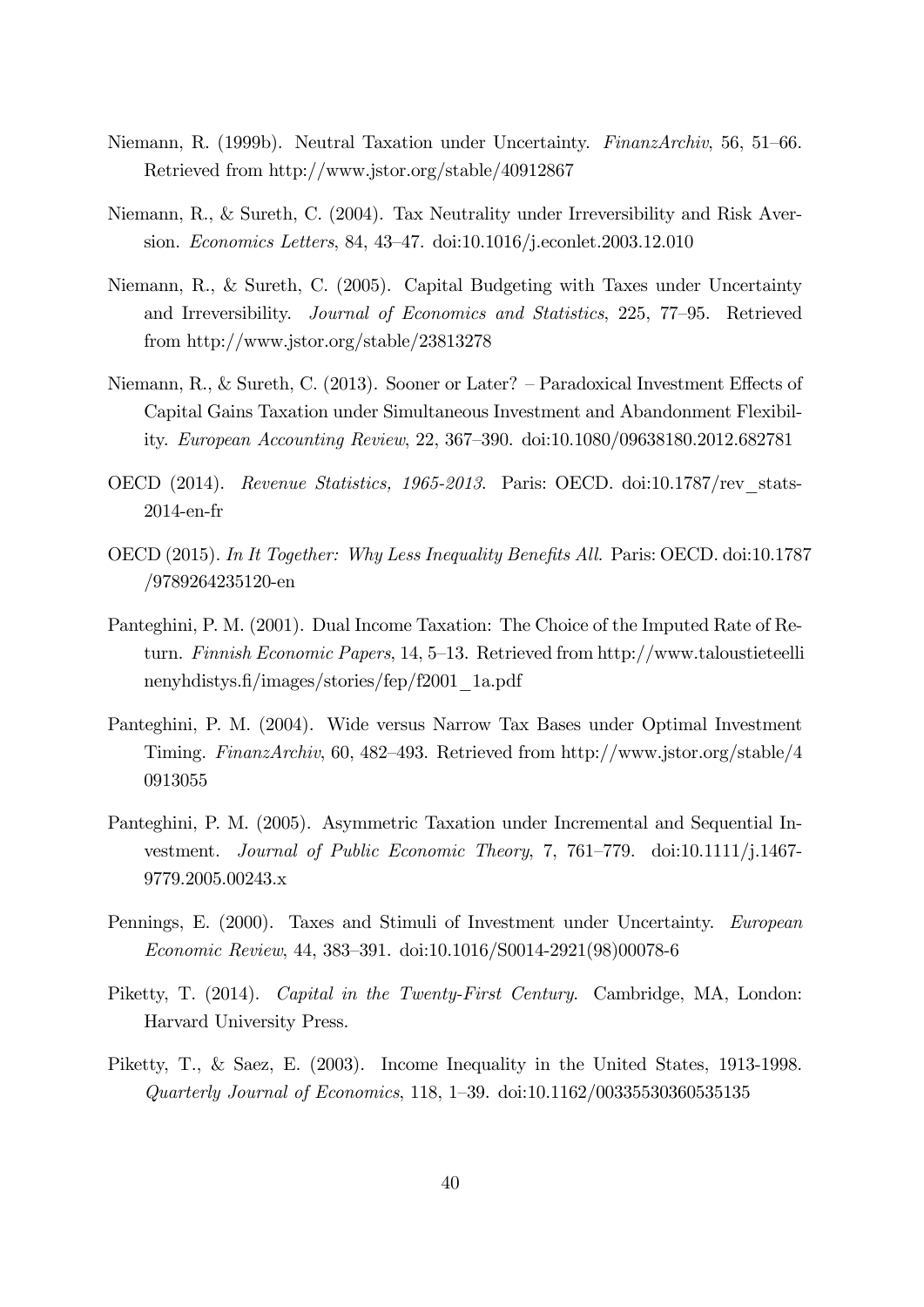Niemann, R. (1999b). Neutral Taxation under Uncertainty. *FinanzArchiv*, 56, 51–66. Retrieved from http://www.jstor.org/stable/40912867

Niemann, R., & Sureth, C. (2004). Tax Neutrality under Irreversibility and Risk Aversion. *Economics Letters*, 84, 43–47. doi:10.1016/j.econlet.2003.12.010

Niemann, R., & Sureth, C. (2005). Capital Budgeting with Taxes under Uncertainty and Irreversibility. *Journal of Economics and Statistics*, 225, 77–95. Retrieved from http://www.jstor.org/stable/23813278

Niemann, R., & Sureth, C. (2013). Sooner or Later? – Paradoxical Investment Effects of Capital Gains Taxation under Simultaneous Investment and Abandonment Flexibility. *European Accounting Review*, 22, 367–390. doi:10.1080/09638180.2012.682781

OECD (2014). *Revenue Statistics, 1965-2013*. Paris: OECD. doi:10.1787/rev_stats-2014-en-fr

OECD (2015). *In It Together: Why Less Inequality Benefits All*. Paris: OECD. doi:10.1787/9789264235120-en

Panteghini, P. M. (2001). Dual Income Taxation: The Choice of the Imputed Rate of Return. *Finnish Economic Papers*, 14, 5–13. Retrieved from http://www.taloustieteellinenyhdistys.fi/images/stories/fep/f2001_1a.pdf

Panteghini, P. M. (2004). Wide versus Narrow Tax Bases under Optimal Investment Timing. *FinanzArchiv*, 60, 482–493. Retrieved from http://www.jstor.org/stable/40913055

Panteghini, P. M. (2005). Asymmetric Taxation under Incremental and Sequential Investment. *Journal of Public Economic Theory*, 7, 761–779. doi:10.1111/j.1467-9779.2005.00243.x

Pennings, E. (2000). Taxes and Stimuli of Investment under Uncertainty. *European Economic Review*, 44, 383–391. doi:10.1016/S0014-2921(98)00078-6

Piketty, T. (2014). *Capital in the Twenty-First Century*. Cambridge, MA, London: Harvard University Press.

Piketty, T., & Saez, E. (2003). Income Inequality in the United States, 1913-1998. *Quarterly Journal of Economics*, 118, 1–39. doi:10.1162/00335530360535135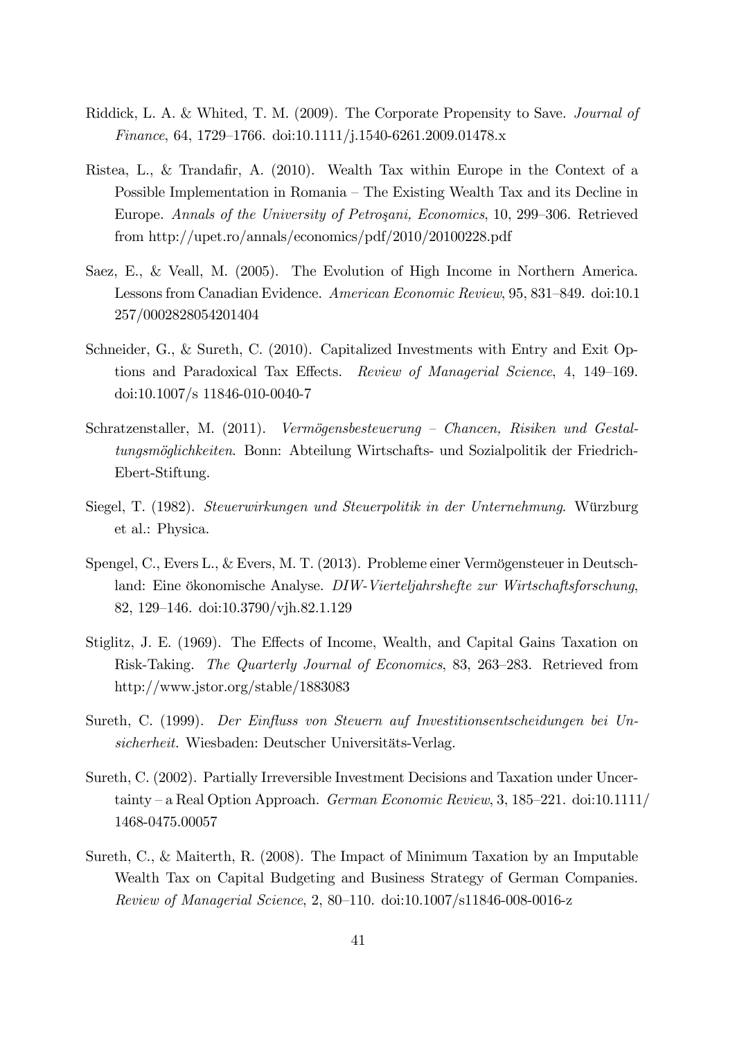Riddick, L. A. & Whited, T. M. (2009). The Corporate Propensity to Save. *Journal of Finance*, 64, 1729–1766. doi:10.1111/j.1540-6261.2009.01478.x

Ristea, L., & Trandafir, A. (2010). Wealth Tax within Europe in the Context of a Possible Implementation in Romania – The Existing Wealth Tax and its Decline in Europe. *Annals of the University of Petroşani, Economics*, 10, 299–306. Retrieved from http://upet.ro/annals/economics/pdf/2010/20100228.pdf

Saez, E., & Veall, M. (2005). The Evolution of High Income in Northern America. Lessons from Canadian Evidence. *American Economic Review*, 95, 831–849. doi:10.1257/0002828054201404

Schneider, G., & Sureth, C. (2010). Capitalized Investments with Entry and Exit Options and Paradoxical Tax Effects. *Review of Managerial Science*, 4, 149–169. doi:10.1007/s 11846-010-0040-7

Schratzenstaller, M. (2011). *Vermögensbesteuerung – Chancen, Risiken und Gestaltungsmöglichkeiten*. Bonn: Abteilung Wirtschafts- und Sozialpolitik der Friedrich-Ebert-Stiftung.

Siegel, T. (1982). *Steuerwirkungen und Steuerpolitik in der Unternehmung*. Würzburg et al.: Physica.

Spengel, C., Evers L., & Evers, M. T. (2013). Probleme einer Vermögensteuer in Deutschland: Eine ökonomische Analyse. *DIW-Vierteljahrshefte zur Wirtschaftsforschung*, 82, 129–146. doi:10.3790/vjh.82.1.129

Stiglitz, J. E. (1969). The Effects of Income, Wealth, and Capital Gains Taxation on Risk-Taking. *The Quarterly Journal of Economics*, 83, 263–283. Retrieved from http://www.jstor.org/stable/1883083

Sureth, C. (1999). *Der Einfluss von Steuern auf Investitionsentscheidungen bei Unsicherheit.* Wiesbaden: Deutscher Universitäts-Verlag.

Sureth, C. (2002). Partially Irreversible Investment Decisions and Taxation under Uncertainty – a Real Option Approach. *German Economic Review*, 3, 185–221. doi:10.1111/1468-0475.00057

Sureth, C., & Maiterth, R. (2008). The Impact of Minimum Taxation by an Imputable Wealth Tax on Capital Budgeting and Business Strategy of German Companies. *Review of Managerial Science*, 2, 80–110. doi:10.1007/s11846-008-0016-z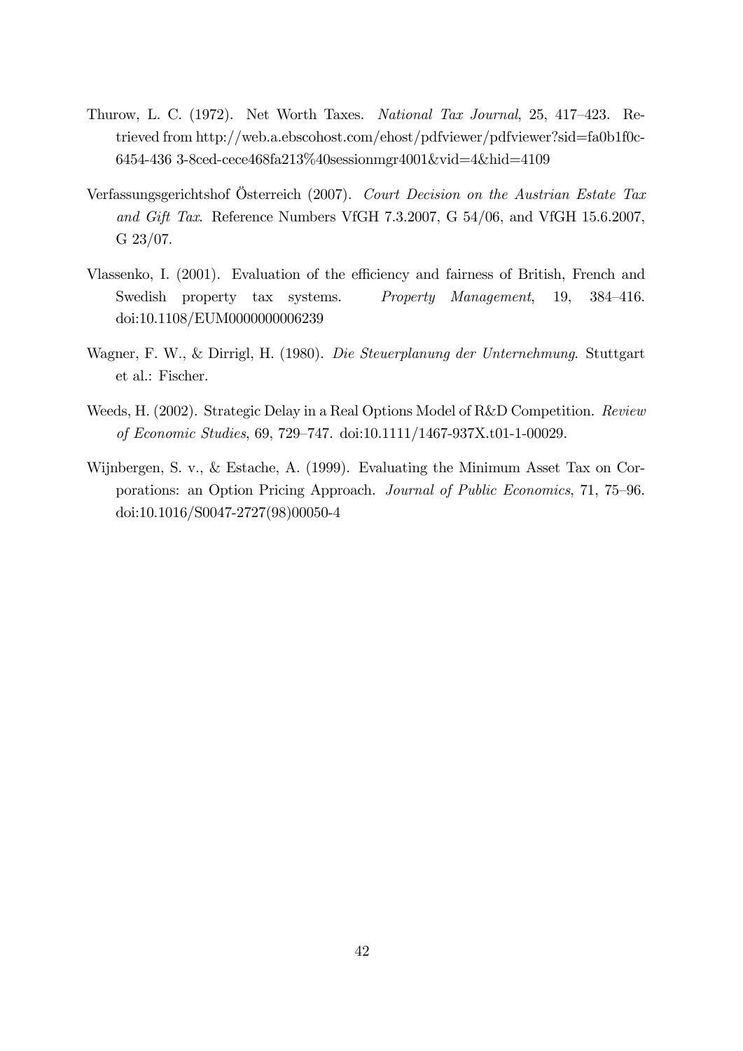Thurow, L. C. (1972). Net Worth Taxes. *National Tax Journal*, 25, 417–423. Retrieved from http://web.a.ebscohost.com/ehost/pdfviewer/pdfviewer?sid=fa0b1f0c-6454-436 3-8ced-cece468fa213%40sessionmgr4001&vid=4&hid=4109

Verfassungsgerichtshof Österreich (2007). *Court Decision on the Austrian Estate Tax and Gift Tax*. Reference Numbers VfGH 7.3.2007, G 54/06, and VfGH 15.6.2007, G 23/07.

Vlassenko, I. (2001). Evaluation of the efficiency and fairness of British, French and Swedish property tax systems. *Property Management*, 19, 384–416. doi:10.1108/EUM0000000006239

Wagner, F. W., & Dirrigl, H. (1980). *Die Steuerplanung der Unternehmung*. Stuttgart et al.: Fischer.

Weeds, H. (2002). Strategic Delay in a Real Options Model of R&D Competition. *Review of Economic Studies*, 69, 729–747. doi:10.1111/1467-937X.t01-1-00029.

Wijnbergen, S. v., & Estache, A. (1999). Evaluating the Minimum Asset Tax on Corporations: an Option Pricing Approach. *Journal of Public Economics*, 71, 75–96. doi:10.1016/S0047-2727(98)00050-4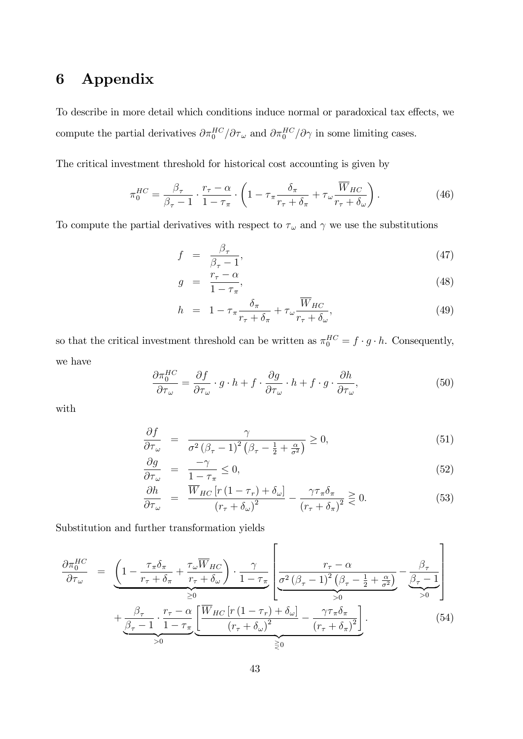# 6 Appendix

To describe in more detail which conditions induce normal or paradoxical tax effects, we compute the partial derivatives $\partial \pi_0^{HC}/\partial \tau_\omega$ and $\partial \pi_0^{HC}/\partial \gamma$ in some limiting cases.

The critical investment threshold for historical cost accounting is given by

$$\pi_0^{HC} = \frac{\beta_\tau}{\beta_\tau - 1} \cdot \frac{r_\tau - \alpha}{1 - \tau_\pi} \cdot \left(1 - \tau_\pi \frac{\delta_\pi}{r_\tau + \delta_\pi} + \tau_\omega \frac{\overline{W}_{HC}}{r_\tau + \delta_\omega}\right). \tag{46}$$

To compute the partial derivatives with respect to $\tau_\omega$ and $\gamma$ we use the substitutions

$$f = \frac{\beta_\tau}{\beta_\tau - 1}, \tag{47}$$

$$g = \frac{r_\tau - \alpha}{1 - \tau_\pi}, \tag{48}$$

$$h = 1 - \tau_\pi \frac{\delta_\pi}{r_\tau + \delta_\pi} + \tau_\omega \frac{\overline{W}_{HC}}{r_\tau + \delta_\omega}, \tag{49}$$

so that the critical investment threshold can be written as $\pi_0^{HC} = f \cdot g \cdot h$. Consequently, we have

$$\frac{\partial \pi_0^{HC}}{\partial \tau_\omega} = \frac{\partial f}{\partial \tau_\omega} \cdot g \cdot h + f \cdot \frac{\partial g}{\partial \tau_\omega} \cdot h + f \cdot g \cdot \frac{\partial h}{\partial \tau_\omega}, \tag{50}$$

with

$$\frac{\partial f}{\partial \tau_\omega} = \frac{\gamma}{\sigma^2 \left(\beta_\tau - 1\right)^2 \left(\beta_\tau - \frac{1}{2} + \frac{\alpha}{\sigma^2}\right)} \geq 0, \tag{51}$$

$$\frac{\partial g}{\partial \tau_\omega} = \frac{-\gamma}{1 - \tau_\pi} \leq 0, \tag{52}$$

$$\frac{\partial h}{\partial \tau_\omega} = \frac{\overline{W}_{HC} \left[r\left(1 - \tau_r\right) + \delta_\omega\right]}{\left(r_\tau + \delta_\omega\right)^2} - \frac{\gamma \tau_\pi \delta_\pi}{\left(r_\tau + \delta_\pi\right)^2} \gtreqless 0. \tag{53}$$

Substitution and further transformation yields

$$\begin{aligned}
\frac{\partial \pi_0^{HC}}{\partial \tau_\omega} = {} & \underbrace{\left(1 - \frac{\tau_\pi \delta_\pi}{r_\tau + \delta_\pi} + \frac{\tau_\omega \overline{W}_{HC}}{r_\tau + \delta_\omega}\right) \cdot \frac{\gamma}{1 - \tau_\pi}}_{\geq 0} \left[\underbrace{\frac{r_\tau - \alpha}{\sigma^2 \left(\beta_\tau - 1\right)^2 \left(\beta_\tau - \frac{1}{2} + \frac{\alpha}{\sigma^2}\right)}}_{>0} - \underbrace{\frac{\beta_\tau}{\beta_\tau - 1}}_{>0}\right] \\
& + \underbrace{\frac{\beta_\tau}{\beta_\tau - 1} \cdot \frac{r_\tau - \alpha}{1 - \tau_\pi}}_{>0} \underbrace{\left[\frac{\overline{W}_{HC} \left[r\left(1 - \tau_r\right) + \delta_\omega\right]}{\left(r_\tau + \delta_\omega\right)^2} - \frac{\gamma \tau_\pi \delta_\pi}{\left(r_\tau + \delta_\pi\right)^2}\right]}_{\gtreqless 0}.
\end{aligned} \tag{54}$$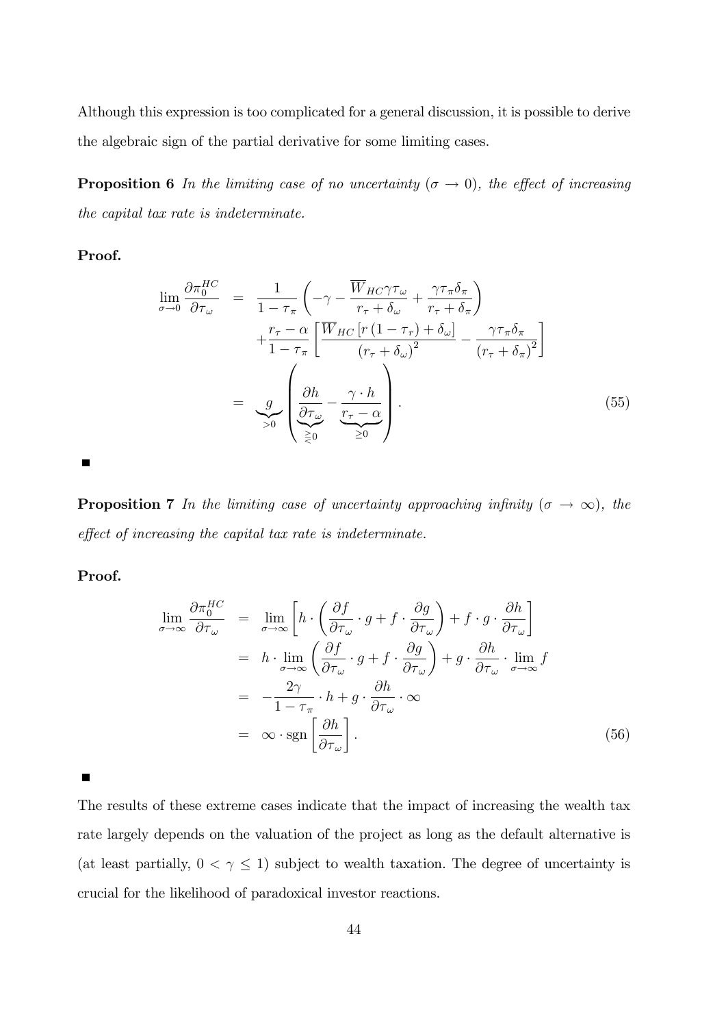Although this expression is too complicated for a general discussion, it is possible to derive the algebraic sign of the partial derivative for some limiting cases.

**Proposition 6** *In the limiting case of no uncertainty ($\sigma \to 0$), the effect of increasing the capital tax rate is indeterminate.*

**Proof.**

$$
\begin{aligned}
\lim_{\sigma \to 0} \frac{\partial \pi_0^{HC}}{\partial \tau_\omega} &= \frac{1}{1-\tau_\pi}\left(-\gamma - \frac{\overline{W}_{HC}\gamma\tau_\omega}{r_\tau + \delta_\omega} + \frac{\gamma\tau_\pi\delta_\pi}{r_\tau + \delta_\pi}\right) \\
&\quad + \frac{r_\tau - \alpha}{1-\tau_\pi}\left[\frac{\overline{W}_{HC}\left[r\left(1-\tau_r\right)+\delta_\omega\right]}{\left(r_\tau + \delta_\omega\right)^2} - \frac{\gamma\tau_\pi\delta_\pi}{\left(r_\tau + \delta_\pi\right)^2}\right] \\
&= \underbrace{g}_{>0}\left(\underbrace{\frac{\partial h}{\partial \tau_\omega}}_{\gtreqless 0} - \underbrace{\frac{\gamma \cdot h}{r_\tau - \alpha}}_{\geq 0}\right).
\end{aligned} \tag{55}
$$

■

**Proposition 7** *In the limiting case of uncertainty approaching infinity ($\sigma \to \infty$), the effect of increasing the capital tax rate is indeterminate.*

**Proof.**

$$
\begin{aligned}
\lim_{\sigma \to \infty} \frac{\partial \pi_0^{HC}}{\partial \tau_\omega} &= \lim_{\sigma \to \infty}\left[h \cdot \left(\frac{\partial f}{\partial \tau_\omega} \cdot g + f \cdot \frac{\partial g}{\partial \tau_\omega}\right) + f \cdot g \cdot \frac{\partial h}{\partial \tau_\omega}\right] \\
&= h \cdot \lim_{\sigma \to \infty}\left(\frac{\partial f}{\partial \tau_\omega} \cdot g + f \cdot \frac{\partial g}{\partial \tau_\omega}\right) + g \cdot \frac{\partial h}{\partial \tau_\omega} \cdot \lim_{\sigma \to \infty} f \\
&= -\frac{2\gamma}{1-\tau_\pi} \cdot h + g \cdot \frac{\partial h}{\partial \tau_\omega} \cdot \infty \\
&= \infty \cdot \operatorname{sgn}\left[\frac{\partial h}{\partial \tau_\omega}\right].
\end{aligned} \tag{56}
$$

■

The results of these extreme cases indicate that the impact of increasing the wealth tax rate largely depends on the valuation of the project as long as the default alternative is (at least partially, $0 < \gamma \leq 1$) subject to wealth taxation. The degree of uncertainty is crucial for the likelihood of paradoxical investor reactions.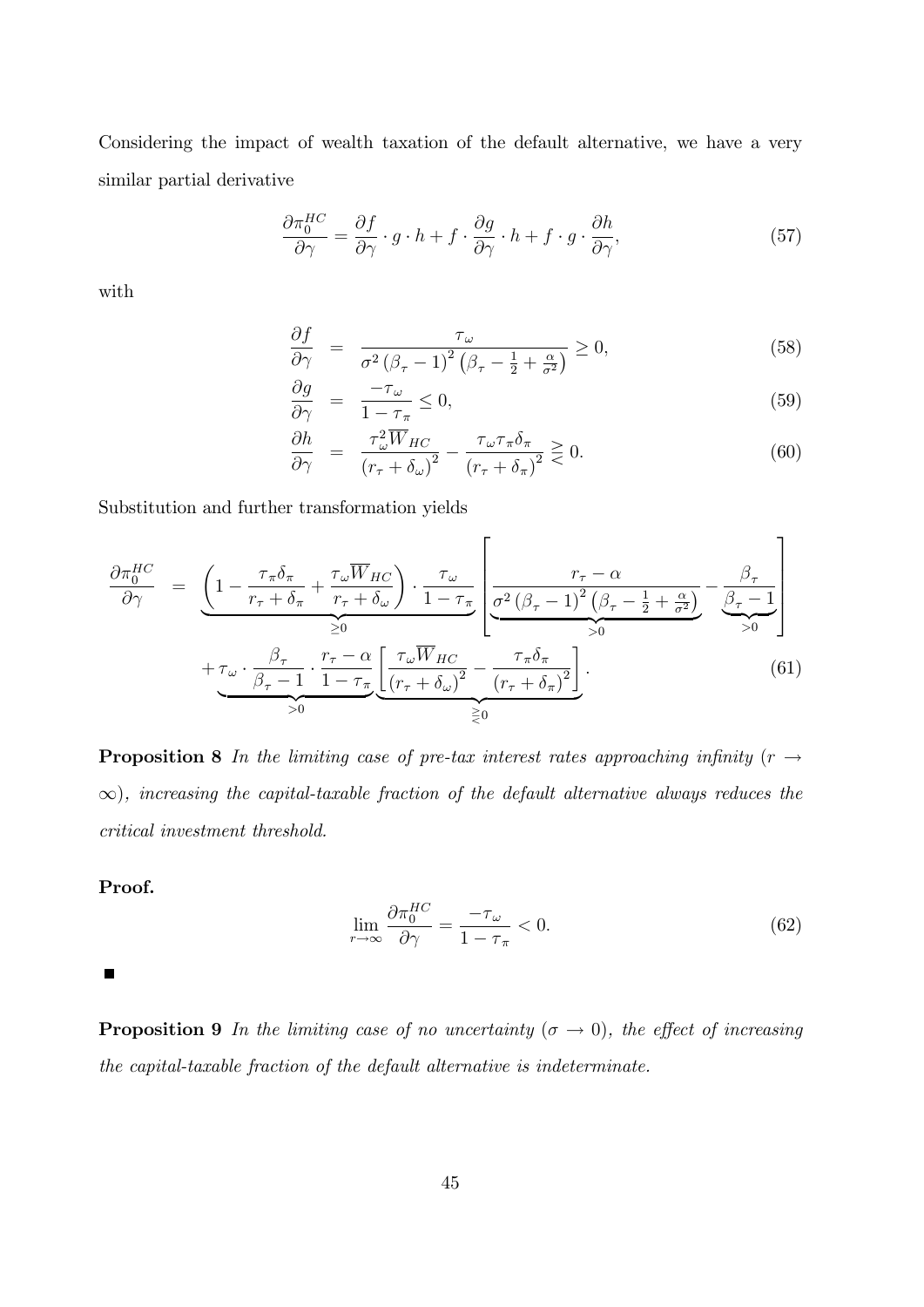Considering the impact of wealth taxation of the default alternative, we have a very similar partial derivative

$$\frac{\partial \pi_0^{HC}}{\partial \gamma} = \frac{\partial f}{\partial \gamma} \cdot g \cdot h + f \cdot \frac{\partial g}{\partial \gamma} \cdot h + f \cdot g \cdot \frac{\partial h}{\partial \gamma}, \tag{57}$$

with

$$\frac{\partial f}{\partial \gamma} = \frac{\tau_\omega}{\sigma^2 \left(\beta_\tau - 1\right)^2 \left(\beta_\tau - \frac{1}{2} + \frac{\alpha}{\sigma^2}\right)} \geq 0, \tag{58}$$

$$\frac{\partial g}{\partial \gamma} = \frac{-\tau_\omega}{1 - \tau_\pi} \leq 0, \tag{59}$$

$$\frac{\partial h}{\partial \gamma} = \frac{\tau_\omega^2 \overline{W}_{HC}}{\left(r_\tau + \delta_\omega\right)^2} - \frac{\tau_\omega \tau_\pi \delta_\pi}{\left(r_\tau + \delta_\pi\right)^2} \gtreqless 0. \tag{60}$$

Substitution and further transformation yields

$$\begin{aligned} \frac{\partial \pi_0^{HC}}{\partial \gamma} = & \underbrace{\left(1 - \frac{\tau_\pi \delta_\pi}{r_\tau + \delta_\pi} + \frac{\tau_\omega \overline{W}_{HC}}{r_\tau + \delta_\omega}\right) \cdot \frac{\tau_\omega}{1 - \tau_\pi}}_{\geq 0} \left[ \underbrace{\frac{r_\tau - \alpha}{\sigma^2 \left(\beta_\tau - 1\right)^2 \left(\beta_\tau - \frac{1}{2} + \frac{\alpha}{\sigma^2}\right)}}_{>0} - \underbrace{\frac{\beta_\tau}{\beta_\tau - 1}}_{>0} \right] \\ & + \underbrace{\tau_\omega \cdot \frac{\beta_\tau}{\beta_\tau - 1} \cdot \frac{r_\tau - \alpha}{1 - \tau_\pi}}_{>0} \underbrace{\left[ \frac{\tau_\omega \overline{W}_{HC}}{\left(r_\tau + \delta_\omega\right)^2} - \frac{\tau_\pi \delta_\pi}{\left(r_\tau + \delta_\pi\right)^2} \right]}_{\gtreqless 0}. \end{aligned} \tag{61}$$

**Proposition 8** *In the limiting case of pre-tax interest rates approaching infinity ($r \to \infty$), increasing the capital-taxable fraction of the default alternative always reduces the critical investment threshold.*

**Proof.**

$$\lim_{r \to \infty} \frac{\partial \pi_0^{HC}}{\partial \gamma} = \frac{-\tau_\omega}{1 - \tau_\pi} < 0. \tag{62}$$

■

**Proposition 9** *In the limiting case of no uncertainty ($\sigma \to 0$), the effect of increasing the capital-taxable fraction of the default alternative is indeterminate.*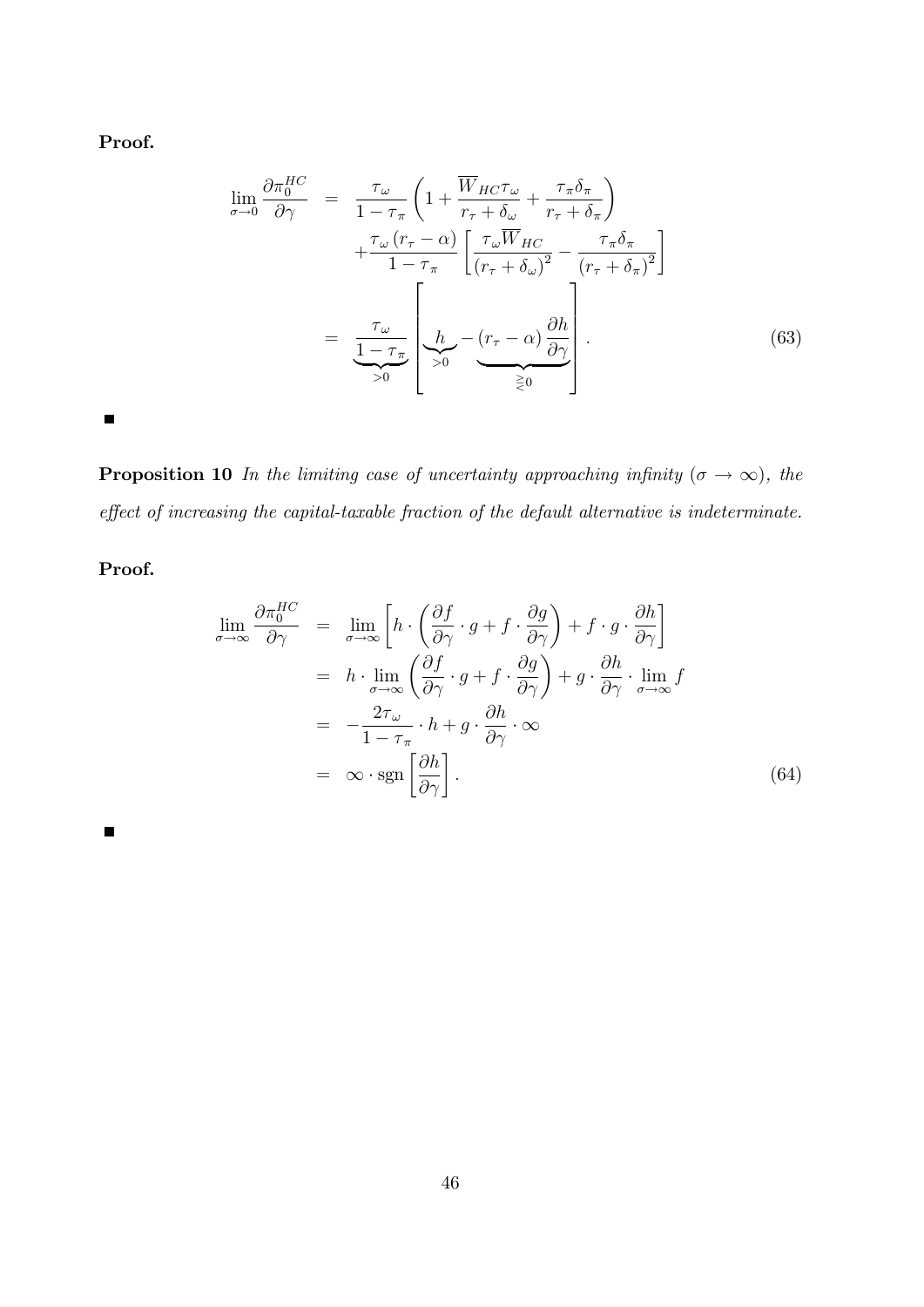**Proof.**

$$
\begin{aligned}
\lim_{\sigma \to 0} \frac{\partial \pi_0^{HC}}{\partial \gamma} &= \frac{\tau_\omega}{1-\tau_\pi}\left(1+\frac{\overline{W}_{HC}\tau_\omega}{r_\tau+\delta_\omega}+\frac{\tau_\pi\delta_\pi}{r_\tau+\delta_\pi}\right) \\
&\quad +\frac{\tau_\omega\left(r_\tau-\alpha\right)}{1-\tau_\pi}\left[\frac{\tau_\omega\overline{W}_{HC}}{\left(r_\tau+\delta_\omega\right)^2}-\frac{\tau_\pi\delta_\pi}{\left(r_\tau+\delta_\pi\right)^2}\right] \\
&= \underbrace{\frac{\tau_\omega}{1-\tau_\pi}}_{>0}\left[\underbrace{h}_{>0}-\underbrace{\left(r_\tau-\alpha\right)\frac{\partial h}{\partial \gamma}}_{\gtreqless 0}\right].
\end{aligned}
\tag{63}
$$

■

**Proposition 10** *In the limiting case of uncertainty approaching infinity ($\sigma \to \infty$), the effect of increasing the capital-taxable fraction of the default alternative is indeterminate.*

**Proof.**

$$
\begin{aligned}
\lim_{\sigma \to \infty} \frac{\partial \pi_0^{HC}}{\partial \gamma} &= \lim_{\sigma \to \infty}\left[h\cdot\left(\frac{\partial f}{\partial \gamma}\cdot g+f\cdot\frac{\partial g}{\partial \gamma}\right)+f\cdot g\cdot\frac{\partial h}{\partial \gamma}\right] \\
&= h\cdot\lim_{\sigma \to \infty}\left(\frac{\partial f}{\partial \gamma}\cdot g+f\cdot\frac{\partial g}{\partial \gamma}\right)+g\cdot\frac{\partial h}{\partial \gamma}\cdot\lim_{\sigma \to \infty} f \\
&= -\frac{2\tau_\omega}{1-\tau_\pi}\cdot h+g\cdot\frac{\partial h}{\partial \gamma}\cdot\infty \\
&= \infty\cdot\operatorname{sgn}\left[\frac{\partial h}{\partial \gamma}\right].
\end{aligned}
\tag{64}
$$

■